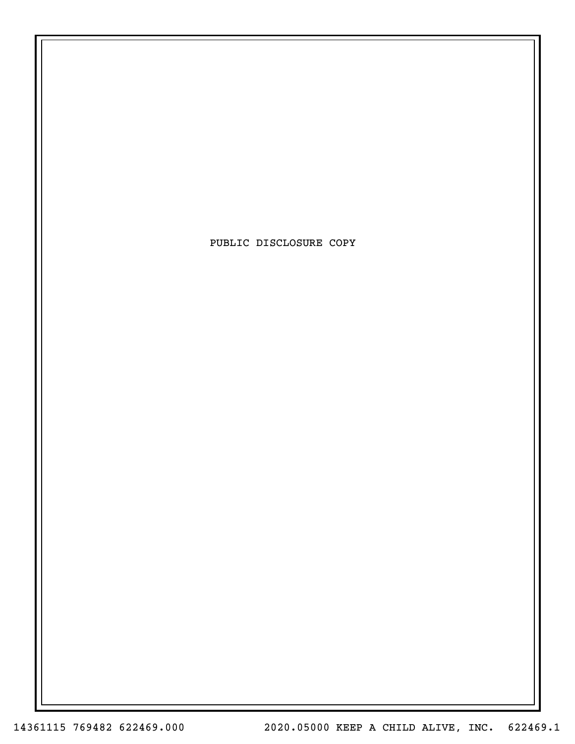PUBLIC DISCLOSURE COPY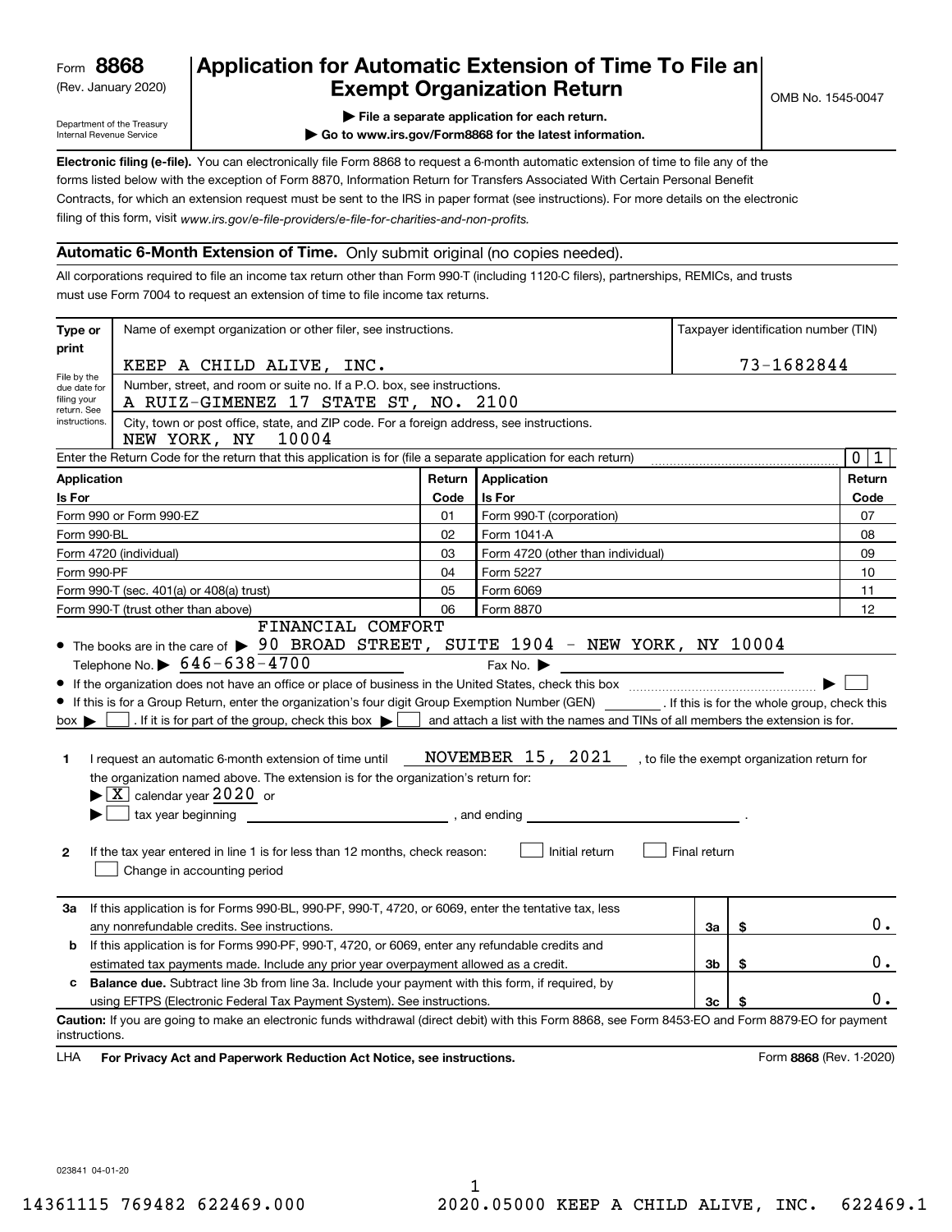Form **8868**
(Rev. January 2020)

Department of the Treasury
Internal Revenue Service

# Application for Automatic Extension of Time To File an Exempt Organization Return

▶ File a separate application for each return.
▶ Go to www.irs.gov/Form8868 for the latest information.

OMB No. 1545-0047

**Electronic filing (e-file).** You can electronically file Form 8868 to request a 6-month automatic extension of time to file any of the forms listed below with the exception of Form 8870, Information Return for Transfers Associated With Certain Personal Benefit Contracts, for which an extension request must be sent to the IRS in paper format (see instructions). For more details on the electronic filing of this form, visit *www.irs.gov/e-file-providers/e-file-for-charities-and-non-profits.*

## Automatic 6-Month Extension of Time. Only submit original (no copies needed).

All corporations required to file an income tax return other than Form 990-T (including 1120-C filers), partnerships, REMICs, and trusts must use Form 7004 to request an extension of time to file income tax returns.

**Type or print**

File by the due date for filing your return. See instructions.

Name of exempt organization or other filer, see instructions.: KEEP A CHILD ALIVE, INC.

Taxpayer identification number (TIN): 73-1682844

Number, street, and room or suite no. If a P.O. box, see instructions.: A RUIZ-GIMENEZ 17 STATE ST, NO. 2100

City, town or post office, state, and ZIP code. For a foreign address, see instructions.: NEW YORK, NY 10004

Enter the Return Code for the return that this application is for (file a separate application for each return): 0 1

| Application Is For | Return Code | Application Is For | Return Code |
|---|---|---|---|
| Form 990 or Form 990-EZ | 01 | Form 990-T (corporation) | 07 |
| Form 990-BL | 02 | Form 1041-A | 08 |
| Form 4720 (individual) | 03 | Form 4720 (other than individual) | 09 |
| Form 990-PF | 04 | Form 5227 | 10 |
| Form 990-T (sec. 401(a) or 408(a) trust) | 05 | Form 6069 | 11 |
| Form 990-T (trust other than above) | 06 | Form 8870 | 12 |

- The books are in the care of ▶ FINANCIAL COMFORT 90 BROAD STREET, SUITE 1904 - NEW YORK, NY 10004
  Telephone No. ▶ 646-638-4700 Fax No. ▶
- If the organization does not have an office or place of business in the United States, check this box ▶ ☐
- If this is for a Group Return, enter the organization's four digit Group Exemption Number (GEN) ______ . If this is for the whole group, check this box ▶ ☐ . If it is for part of the group, check this box ▶ ☐ and attach a list with the names and TINs of all members the extension is for.

**1** I request an automatic 6-month extension of time until NOVEMBER 15, 2021 , to file the exempt organization return for the organization named above. The extension is for the organization's return for:
▶ ☒ calendar year 2020 or
▶ ☐ tax year beginning ______ , and ending ______ .

**2** If the tax year entered in line 1 is for less than 12 months, check reason: ☐ Initial return ☐ Final return ☐ Change in accounting period

| | | | |
|---|---|---|---|
| **3a** | If this application is for Forms 990-BL, 990-PF, 990-T, 4720, or 6069, enter the tentative tax, less any nonrefundable credits. See instructions. | 3a | $ 0. |
| **b** | If this application is for Forms 990-PF, 990-T, 4720, or 6069, enter any refundable credits and estimated tax payments made. Include any prior year overpayment allowed as a credit. | 3b | $ 0. |
| **c** | **Balance due.** Subtract line 3b from line 3a. Include your payment with this form, if required, by using EFTPS (Electronic Federal Tax Payment System). See instructions. | 3c | $ 0. |

**Caution:** If you are going to make an electronic funds withdrawal (direct debit) with this Form 8868, see Form 8453-EO and Form 8879-EO for payment instructions.

LHA **For Privacy Act and Paperwork Reduction Act Notice, see instructions.** Form **8868** (Rev. 1-2020)

023841 04-01-20

14361115 769482 622469.000 2020.05000 KEEP A CHILD ALIVE, INC. 622469.1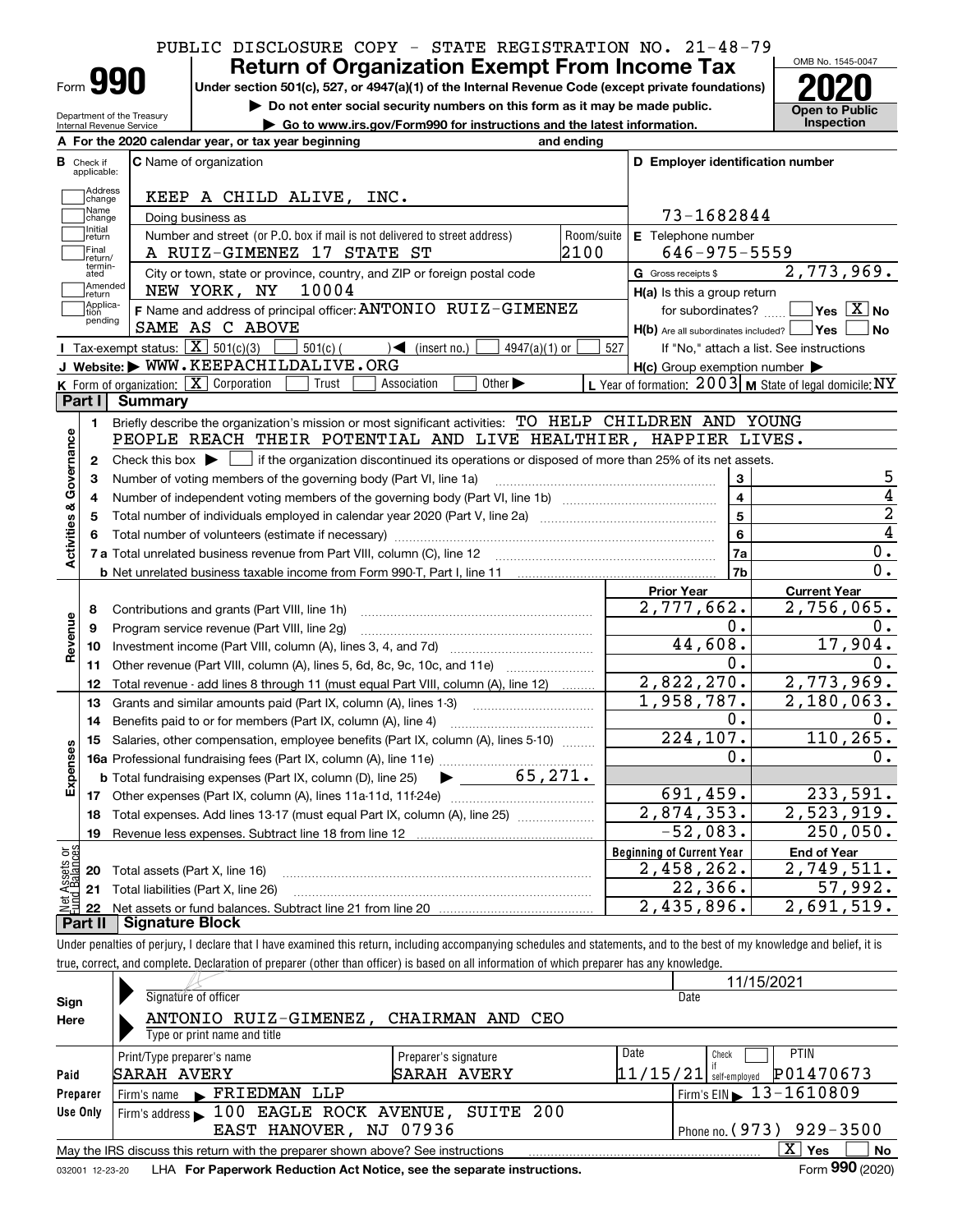PUBLIC DISCLOSURE COPY - STATE REGISTRATION NO. 21-48-79

# Form 990 Return of Organization Exempt From Income Tax

Under section 501(c), 527, or 4947(a)(1) of the Internal Revenue Code (except private foundations)

▶ Do not enter social security numbers on this form as it may be made public.

▶ Go to www.irs.gov/Form990 for instructions and the latest information.

Department of the Treasury
Internal Revenue Service

OMB No. 1545-0047

**2020**

**Open to Public Inspection**

**A** For the 2020 calendar year, or tax year beginning and ending

**B** Check if applicable: Address change, Name change, Initial return, Final return/terminated, Amended return, Application pending

**C** Name of organization: KEEP A CHILD ALIVE, INC.

Doing business as

Number and street (or P.O. box if mail is not delivered to street address): A RUIZ-GIMENEZ 17 STATE ST — Room/suite: 2100

City or town, state or province, country, and ZIP or foreign postal code: NEW YORK, NY 10004

**D** Employer identification number: 73-1682844

**E** Telephone number: 646-975-5559

**G** Gross receipts $ 2,773,969.

**F** Name and address of principal officer: ANTONIO RUIZ-GIMENEZ, SAME AS C ABOVE

**H(a)** Is this a group return for subordinates? ☐ Yes ☒ No

**H(b)** Are all subordinates included? ☐ Yes ☐ No — If "No," attach a list. See instructions

**H(c)** Group exemption number ▶

**I** Tax-exempt status: ☒ 501(c)(3) ☐ 501(c) ( ) ◀ (insert no.) ☐ 4947(a)(1) or ☐ 527

**J** Website: ▶ WWW.KEEPACHILDALIVE.ORG

**K** Form of organization: ☒ Corporation ☐ Trust ☐ Association ☐ Other ▶

**L** Year of formation: 2003 **M** State of legal domicile: NY

## Part I Summary

**Activities & Governance**

1 Briefly describe the organization's mission or most significant activities: TO HELP CHILDREN AND YOUNG PEOPLE REACH THEIR POTENTIAL AND LIVE HEALTHIER, HAPPIER LIVES.

2 Check this box ▶ ☐ if the organization discontinued its operations or disposed of more than 25% of its net assets.

| Line | Description | No. | Value |
|---|---|---|---|
| 3 | Number of voting members of the governing body (Part VI, line 1a) | 3 | 5 |
| 4 | Number of independent voting members of the governing body (Part VI, line 1b) | 4 | 4 |
| 5 | Total number of individuals employed in calendar year 2020 (Part V, line 2a) | 5 | 2 |
| 6 | Total number of volunteers (estimate if necessary) | 6 | 4 |
| 7a | Total unrelated business revenue from Part VIII, column (C), line 12 | 7a | 0. |
| b | Net unrelated business taxable income from Form 990-T, Part I, line 11 | 7b | 0. |

| Line | Description | Prior Year | Current Year |
|---|---|---|---|
| **Revenue** | | | |
| 8 | Contributions and grants (Part VIII, line 1h) | 2,777,662. | 2,756,065. |
| 9 | Program service revenue (Part VIII, line 2g) | 0. | 0. |
| 10 | Investment income (Part VIII, column (A), lines 3, 4, and 7d) | 44,608. | 17,904. |
| 11 | Other revenue (Part VIII, column (A), lines 5, 6d, 8c, 9c, 10c, and 11e) | 0. | 0. |
| 12 | Total revenue - add lines 8 through 11 (must equal Part VIII, column (A), line 12) | 2,822,270. | 2,773,969. |
| **Expenses** | | | |
| 13 | Grants and similar amounts paid (Part IX, column (A), lines 1-3) | 1,958,787. | 2,180,063. |
| 14 | Benefits paid to or for members (Part IX, column (A), line 4) | 0. | 0. |
| 15 | Salaries, other compensation, employee benefits (Part IX, column (A), lines 5-10) | 224,107. | 110,265. |
| 16a | Professional fundraising fees (Part IX, column (A), line 11e) | 0. | 0. |
| b | Total fundraising expenses (Part IX, column (D), line 25) ▶ 65,271. | | |
| 17 | Other expenses (Part IX, column (A), lines 11a-11d, 11f-24e) | 691,459. | 233,591. |
| 18 | Total expenses. Add lines 13-17 (must equal Part IX, column (A), line 25) | 2,874,353. | 2,523,919. |
| 19 | Revenue less expenses. Subtract line 18 from line 12 | -52,083. | 250,050. |

| Line | Net Assets or Fund Balances | Beginning of Current Year | End of Year |
|---|---|---|---|
| 20 | Total assets (Part X, line 16) | 2,458,262. | 2,749,511. |
| 21 | Total liabilities (Part X, line 26) | 22,366. | 57,992. |
| 22 | Net assets or fund balances. Subtract line 21 from line 20 | 2,435,896. | 2,691,519. |

## Part II Signature Block

Under penalties of perjury, I declare that I have examined this return, including accompanying schedules and statements, and to the best of my knowledge and belief, it is true, correct, and complete. Declaration of preparer (other than officer) is based on all information of which preparer has any knowledge.

**Sign Here**

Signature of officer — Date: 11/15/2021

ANTONIO RUIZ-GIMENEZ, CHAIRMAN AND CEO
Type or print name and title

**Paid Preparer Use Only**

| Print/Type preparer's name | Preparer's signature | Date | Check if self-employed | PTIN |
|---|---|---|---|---|
| SARAH AVERY | SARAH AVERY | 11/15/21 | ☐ | P01470673 |

Firm's name ▶ FRIEDMAN LLP — Firm's EIN ▶ 13-1610809

Firm's address ▶ 100 EAGLE ROCK AVENUE, SUITE 200, EAST HANOVER, NJ 07936 — Phone no. (973) 929-3500

May the IRS discuss this return with the preparer shown above? See instructions ☒ Yes ☐ No

032001 12-23-20 LHA For Paperwork Reduction Act Notice, see the separate instructions. Form 990 (2020)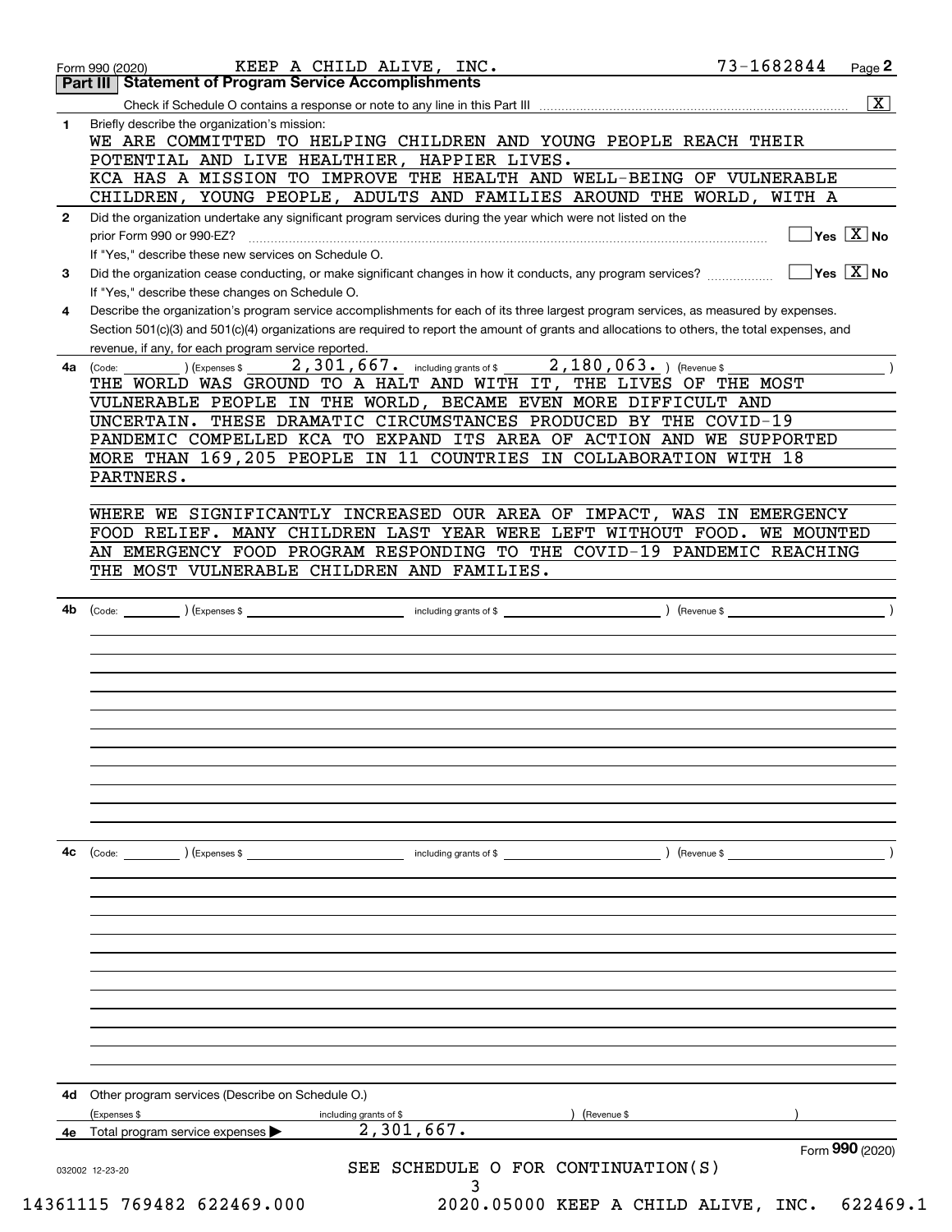Form 990 (2020) KEEP A CHILD ALIVE, INC. 73-1682844 Page 2

## Part III Statement of Program Service Accomplishments

Check if Schedule O contains a response or note to any line in this Part III [X]

**1** Briefly describe the organization's mission:

WE ARE COMMITTED TO HELPING CHILDREN AND YOUNG PEOPLE REACH THEIR POTENTIAL AND LIVE HEALTHIER, HAPPIER LIVES.
KCA HAS A MISSION TO IMPROVE THE HEALTH AND WELL-BEING OF VULNERABLE CHILDREN, YOUNG PEOPLE, ADULTS AND FAMILIES AROUND THE WORLD, WITH A

**2** Did the organization undertake any significant program services during the year which were not listed on the prior Form 990 or 990-EZ? [ ] Yes [X] No

If "Yes," describe these new services on Schedule O.

**3** Did the organization cease conducting, or make significant changes in how it conducts, any program services? [ ] Yes [X] No

If "Yes," describe these changes on Schedule O.

**4** Describe the organization's program service accomplishments for each of its three largest program services, as measured by expenses. Section 501(c)(3) and 501(c)(4) organizations are required to report the amount of grants and allocations to others, the total expenses, and revenue, if any, for each program service reported.

**4a** (Code: ) (Expenses $ 2,301,667. including grants of $ 2,180,063. ) (Revenue $ )

THE WORLD WAS GROUND TO A HALT AND WITH IT, THE LIVES OF THE MOST VULNERABLE PEOPLE IN THE WORLD, BECAME EVEN MORE DIFFICULT AND UNCERTAIN. THESE DRAMATIC CIRCUMSTANCES PRODUCED BY THE COVID-19 PANDEMIC COMPELLED KCA TO EXPAND ITS AREA OF ACTION AND WE SUPPORTED MORE THAN 169,205 PEOPLE IN 11 COUNTRIES IN COLLABORATION WITH 18 PARTNERS.

WHERE WE SIGNIFICANTLY INCREASED OUR AREA OF IMPACT, WAS IN EMERGENCY FOOD RELIEF. MANY CHILDREN LAST YEAR WERE LEFT WITHOUT FOOD. WE MOUNTED AN EMERGENCY FOOD PROGRAM RESPONDING TO THE COVID-19 PANDEMIC REACHING THE MOST VULNERABLE CHILDREN AND FAMILIES.

**4b** (Code: ) (Expenses $ including grants of $ ) (Revenue $ )

**4c** (Code: ) (Expenses $ including grants of $ ) (Revenue $ )

**4d** Other program services (Describe on Schedule O.)

(Expenses $ including grants of $ ) (Revenue $ )

**4e** Total program services expenses ▶ 2,301,667.

Form **990** (2020)

032002 12-23-20

SEE SCHEDULE O FOR CONTINUATION(S)

14361115 769482 622469.000 2020.05000 KEEP A CHILD ALIVE, INC. 622469.1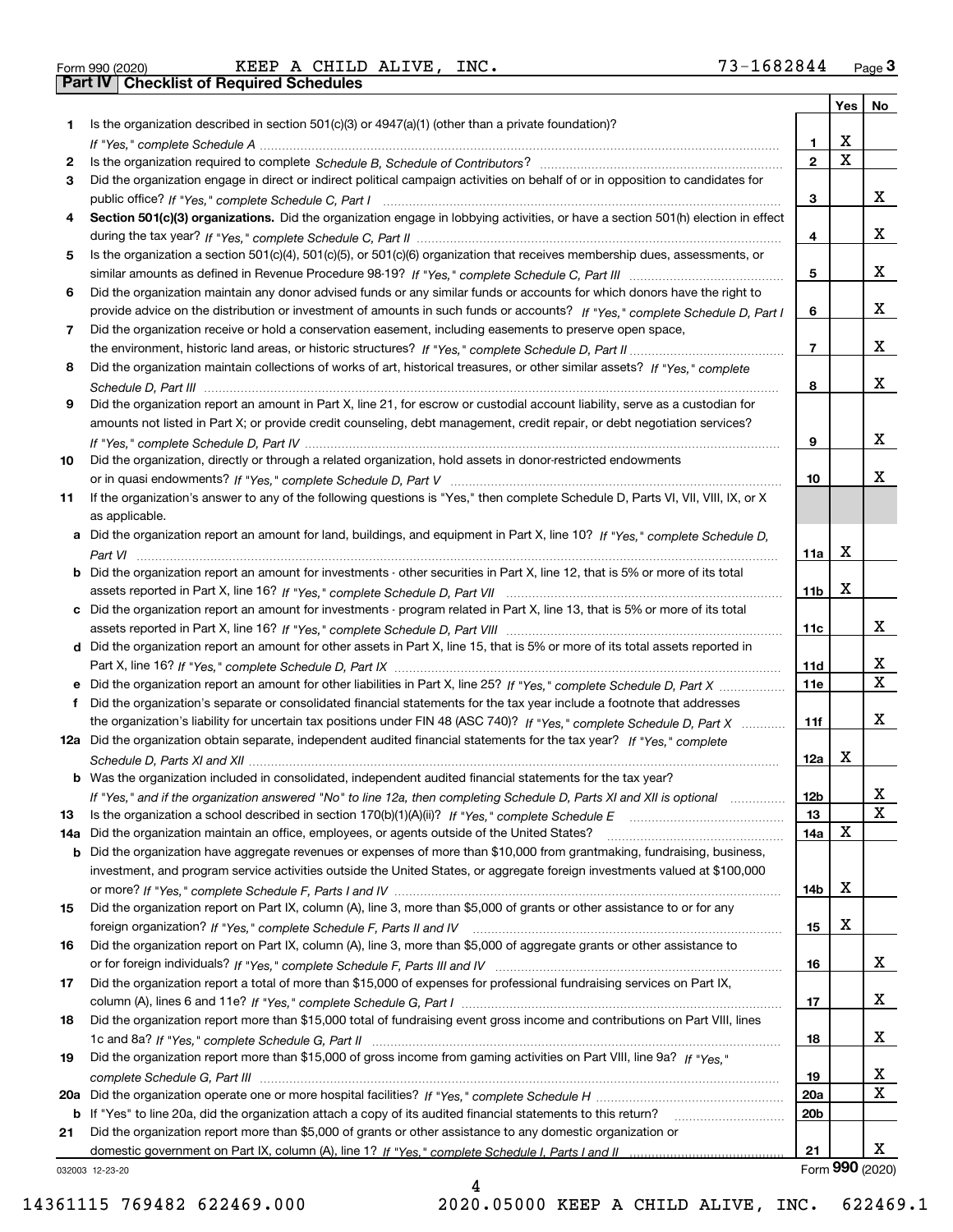Form 990 (2020) KEEP A CHILD ALIVE, INC. 73-1682844 Page **3**

## Part IV Checklist of Required Schedules

| | | | Yes | No |
|---|---|---|---|---|
| 1 | Is the organization described in section 501(c)(3) or 4947(a)(1) (other than a private foundation)? *If "Yes," complete Schedule A* | 1 | X | |
| 2 | Is the organization required to complete *Schedule B, Schedule of Contributors*? | 2 | X | |
| 3 | Did the organization engage in direct or indirect political campaign activities on behalf of or in opposition to candidates for public office? *If "Yes," complete Schedule C, Part I* | 3 | | X |
| 4 | **Section 501(c)(3) organizations.** Did the organization engage in lobbying activities, or have a section 501(h) election in effect during the tax year? *If "Yes," complete Schedule C, Part II* | 4 | | X |
| 5 | Is the organization a section 501(c)(4), 501(c)(5), or 501(c)(6) organization that receives membership dues, assessments, or similar amounts as defined in Revenue Procedure 98-19? *If "Yes," complete Schedule C, Part III* | 5 | | X |
| 6 | Did the organization maintain any donor advised funds or any similar funds or accounts for which donors have the right to provide advice on the distribution or investment of amounts in such funds or accounts? *If "Yes," complete Schedule D, Part I* | 6 | | X |
| 7 | Did the organization receive or hold a conservation easement, including easements to preserve open space, the environment, historic land areas, or historic structures? *If "Yes," complete Schedule D, Part II* | 7 | | X |
| 8 | Did the organization maintain collections of works of art, historical treasures, or other similar assets? *If "Yes," complete Schedule D, Part III* | 8 | | X |
| 9 | Did the organization report an amount in Part X, line 21, for escrow or custodial account liability, serve as a custodian for amounts not listed in Part X; or provide credit counseling, debt management, credit repair, or debt negotiation services? *If "Yes," complete Schedule D, Part IV* | 9 | | X |
| 10 | Did the organization, directly or through a related organization, hold assets in donor-restricted endowments or in quasi endowments? *If "Yes," complete Schedule D, Part V* | 10 | | X |
| 11 | If the organization's answer to any of the following questions is "Yes," then complete Schedule D, Parts VI, VII, VIII, IX, or X as applicable. | | | |
| a | Did the organization report an amount for land, buildings, and equipment in Part X, line 10? *If "Yes," complete Schedule D, Part VI* | 11a | X | |
| b | Did the organization report an amount for investments - other securities in Part X, line 12, that is 5% or more of its total assets reported in Part X, line 16? *If "Yes," complete Schedule D, Part VII* | 11b | X | |
| c | Did the organization report an amount for investments - program related in Part X, line 13, that is 5% or more of its total assets reported in Part X, line 16? *If "Yes," complete Schedule D, Part VIII* | 11c | | X |
| d | Did the organization report an amount for other assets in Part X, line 15, that is 5% or more of its total assets reported in Part X, line 16? *If "Yes," complete Schedule D, Part IX* | 11d | | X |
| e | Did the organization report an amount for other liabilities in Part X, line 25? *If "Yes," complete Schedule D, Part X* | 11e | | X |
| f | Did the organization's separate or consolidated financial statements for the tax year include a footnote that addresses the organization's liability for uncertain tax positions under FIN 48 (ASC 740)? *If "Yes," complete Schedule D, Part X* | 11f | | X |
| 12a | Did the organization obtain separate, independent audited financial statements for the tax year? *If "Yes," complete Schedule D, Parts XI and XII* | 12a | X | |
| b | Was the organization included in consolidated, independent audited financial statements for the tax year? *If "Yes," and if the organization answered "No" to line 12a, then completing Schedule D, Parts XI and XII is optional* | 12b | | X |
| 13 | Is the organization a school described in section 170(b)(1)(A)(ii)? *If "Yes," complete Schedule E* | 13 | | X |
| 14a | Did the organization maintain an office, employees, or agents outside of the United States? | 14a | X | |
| b | Did the organization have aggregate revenues or expenses of more than $10,000 from grantmaking, fundraising, business, investment, and program service activities outside the United States, or aggregate foreign investments valued at $100,000 or more? *If "Yes," complete Schedule F, Parts I and IV* | 14b | X | |
| 15 | Did the organization report on Part IX, column (A), line 3, more than $5,000 of grants or other assistance to or for any foreign organization? *If "Yes," complete Schedule F, Parts II and IV* | 15 | X | |
| 16 | Did the organization report on Part IX, column (A), line 3, more than $5,000 of aggregate grants or other assistance to or for foreign individuals? *If "Yes," complete Schedule F, Parts III and IV* | 16 | | X |
| 17 | Did the organization report a total of more than $15,000 of expenses for professional fundraising services on Part IX, column (A), lines 6 and 11e? *If "Yes," complete Schedule G, Part I* | 17 | | X |
| 18 | Did the organization report more than $15,000 total of fundraising event gross income and contributions on Part VIII, lines 1c and 8a? *If "Yes," complete Schedule G, Part II* | 18 | | X |
| 19 | Did the organization report more than $15,000 of gross income from gaming activities on Part VIII, line 9a? *If "Yes," complete Schedule G, Part III* | 19 | | X |
| 20a | Did the organization operate one or more hospital facilities? *If "Yes," complete Schedule H* | 20a | | X |
| b | If "Yes" to line 20a, did the organization attach a copy of its audited financial statements to this return? | 20b | | |
| 21 | Did the organization report more than $5,000 of grants or other assistance to any domestic organization or domestic government on Part IX, column (A), line 1? *If "Yes," complete Schedule I, Parts I and II* | 21 | | X |

032003 12-23-20 Form **990** (2020)

14361115 769482 622469.000 2020.05000 KEEP A CHILD ALIVE, INC. 622469.1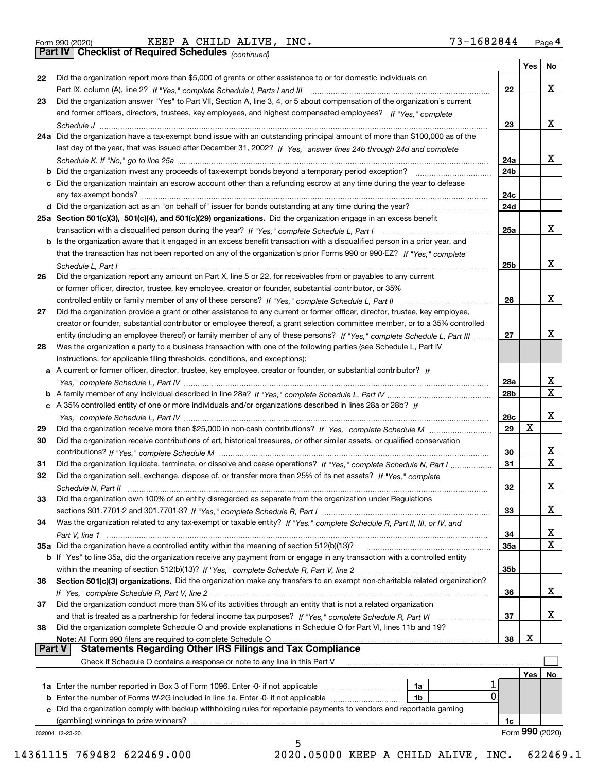Form 990 (2020) KEEP A CHILD ALIVE, INC. 73-1682844 Page 4

## Part IV Checklist of Required Schedules *(continued)*

| | | | Yes | No |
|---|---|---|---|---|
| 22 | Did the organization report more than $5,000 of grants or other assistance to or for domestic individuals on Part IX, column (A), line 2? *If "Yes," complete Schedule I, Parts I and III* | 22 | | X |
| 23 | Did the organization answer "Yes" to Part VII, Section A, line 3, 4, or 5 about compensation of the organization's current and former officers, directors, trustees, key employees, and highest compensated employees? *If "Yes," complete Schedule J* | 23 | | X |
| 24a | Did the organization have a tax-exempt bond issue with an outstanding principal amount of more than $100,000 as of the last day of the year, that was issued after December 31, 2002? *If "Yes," answer lines 24b through 24d and complete Schedule K. If "No," go to line 25a* | 24a | | X |
| b | Did the organization invest any proceeds of tax-exempt bonds beyond a temporary period exception? | 24b | | |
| c | Did the organization maintain an escrow account other than a refunding escrow at any time during the year to defease any tax-exempt bonds? | 24c | | |
| d | Did the organization act as an "on behalf of" issuer for bonds outstanding at any time during the year? | 24d | | |
| 25a | **Section 501(c)(3), 501(c)(4), and 501(c)(29) organizations.** Did the organization engage in an excess benefit transaction with a disqualified person during the year? *If "Yes," complete Schedule L, Part I* | 25a | | X |
| b | Is the organization aware that it engaged in an excess benefit transaction with a disqualified person in a prior year, and that the transaction has not been reported on any of the organization's prior Forms 990 or 990-EZ? *If "Yes," complete Schedule L, Part I* | 25b | | X |
| 26 | Did the organization report any amount on Part X, line 5 or 22, for receivables from or payables to any current or former officer, director, trustee, key employee, creator or founder, substantial contributor, or 35% controlled entity or family member of any of these persons? *If "Yes," complete Schedule L, Part II* | 26 | | X |
| 27 | Did the organization provide a grant or other assistance to any current or former officer, director, trustee, key employee, creator or founder, substantial contributor or employee thereof, a grant selection committee member, or to a 35% controlled entity (including an employee thereof) or family member of any of these persons? *If "Yes," complete Schedule L, Part III* | 27 | | X |
| 28 | Was the organization a party to a business transaction with one of the following parties (see Schedule L, Part IV instructions, for applicable filing thresholds, conditions, and exceptions): | | | |
| a | A current or former officer, director, trustee, key employee, creator or founder, or substantial contributor? *If "Yes," complete Schedule L, Part IV* | 28a | | X |
| b | A family member of any individual described in line 28a? *If "Yes," complete Schedule L, Part IV* | 28b | | X |
| c | A 35% controlled entity of one or more individuals and/or organizations described in lines 28a or 28b? *If "Yes," complete Schedule L, Part IV* | 28c | | X |
| 29 | Did the organization receive more than $25,000 in non-cash contributions? *If "Yes," complete Schedule M* | 29 | X | |
| 30 | Did the organization receive contributions of art, historical treasures, or other similar assets, or qualified conservation contributions? *If "Yes," complete Schedule M* | 30 | | X |
| 31 | Did the organization liquidate, terminate, or dissolve and cease operations? *If "Yes," complete Schedule N, Part I* | 31 | | X |
| 32 | Did the organization sell, exchange, dispose of, or transfer more than 25% of its net assets? *If "Yes," complete Schedule N, Part II* | 32 | | X |
| 33 | Did the organization own 100% of an entity disregarded as separate from the organization under Regulations sections 301.7701-2 and 301.7701-3? *If "Yes," complete Schedule R, Part I* | 33 | | X |
| 34 | Was the organization related to any tax-exempt or taxable entity? *If "Yes," complete Schedule R, Part II, III, or IV, and Part V, line 1* | 34 | | X |
| 35a | Did the organization have a controlled entity within the meaning of section 512(b)(13)? | 35a | | X |
| b | If "Yes" to line 35a, did the organization receive any payment from or engage in any transaction with a controlled entity within the meaning of section 512(b)(13)? *If "Yes," complete Schedule R, Part V, line 2* | 35b | | |
| 36 | **Section 501(c)(3) organizations.** Did the organization make any transfers to an exempt non-charitable related organization? *If "Yes," complete Schedule R, Part V, line 2* | 36 | | X |
| 37 | Did the organization conduct more than 5% of its activities through an entity that is not a related organization and that is treated as a partnership for federal income tax purposes? *If "Yes," complete Schedule R, Part VI* | 37 | | X |
| 38 | Did the organization complete Schedule O and provide explanations in Schedule O for Part VI, lines 11b and 19? **Note:** All Form 990 filers are required to complete Schedule O | 38 | X | |

## Part V Statements Regarding Other IRS Filings and Tax Compliance

Check if Schedule O contains a response or note to any line in this Part V ☐

| | | | | | Yes | No |
|---|---|---|---|---|---|---|
| 1a | Enter the number reported in Box 3 of Form 1096. Enter -0- if not applicable | 1a | 1 | | | |
| b | Enter the number of Forms W-2G included in line 1a. Enter -0- if not applicable | 1b | 0 | | | |
| c | Did the organization comply with backup withholding rules for reportable payments to vendors and reportable gaming (gambling) winnings to prize winners? | | | 1c | | |

032004 12-23-20

Form **990** (2020)

14361115 769482 622469.000 2020.05000 KEEP A CHILD ALIVE, INC. 622469.1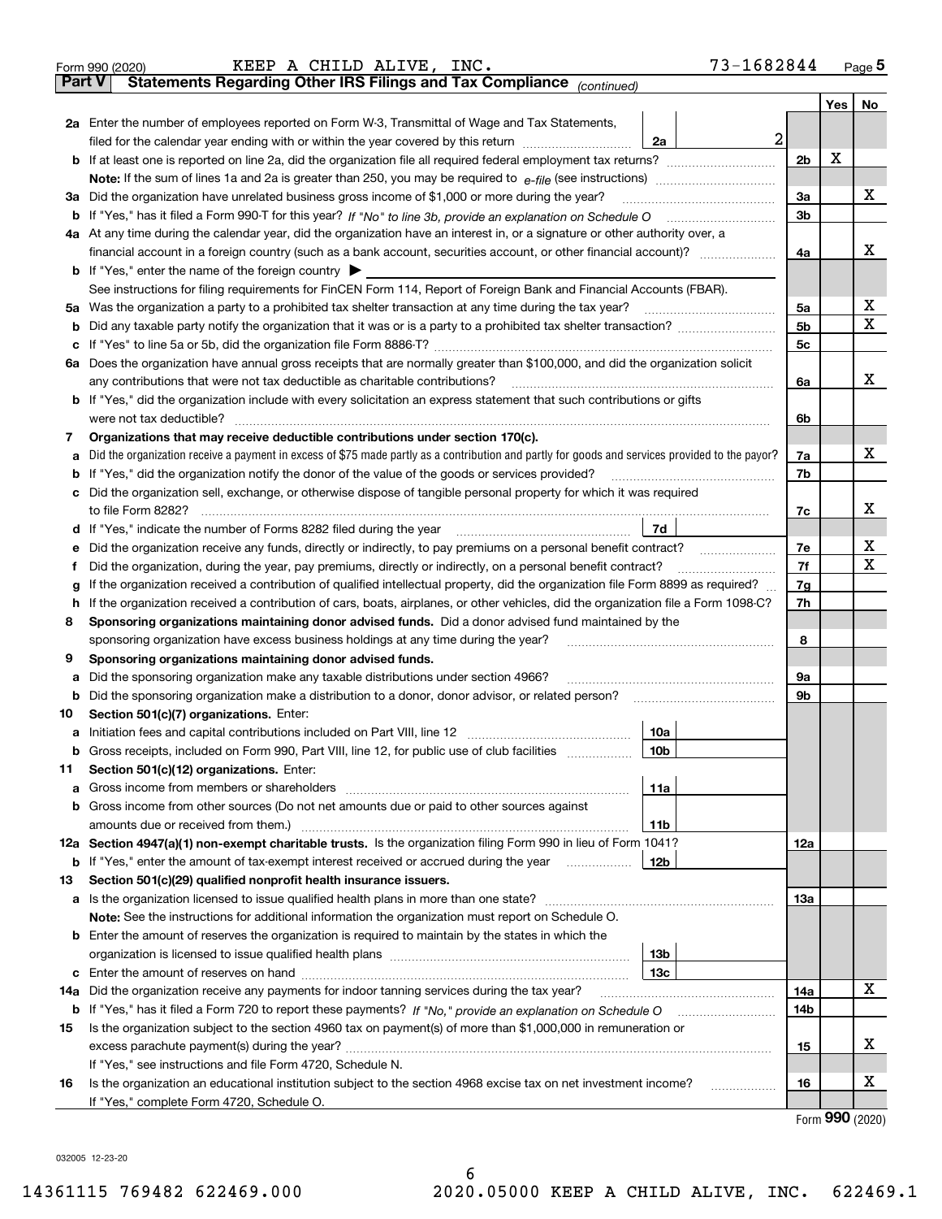Form 990 (2020) KEEP A CHILD ALIVE, INC. 73-1682844 Page 5

**Part V Statements Regarding Other IRS Filings and Tax Compliance** *(continued)*

| | | | | Yes | No |
|---|---|---|---|---|---|
| **2a** | Enter the number of employees reported on Form W-3, Transmittal of Wage and Tax Statements, filed for the calendar year ending with or within the year covered by this return | 2a | 2 | | |
| **b** | If at least one is reported on line 2a, did the organization file all required federal employment tax returns? | | 2b | X | |
| | **Note:** If the sum of lines 1a and 2a is greater than 250, you may be required to *e-file* (see instructions) | | | | |
| **3a** | Did the organization have unrelated business gross income of $1,000 or more during the year? | | 3a | | X |
| **b** | If "Yes," has it filed a Form 990-T for this year? *If "No" to line 3b, provide an explanation on Schedule O* | | 3b | | |
| **4a** | At any time during the calendar year, did the organization have an interest in, or a signature or other authority over, a financial account in a foreign country (such as a bank account, securities account, or other financial account)? | | 4a | | X |
| **b** | If "Yes," enter the name of the foreign country ▶ | | | | |
| | See instructions for filing requirements for FinCEN Form 114, Report of Foreign Bank and Financial Accounts (FBAR). | | | | |
| **5a** | Was the organization a party to a prohibited tax shelter transaction at any time during the tax year? | | 5a | | X |
| **b** | Did any taxable party notify the organization that it was or is a party to a prohibited tax shelter transaction? | | 5b | | X |
| **c** | If "Yes" to line 5a or 5b, did the organization file Form 8886-T? | | 5c | | |
| **6a** | Does the organization have annual gross receipts that are normally greater than $100,000, and did the organization solicit any contributions that were not tax deductible as charitable contributions? | | 6a | | X |
| **b** | If "Yes," did the organization include with every solicitation an express statement that such contributions or gifts were not tax deductible? | | 6b | | |
| **7** | **Organizations that may receive deductible contributions under section 170(c).** | | | | |
| **a** | Did the organization receive a payment in excess of $75 made partly as a contribution and partly for goods and services provided to the payor? | | 7a | | X |
| **b** | If "Yes," did the organization notify the donor of the value of the goods or services provided? | | 7b | | |
| **c** | Did the organization sell, exchange, or otherwise dispose of tangible personal property for which it was required to file Form 8282? | | 7c | | X |
| **d** | If "Yes," indicate the number of Forms 8282 filed during the year | 7d | | | |
| **e** | Did the organization receive any funds, directly or indirectly, to pay premiums on a personal benefit contract? | | 7e | | X |
| **f** | Did the organization, during the year, pay premiums, directly or indirectly, on a personal benefit contract? | | 7f | | X |
| **g** | If the organization received a contribution of qualified intellectual property, did the organization file Form 8899 as required? | | 7g | | |
| **h** | If the organization received a contribution of cars, boats, airplanes, or other vehicles, did the organization file a Form 1098-C? | | 7h | | |
| **8** | **Sponsoring organizations maintaining donor advised funds.** Did a donor advised fund maintained by the sponsoring organization have excess business holdings at any time during the year? | | 8 | | |
| **9** | **Sponsoring organizations maintaining donor advised funds.** | | | | |
| **a** | Did the sponsoring organization make any taxable distributions under section 4966? | | 9a | | |
| **b** | Did the sponsoring organization make a distribution to a donor, donor advisor, or related person? | | 9b | | |
| **10** | **Section 501(c)(7) organizations.** Enter: | | | | |
| **a** | Initiation fees and capital contributions included on Part VIII, line 12 | 10a | | | |
| **b** | Gross receipts, included on Form 990, Part VIII, line 12, for public use of club facilities | 10b | | | |
| **11** | **Section 501(c)(12) organizations.** Enter: | | | | |
| **a** | Gross income from members or shareholders | 11a | | | |
| **b** | Gross income from other sources (Do not net amounts due or paid to other sources against amounts due or received from them.) | 11b | | | |
| **12a** | **Section 4947(a)(1) non-exempt charitable trusts.** Is the organization filing Form 990 in lieu of Form 1041? | | 12a | | |
| **b** | If "Yes," enter the amount of tax-exempt interest received or accrued during the year | 12b | | | |
| **13** | **Section 501(c)(29) qualified nonprofit health insurance issuers.** | | | | |
| **a** | Is the organization licensed to issue qualified health plans in more than one state? | | 13a | | |
| | **Note:** See the instructions for additional information the organization must report on Schedule O. | | | | |
| **b** | Enter the amount of reserves the organization is required to maintain by the states in which the organization is licensed to issue qualified health plans | 13b | | | |
| **c** | Enter the amount of reserves on hand | 13c | | | |
| **14a** | Did the organization receive any payments for indoor tanning services during the tax year? | | 14a | | X |
| **b** | If "Yes," has it filed a Form 720 to report these payments? *If "No," provide an explanation on Schedule O* | | 14b | | |
| **15** | Is the organization subject to the section 4960 tax on payment(s) of more than $1,000,000 in remuneration or excess parachute payment(s) during the year? | | 15 | | X |
| | If "Yes," see instructions and file Form 4720, Schedule N. | | | | |
| **16** | Is the organization an educational institution subject to the section 4968 excise tax on net investment income? | | 16 | | X |
| | If "Yes," complete Form 4720, Schedule O. | | | | |

Form **990** (2020)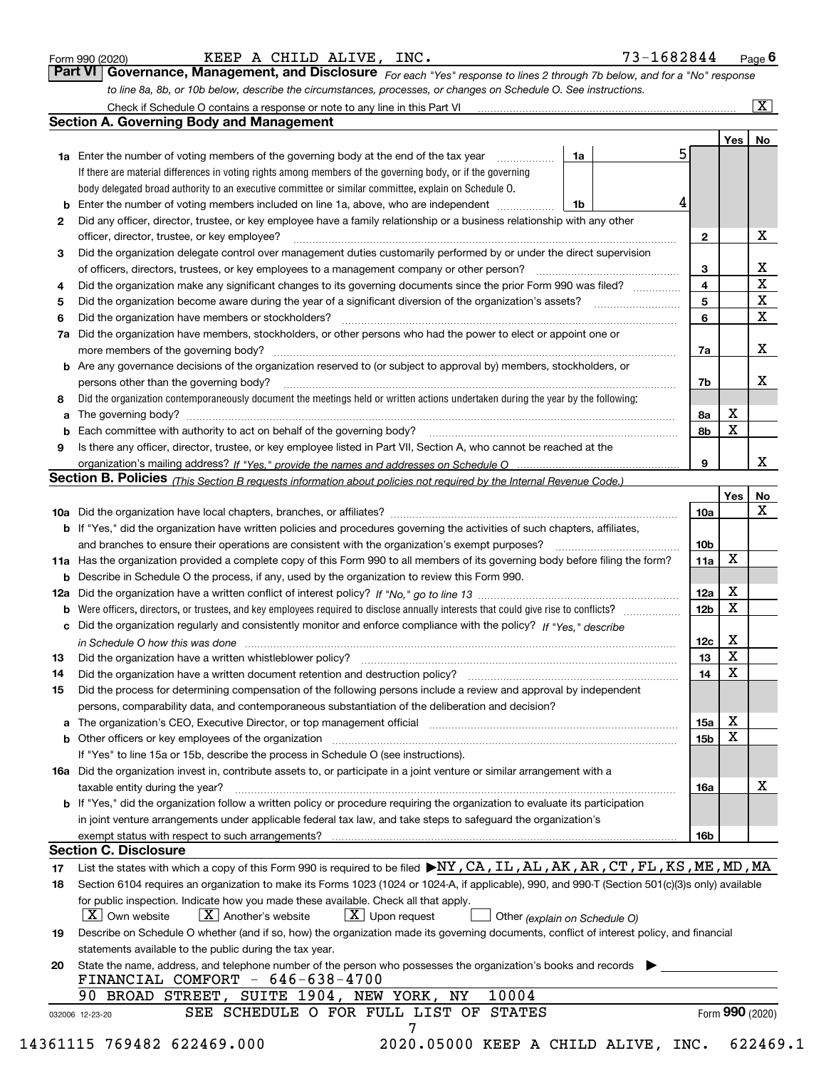Form 990 (2020) KEEP A CHILD ALIVE, INC. 73-1682844

## Part VI Governance, Management, and Disclosure

*For each "Yes" response to lines 2 through 7b below, and for a "No" response to line 8a, 8b, or 10b below, describe the circumstances, processes, or changes on Schedule O. See instructions.*

Check if Schedule O contains a response or note to any line in this Part VI [X]

### Section A. Governing Body and Management

| | | | Yes | No |
|---|---|---|---|---|
| **1a** | Enter the number of voting members of the governing body at the end of the tax year — **1a** 5. If there are material differences in voting rights among members of the governing body, or if the governing body delegated broad authority to an executive committee or similar committee, explain on Schedule O. | | | |
| **b** | Enter the number of voting members included on line 1a, above, who are independent — **1b** 4 | | | |
| **2** | Did any officer, director, trustee, or key employee have a family relationship or a business relationship with any other officer, director, trustee, or key employee? | 2 | | X |
| **3** | Did the organization delegate control over management duties customarily performed by or under the direct supervision of officers, directors, trustees, or key employees to a management company or other person? | 3 | | X |
| **4** | Did the organization make any significant changes to its governing documents since the prior Form 990 was filed? | 4 | | X |
| **5** | Did the organization become aware during the year of a significant diversion of the organization's assets? | 5 | | X |
| **6** | Did the organization have members or stockholders? | 6 | | X |
| **7a** | Did the organization have members, stockholders, or other persons who had the power to elect or appoint one or more members of the governing body? | 7a | | X |
| **b** | Are any governance decisions of the organization reserved to (or subject to approval by) members, stockholders, or persons other than the governing body? | 7b | | X |
| **8** | Did the organization contemporaneously document the meetings held or written actions undertaken during the year by the following: | | | |
| **a** | The governing body? | 8a | X | |
| **b** | Each committee with authority to act on behalf of the governing body? | 8b | X | |
| **9** | Is there any officer, director, trustee, or key employee listed in Part VII, Section A, who cannot be reached at the organization's mailing address? *If "Yes," provide the names and addresses on Schedule O* | 9 | | X |

### Section B. Policies *(This Section B requests information about policies not required by the Internal Revenue Code.)*

| | | | Yes | No |
|---|---|---|---|---|
| **10a** | Did the organization have local chapters, branches, or affiliates? | 10a | | X |
| **b** | If "Yes," did the organization have written policies and procedures governing the activities of such chapters, affiliates, and branches to ensure their operations are consistent with the organization's exempt purposes? | 10b | | |
| **11a** | Has the organization provided a complete copy of this Form 990 to all members of its governing body before filing the form? | 11a | X | |
| **b** | Describe in Schedule O the process, if any, used by the organization to review this Form 990. | | | |
| **12a** | Did the organization have a written conflict of interest policy? *If "No," go to line 13* | 12a | X | |
| **b** | Were officers, directors, or trustees, and key employees required to disclose annually interests that could give rise to conflicts? | 12b | X | |
| **c** | Did the organization regularly and consistently monitor and enforce compliance with the policy? *If "Yes," describe in Schedule O how this was done* | 12c | X | |
| **13** | Did the organization have a written whistleblower policy? | 13 | X | |
| **14** | Did the organization have a written document retention and destruction policy? | 14 | X | |
| **15** | Did the process for determining compensation of the following persons include a review and approval by independent persons, comparability data, and contemporaneous substantiation of the deliberation and decision? | | | |
| **a** | The organization's CEO, Executive Director, or top management official | 15a | X | |
| **b** | Other officers or key employees of the organization | 15b | X | |
| | If "Yes" to line 15a or 15b, describe the process in Schedule O (see instructions). | | | |
| **16a** | Did the organization invest in, contribute assets to, or participate in a joint venture or similar arrangement with a taxable entity during the year? | 16a | | X |
| **b** | If "Yes," did the organization follow a written policy or procedure requiring the organization to evaluate its participation in joint venture arrangements under applicable federal tax law, and take steps to safeguard the organization's exempt status with respect to such arrangements? | 16b | | |

### Section C. Disclosure

**17** List the states with which a copy of this Form 990 is required to be filed ▶ NY,CA,IL,AL,AK,AR,CT,FL,KS,ME,MD,MA

**18** Section 6104 requires an organization to make its Forms 1023 (1024 or 1024-A, if applicable), 990, and 990-T (Section 501(c)(3)s only) available for public inspection. Indicate how you made these available. Check all that apply.

[X] Own website [X] Another's website [X] Upon request [ ] Other *(explain on Schedule O)*

**19** Describe on Schedule O whether (and if so, how) the organization made its governing documents, conflict of interest policy, and financial statements available to the public during the tax year.

**20** State the name, address, and telephone number of the person who possesses the organization's books and records ▶

FINANCIAL COMFORT - 646-638-4700
90 BROAD STREET, SUITE 1904, NEW YORK, NY 10004

SEE SCHEDULE O FOR FULL LIST OF STATES

Form **990** (2020)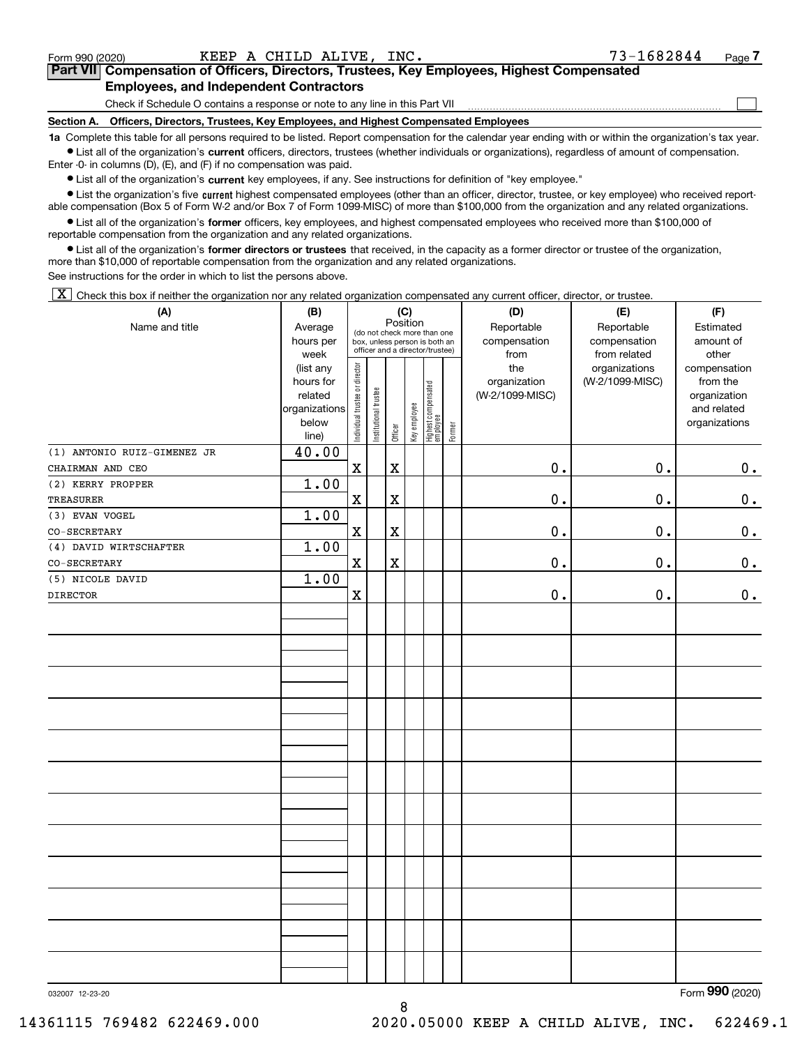Form 990 (2020) KEEP A CHILD ALIVE, INC. 73-1682844 Page 7

**Part VII Compensation of Officers, Directors, Trustees, Key Employees, Highest Compensated Employees, and Independent Contractors**

Check if Schedule O contains a response or note to any line in this Part VII ☐

**Section A. Officers, Directors, Trustees, Key Employees, and Highest Compensated Employees**

**1a** Complete this table for all persons required to be listed. Report compensation for the calendar year ending with or within the organization's tax year.

- List all of the organization's **current** officers, directors, trustees (whether individuals or organizations), regardless of amount of compensation. Enter -0- in columns (D), (E), and (F) if no compensation was paid.
- List all of the organization's **current** key employees, if any. See instructions for definition of "key employee."
- List the organization's five **current** highest compensated employees (other than an officer, director, trustee, or key employee) who received reportable compensation (Box 5 of Form W-2 and/or Box 7 of Form 1099-MISC) of more than $100,000 from the organization and any related organizations.
- List all of the organization's **former** officers, key employees, and highest compensated employees who received more than $100,000 of reportable compensation from the organization and any related organizations.
- List all of the organization's **former directors or trustees** that received, in the capacity as a former director or trustee of the organization, more than $10,000 of reportable compensation from the organization and any related organizations.

See instructions for the order in which to list the persons above.

☒ Check this box if neither the organization nor any related organization compensated any current officer, director, or trustee.

| (A) Name and title | (B) Average hours per week (list any hours for related organizations below line) | (C) Position: Individual trustee or director | Institutional trustee | Officer | Key employee | Highest compensated employee | Former | (D) Reportable compensation from the organization (W-2/1099-MISC) | (E) Reportable compensation from related organizations (W-2/1099-MISC) | (F) Estimated amount of other compensation from the organization and related organizations |
|---|---|---|---|---|---|---|---|---|---|---|
| (1) ANTONIO RUIZ-GIMENEZ JR<br>CHAIRMAN AND CEO | 40.00 | X | | X | | | | 0. | 0. | 0. |
| (2) KERRY PROPPER<br>TREASURER | 1.00 | X | | X | | | | 0. | 0. | 0. |
| (3) EVAN VOGEL<br>CO-SECRETARY | 1.00 | X | | X | | | | 0. | 0. | 0. |
| (4) DAVID WIRTSCHAFTER<br>CO-SECRETARY | 1.00 | X | | X | | | | 0. | 0. | 0. |
| (5) NICOLE DAVID<br>DIRECTOR | 1.00 | X | | | | | | 0. | 0. | 0. |

032007 12-23-20 Form **990** (2020)

14361115 769482 622469.000 2020.05000 KEEP A CHILD ALIVE, INC. 622469.1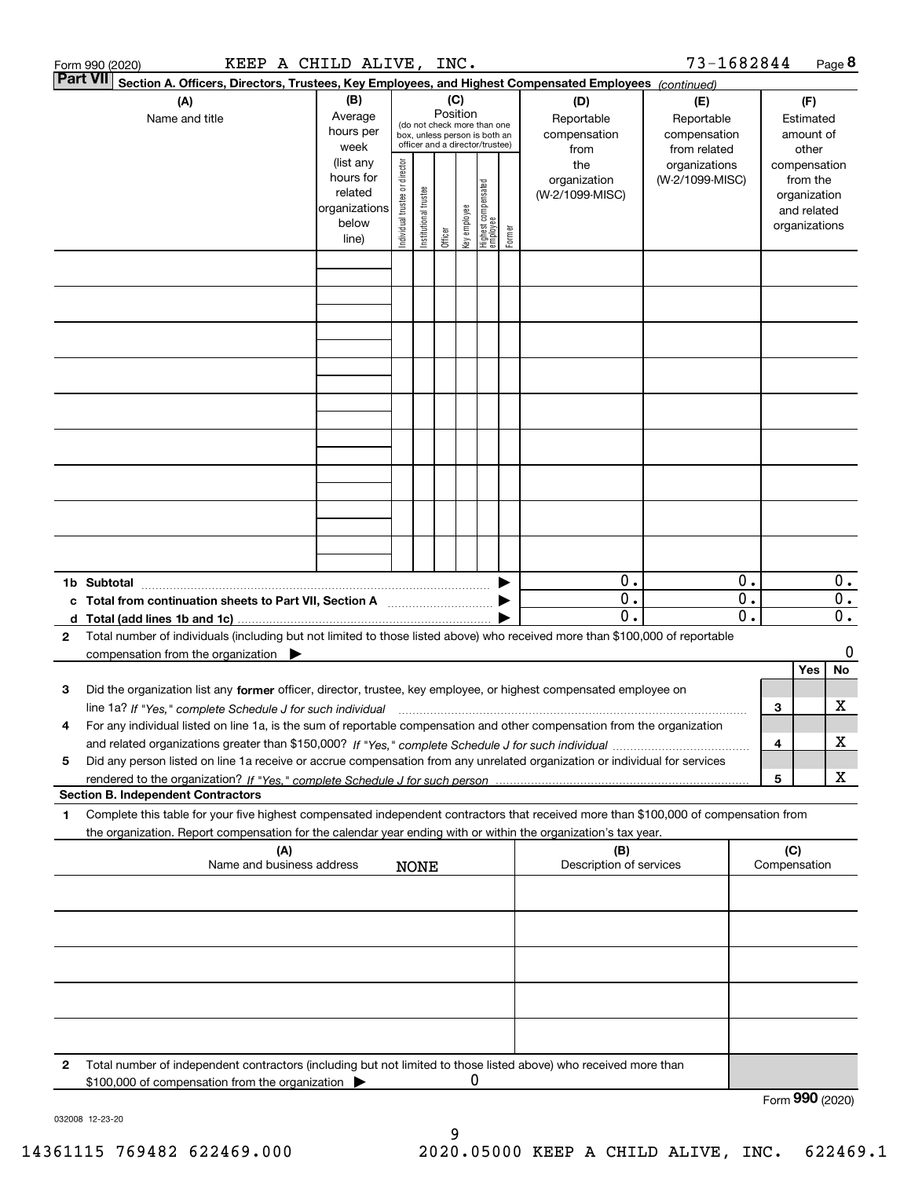Form 990 (2020) KEEP A CHILD ALIVE, INC. 73-1682844 Page **8**

**Part VII** **Section A. Officers, Directors, Trustees, Key Employees, and Highest Compensated Employees** *(continued)*

| (A) Name and title | (B) Average hours per week (list any hours for related organizations below line) | (C) Position (do not check more than one box, unless person is both an officer and a director/trustee): Individual trustee or director | Institutional trustee | Officer | Key employee | Highest compensated employee | Former | (D) Reportable compensation from the organization (W-2/1099-MISC) | (E) Reportable compensation from related organizations (W-2/1099-MISC) | (F) Estimated amount of other compensation from the organization and related organizations |
|---|---|---|---|---|---|---|---|---|---|---|
| | | | | | | | | | | |
| | | | | | | | | | | |
| | | | | | | | | | | |
| | | | | | | | | | | |
| | | | | | | | | | | |
| | | | | | | | | | | |
| | | | | | | | | | | |
| | | | | | | | | | | |
| | | | | | | | | | | |
| **1b Subtotal** | | | | | | | ▶ | 0. | 0. | 0. |
| **c Total from continuation sheets to Part VII, Section A** | | | | | | | ▶ | 0. | 0. | 0. |
| **d Total (add lines 1b and 1c)** | | | | | | | ▶ | 0. | 0. | 0. |

**2** Total number of individuals (including but not limited to those listed above) who received more than $100,000 of reportable compensation from the organization ▶ 0

| | | | Yes | No |
|---|---|---|---|---|
| **3** | Did the organization list any **former** officer, director, trustee, key employee, or highest compensated employee on line 1a? *If "Yes," complete Schedule J for such individual* | **3** | | X |
| **4** | For any individual listed on line 1a, is the sum of reportable compensation and other compensation from the organization and related organizations greater than $150,000? *If "Yes," complete Schedule J for such individual* | **4** | | X |
| **5** | Did any person listed on line 1a receive or accrue compensation from any unrelated organization or individual for services rendered to the organization? *If "Yes," complete Schedule J for such person* | **5** | | X |

**Section B. Independent Contractors**

**1** Complete this table for your five highest compensated independent contractors that received more than $100,000 of compensation from the organization. Report compensation for the calendar year ending with or within the organization's tax year.

| (A) Name and business address | (B) Description of services | (C) Compensation |
|---|---|---|
| NONE | | |
| | | |
| | | |
| | | |
| | | |

**2** Total number of independent contractors (including but not limited to those listed above) who received more than $100,000 of compensation from the organization ▶ 0

Form **990** (2020)

032008 12-23-20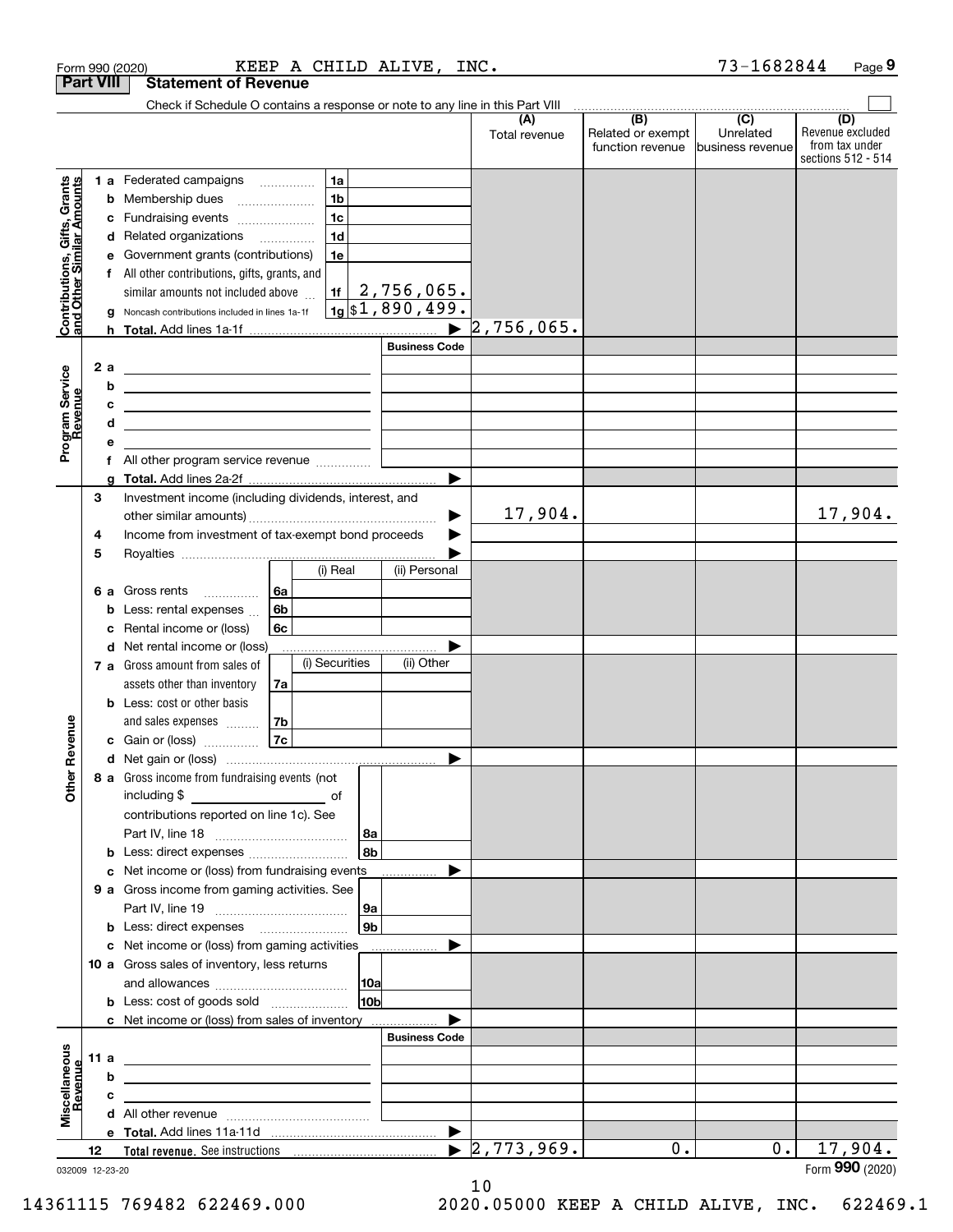Form 990 (2020) KEEP A CHILD ALIVE, INC. 73-1682844 Page 9

## Part VIII Statement of Revenue

Check if Schedule O contains a response or note to any line in this Part VIII

| | | | (A) Total revenue | (B) Related or exempt function revenue | (C) Unrelated business revenue | (D) Revenue excluded from tax under sections 512 - 514 |
|---|---|---|---|---|---|---|
| **Contributions, Gifts, Grants and Other Similar Amounts** | 1 a Federated campaigns | 1a | | | | |
| | b Membership dues | 1b | | | | |
| | c Fundraising events | 1c | | | | |
| | d Related organizations | 1d | | | | |
| | e Government grants (contributions) | 1e | | | | |
| | f All other contributions, gifts, grants, and similar amounts not included above | 1f 2,756,065. | | | | |
| | g Noncash contributions included in lines 1a-1f | 1g $1,890,499. | | | | |
| | h **Total.** Add lines 1a-1f | | 2,756,065. | | | |
| **Program Service Revenue** | | Business Code | | | | |
| | 2 a | | | | | |
| | b | | | | | |
| | c | | | | | |
| | d | | | | | |
| | e | | | | | |
| | f All other program service revenue | | | | | |
| | g **Total.** Add lines 2a-2f | | | | | |
| **Other Revenue** | 3 Investment income (including dividends, interest, and other similar amounts) | | 17,904. | | | 17,904. |
| | 4 Income from investment of tax-exempt bond proceeds | | | | | |
| | 5 Royalties | | | | | |
| | | (i) Real / (ii) Personal | | | | |
| | 6 a Gross rents | 6a | | | | |
| | b Less: rental expenses | 6b | | | | |
| | c Rental income or (loss) | 6c | | | | |
| | d Net rental income or (loss) | | | | | |
| | | (i) Securities / (ii) Other | | | | |
| | 7 a Gross amount from sales of assets other than inventory | 7a | | | | |
| | b Less: cost or other basis and sales expenses | 7b | | | | |
| | c Gain or (loss) | 7c | | | | |
| | d Net gain or (loss) | | | | | |
| | 8 a Gross income from fundraising events (not including $ ______ of contributions reported on line 1c). See Part IV, line 18 | 8a | | | | |
| | b Less: direct expenses | 8b | | | | |
| | c Net income or (loss) from fundraising events | | | | | |
| | 9 a Gross income from gaming activities. See Part IV, line 19 | 9a | | | | |
| | b Less: direct expenses | 9b | | | | |
| | c Net income or (loss) from gaming activities | | | | | |
| | 10 a Gross sales of inventory, less returns and allowances | 10a | | | | |
| | b Less: cost of goods sold | 10b | | | | |
| | c Net income or (loss) from sales of inventory | | | | | |
| **Miscellaneous Revenue** | | Business Code | | | | |
| | 11 a | | | | | |
| | b | | | | | |
| | c | | | | | |
| | d All other revenue | | | | | |
| | e **Total.** Add lines 11a-11d | | | | | |
| | 12 **Total revenue.** See instructions | | 2,773,969. | 0. | 0. | 17,904. |

032009 12-23-20 Form **990** (2020)

14361115 769482 622469.000 2020.05000 KEEP A CHILD ALIVE, INC. 622469.1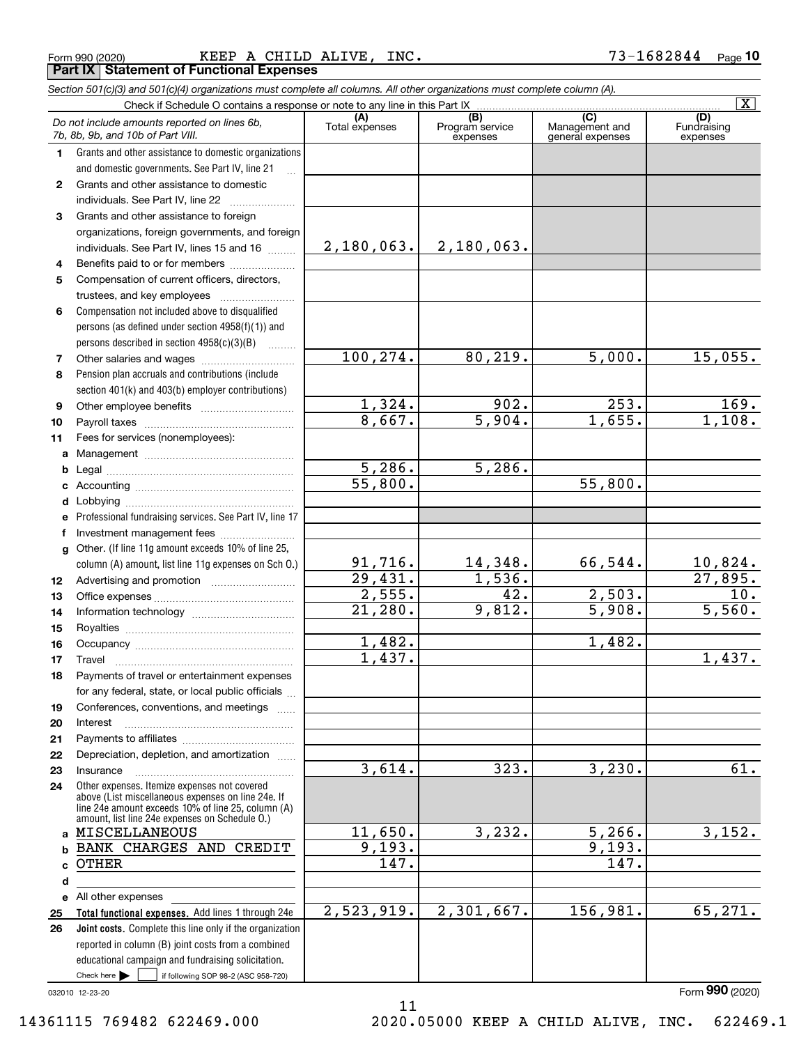Form 990 (2020) KEEP A CHILD ALIVE, INC. 73-1682844 Page **10**

## Part IX Statement of Functional Expenses

*Section 501(c)(3) and 501(c)(4) organizations must complete all columns. All other organizations must complete column (A).*

Check if Schedule O contains a response or note to any line in this Part IX [X]

| *Do not include amounts reported on lines 6b, 7b, 8b, 9b, and 10b of Part VIII.* | (A) Total expenses | (B) Program service expenses | (C) Management and general expenses | (D) Fundraising expenses |
|---|---|---|---|---|
| **1** Grants and other assistance to domestic organizations and domestic governments. See Part IV, line 21 | | | | |
| **2** Grants and other assistance to domestic individuals. See Part IV, line 22 | | | | |
| **3** Grants and other assistance to foreign organizations, foreign governments, and foreign individuals. See Part IV, lines 15 and 16 | 2,180,063. | 2,180,063. | | |
| **4** Benefits paid to or for members | | | | |
| **5** Compensation of current officers, directors, trustees, and key employees | | | | |
| **6** Compensation not included above to disqualified persons (as defined under section 4958(f)(1)) and persons described in section 4958(c)(3)(B) | | | | |
| **7** Other salaries and wages | 100,274. | 80,219. | 5,000. | 15,055. |
| **8** Pension plan accruals and contributions (include section 401(k) and 403(b) employer contributions) | | | | |
| **9** Other employee benefits | 1,324. | 902. | 253. | 169. |
| **10** Payroll taxes | 8,667. | 5,904. | 1,655. | 1,108. |
| **11** Fees for services (nonemployees): | | | | |
| **a** Management | | | | |
| **b** Legal | 5,286. | 5,286. | | |
| **c** Accounting | 55,800. | | 55,800. | |
| **d** Lobbying | | | | |
| **e** Professional fundraising services. See Part IV, line 17 | | | | |
| **f** Investment management fees | | | | |
| **g** Other. (If line 11g amount exceeds 10% of line 25, column (A) amount, list line 11g expenses on Sch O.) | 91,716. | 14,348. | 66,544. | 10,824. |
| **12** Advertising and promotion | 29,431. | 1,536. | | 27,895. |
| **13** Office expenses | 2,555. | 42. | 2,503. | 10. |
| **14** Information technology | 21,280. | 9,812. | 5,908. | 5,560. |
| **15** Royalties | | | | |
| **16** Occupancy | 1,482. | | 1,482. | |
| **17** Travel | 1,437. | | | 1,437. |
| **18** Payments of travel or entertainment expenses for any federal, state, or local public officials | | | | |
| **19** Conferences, conventions, and meetings | | | | |
| **20** Interest | | | | |
| **21** Payments to affiliates | | | | |
| **22** Depreciation, depletion, and amortization | | | | |
| **23** Insurance | 3,614. | 323. | 3,230. | 61. |
| **24** Other expenses. Itemize expenses not covered above (List miscellaneous expenses on line 24e. If line 24e amount exceeds 10% of line 25, column (A) amount, list line 24e expenses on Schedule O.) | | | | |
| **a** MISCELLANEOUS | 11,650. | 3,232. | 5,266. | 3,152. |
| **b** BANK CHARGES AND CREDIT | 9,193. | | 9,193. | |
| **c** OTHER | 147. | | 147. | |
| **d** | | | | |
| **e** All other expenses | | | | |
| **25 Total functional expenses.** Add lines 1 through 24e | 2,523,919. | 2,301,667. | 156,981. | 65,271. |
| **26 Joint costs.** Complete this line only if the organization reported in column (B) joint costs from a combined educational campaign and fundraising solicitation. Check here [ ] if following SOP 98-2 (ASC 958-720) | | | | |

032010 12-23-20

Form **990** (2020)

14361115 769482 622469.000 2020.05000 KEEP A CHILD ALIVE, INC. 622469.1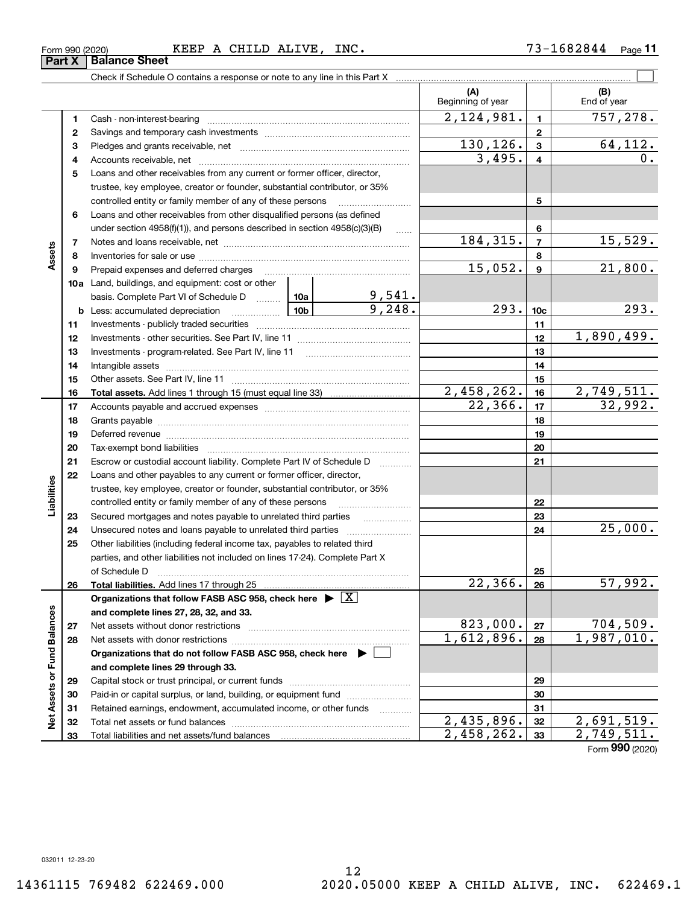Form 990 (2020) KEEP A CHILD ALIVE, INC. 73-1682844 Page **11**

## Part X Balance Sheet

Check if Schedule O contains a response or note to any line in this Part X ☐

| | | | (A) Beginning of year | | (B) End of year |
|---|---|---|---|---|---|
| Assets | 1 | Cash - non-interest-bearing | 2,124,981. | 1 | 757,278. |
| | 2 | Savings and temporary cash investments | | 2 | |
| | 3 | Pledges and grants receivable, net | 130,126. | 3 | 64,112. |
| | 4 | Accounts receivable, net | 3,495. | 4 | 0. |
| | 5 | Loans and other receivables from any current or former officer, director, trustee, key employee, creator or founder, substantial contributor, or 35% controlled entity or family member of any of these persons | | 5 | |
| | 6 | Loans and other receivables from other disqualified persons (as defined under section 4958(f)(1)), and persons described in section 4958(c)(3)(B) | | 6 | |
| | 7 | Notes and loans receivable, net | 184,315. | 7 | 15,529. |
| | 8 | Inventories for sale or use | | 8 | |
| | 9 | Prepaid expenses and deferred charges | 15,052. | 9 | 21,800. |
| | 10a | Land, buildings, and equipment: cost or other basis. Complete Part VI of Schedule D ... 10a: 9,541. | | | |
| | b | Less: accumulated depreciation ... 10b: 9,248. | 293. | 10c | 293. |
| | 11 | Investments - publicly traded securities | | 11 | |
| | 12 | Investments - other securities. See Part IV, line 11 | | 12 | 1,890,499. |
| | 13 | Investments - program-related. See Part IV, line 11 | | 13 | |
| | 14 | Intangible assets | | 14 | |
| | 15 | Other assets. See Part IV, line 11 | | 15 | |
| | 16 | **Total assets.** Add lines 1 through 15 (must equal line 33) | 2,458,262. | 16 | 2,749,511. |
| Liabilities | 17 | Accounts payable and accrued expenses | 22,366. | 17 | 32,992. |
| | 18 | Grants payable | | 18 | |
| | 19 | Deferred revenue | | 19 | |
| | 20 | Tax-exempt bond liabilities | | 20 | |
| | 21 | Escrow or custodial account liability. Complete Part IV of Schedule D | | 21 | |
| | 22 | Loans and other payables to any current or former officer, director, trustee, key employee, creator or founder, substantial contributor, or 35% controlled entity or family member of any of these persons | | 22 | |
| | 23 | Secured mortgages and notes payable to unrelated third parties | | 23 | |
| | 24 | Unsecured notes and loans payable to unrelated third parties | | 24 | 25,000. |
| | 25 | Other liabilities (including federal income tax, payables to related third parties, and other liabilities not included on lines 17-24). Complete Part X of Schedule D | | 25 | |
| | 26 | **Total liabilities.** Add lines 17 through 25 | 22,366. | 26 | 57,992. |
| Net Assets or Fund Balances | | **Organizations that follow FASB ASC 958, check here** ▶ ☒ **and complete lines 27, 28, 32, and 33.** | | | |
| | 27 | Net assets without donor restrictions | 823,000. | 27 | 704,509. |
| | 28 | Net assets with donor restrictions | 1,612,896. | 28 | 1,987,010. |
| | | **Organizations that do not follow FASB ASC 958, check here** ▶ ☐ **and complete lines 29 through 33.** | | | |
| | 29 | Capital stock or trust principal, or current funds | | 29 | |
| | 30 | Paid-in or capital surplus, or land, building, or equipment fund | | 30 | |
| | 31 | Retained earnings, endowment, accumulated income, or other funds | | 31 | |
| | 32 | Total net assets or fund balances | 2,435,896. | 32 | 2,691,519. |
| | 33 | Total liabilities and net assets/fund balances | 2,458,262. | 33 | 2,749,511. |

Form **990** (2020)

032011 12-23-20

14361115 769482 622469.000 2020.05000 KEEP A CHILD ALIVE, INC. 622469.1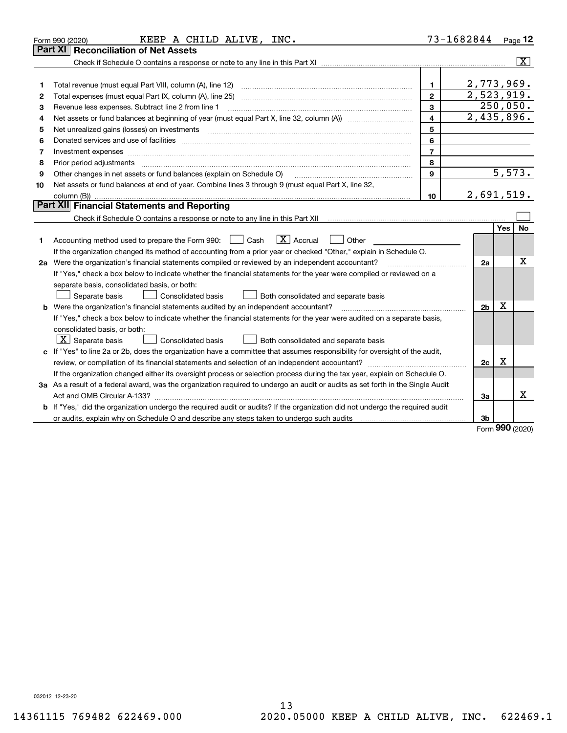Form 990 (2020) KEEP A CHILD ALIVE, INC. 73-1682844 Page 12

## Part XI Reconciliation of Net Assets

Check if Schedule O contains a response or note to any line in this Part XI ..... [X]

| | | | |
|---|---|---|---|
| 1 | Total revenue (must equal Part VIII, column (A), line 12) | 1 | 2,773,969. |
| 2 | Total expenses (must equal Part IX, column (A), line 25) | 2 | 2,523,919. |
| 3 | Revenue less expenses. Subtract line 2 from line 1 | 3 | 250,050. |
| 4 | Net assets or fund balances at beginning of year (must equal Part X, line 32, column (A)) | 4 | 2,435,896. |
| 5 | Net unrealized gains (losses) on investments | 5 | |
| 6 | Donated services and use of facilities | 6 | |
| 7 | Investment expenses | 7 | |
| 8 | Prior period adjustments | 8 | |
| 9 | Other changes in net assets or fund balances (explain on Schedule O) | 9 | 5,573. |
| 10 | Net assets or fund balances at end of year. Combine lines 3 through 9 (must equal Part X, line 32, column (B)) | 10 | 2,691,519. |

## Part XII Financial Statements and Reporting

Check if Schedule O contains a response or note to any line in this Part XII ..... [ ]

| | | | Yes | No |
|---|---|---|---|---|
| 1 | Accounting method used to prepare the Form 990: [ ] Cash [X] Accrual [ ] Other<br>If the organization changed its method of accounting from a prior year or checked "Other," explain in Schedule O. | | | |
| 2a | Were the organization's financial statements compiled or reviewed by an independent accountant?<br>If "Yes," check a box below to indicate whether the financial statements for the year were compiled or reviewed on a separate basis, consolidated basis, or both:<br>[ ] Separate basis [ ] Consolidated basis [ ] Both consolidated and separate basis | 2a | | X |
| b | Were the organization's financial statements audited by an independent accountant?<br>If "Yes," check a box below to indicate whether the financial statements for the year were audited on a separate basis, consolidated basis, or both:<br>[X] Separate basis [ ] Consolidated basis [ ] Both consolidated and separate basis | 2b | X | |
| c | If "Yes" to line 2a or 2b, does the organization have a committee that assumes responsibility for oversight of the audit, review, or compilation of its financial statements and selection of an independent accountant?<br>If the organization changed either its oversight process or selection process during the tax year, explain on Schedule O. | 2c | X | |
| 3a | As a result of a federal award, was the organization required to undergo an audit or audits as set forth in the Single Audit Act and OMB Circular A-133? | 3a | | X |
| b | If "Yes," did the organization undergo the required audit or audits? If the organization did not undergo the required audit or audits, explain why on Schedule O and describe any steps taken to undergo such audits | 3b | | |

Form 990 (2020)

032012 12-23-20

14361115 769482 622469.000 2020.05000 KEEP A CHILD ALIVE, INC. 622469.1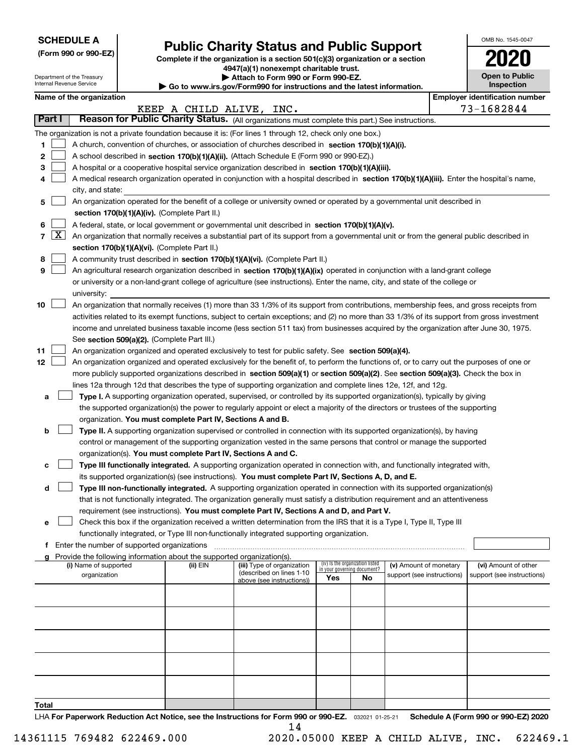**SCHEDULE A**
**(Form 990 or 990-EZ)**

Department of the Treasury
Internal Revenue Service

# Public Charity Status and Public Support

**Complete if the organization is a section 501(c)(3) organization or a section 4947(a)(1) nonexempt charitable trust.**
**▶ Attach to Form 990 or Form 990-EZ.**
**▶ Go to www.irs.gov/Form990 for instructions and the latest information.**

OMB No. 1545-0047
**2020**
**Open to Public Inspection**

**Name of the organization:** KEEP A CHILD ALIVE, INC.
**Employer identification number:** 73-1682844

**Part I** **Reason for Public Charity Status.** (All organizations must complete this part.) See instructions.

The organization is not a private foundation because it is: (For lines 1 through 12, check only one box.)

1 [ ] A church, convention of churches, or association of churches described in **section 170(b)(1)(A)(i).**

2 [ ] A school described in **section 170(b)(1)(A)(ii).** (Attach Schedule E (Form 990 or 990-EZ).)

3 [ ] A hospital or a cooperative hospital service organization described in **section 170(b)(1)(A)(iii).**

4 [ ] A medical research organization operated in conjunction with a hospital described in **section 170(b)(1)(A)(iii).** Enter the hospital's name, city, and state:

5 [ ] An organization operated for the benefit of a college or university owned or operated by a governmental unit described in **section 170(b)(1)(A)(iv).** (Complete Part II.)

6 [ ] A federal, state, or local government or governmental unit described in **section 170(b)(1)(A)(v).**

7 [X] An organization that normally receives a substantial part of its support from a governmental unit or from the general public described in **section 170(b)(1)(A)(vi).** (Complete Part II.)

8 [ ] A community trust described in **section 170(b)(1)(A)(vi).** (Complete Part II.)

9 [ ] An agricultural research organization described in **section 170(b)(1)(A)(ix)** operated in conjunction with a land-grant college or university or a non-land-grant college of agriculture (see instructions). Enter the name, city, and state of the college or university:

10 [ ] An organization that normally receives (1) more than 33 1/3% of its support from contributions, membership fees, and gross receipts from activities related to its exempt functions, subject to certain exceptions; and (2) no more than 33 1/3% of its support from gross investment income and unrelated business taxable income (less section 511 tax) from businesses acquired by the organization after June 30, 1975. See **section 509(a)(2).** (Complete Part III.)

11 [ ] An organization organized and operated exclusively to test for public safety. See **section 509(a)(4).**

12 [ ] An organization organized and operated exclusively for the benefit of, to perform the functions of, or to carry out the purposes of one or more publicly supported organizations described in **section 509(a)(1)** or **section 509(a)(2)**. See **section 509(a)(3).** Check the box in lines 12a through 12d that describes the type of supporting organization and complete lines 12e, 12f, and 12g.

a [ ] **Type I.** A supporting organization operated, supervised, or controlled by its supported organization(s), typically by giving the supported organization(s) the power to regularly appoint or elect a majority of the directors or trustees of the supporting organization. **You must complete Part IV, Sections A and B.**

b [ ] **Type II.** A supporting organization supervised or controlled in connection with its supported organization(s), by having control or management of the supporting organization vested in the same persons that control or manage the supported organization(s). **You must complete Part IV, Sections A and C.**

c [ ] **Type III functionally integrated.** A supporting organization operated in connection with, and functionally integrated with, its supported organization(s) (see instructions). **You must complete Part IV, Sections A, D, and E.**

d [ ] **Type III non-functionally integrated.** A supporting organization operated in connection with its supported organization(s) that is not functionally integrated. The organization generally must satisfy a distribution requirement and an attentiveness requirement (see instructions). **You must complete Part IV, Sections A and D, and Part V.**

e [ ] Check this box if the organization received a written determination from the IRS that it is a Type I, Type II, Type III functionally integrated, or Type III non-functionally integrated supporting organization.

f Enter the number of supported organizations

g Provide the following information about the supported organization(s).

| (i) Name of supported organization | (ii) EIN | (iii) Type of organization (described on lines 1-10 above (see instructions)) | (iv) Is the organization listed in your governing document? Yes | No | (v) Amount of monetary support (see instructions) | (vi) Amount of other support (see instructions) |
|---|---|---|---|---|---|---|
| | | | | | | |
| | | | | | | |
| | | | | | | |
| | | | | | | |
| | | | | | | |
| **Total** | | | | | | |

LHA **For Paperwork Reduction Act Notice, see the Instructions for Form 990 or 990-EZ.** 032021 01-25-21 **Schedule A (Form 990 or 990-EZ) 2020**

14361115 769482 622469.000 2020.05000 KEEP A CHILD ALIVE, INC. 622469.1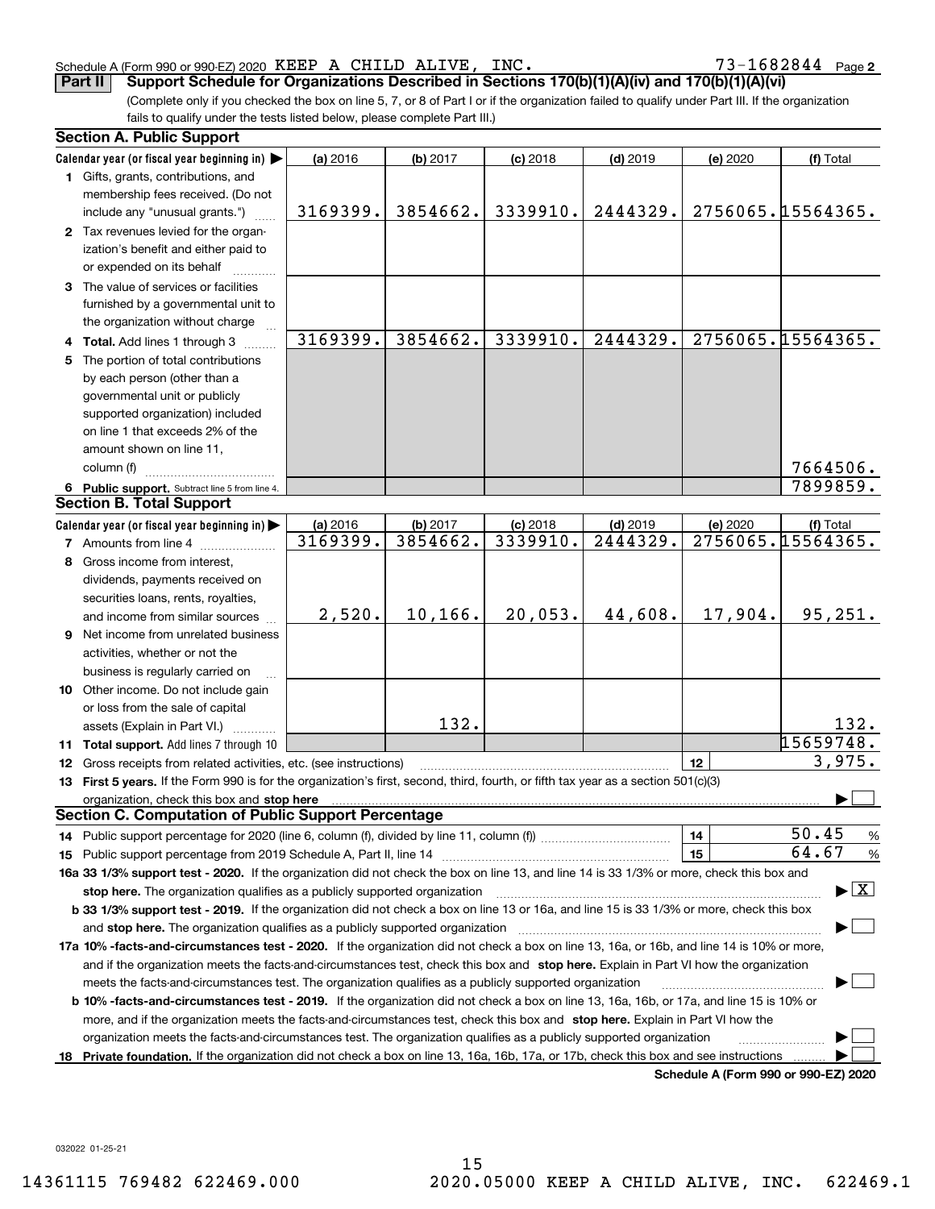Schedule A (Form 990 or 990-EZ) 2020 KEEP A CHILD ALIVE, INC. 73-1682844 Page 2

**Part II Support Schedule for Organizations Described in Sections 170(b)(1)(A)(iv) and 170(b)(1)(A)(vi)**

(Complete only if you checked the box on line 5, 7, or 8 of Part I or if the organization failed to qualify under Part III. If the organization fails to qualify under the tests listed below, please complete Part III.)

### Section A. Public Support

| Calendar year (or fiscal year beginning in) ▶ | (a) 2016 | (b) 2017 | (c) 2018 | (d) 2019 | (e) 2020 | (f) Total |
|---|---|---|---|---|---|---|
| **1** Gifts, grants, contributions, and membership fees received. (Do not include any "unusual grants.") | 3169399. | 3854662. | 3339910. | 2444329. | 2756065. | 15564365. |
| **2** Tax revenues levied for the organization's benefit and either paid to or expended on its behalf | | | | | | |
| **3** The value of services or facilities furnished by a governmental unit to the organization without charge | | | | | | |
| **4 Total.** Add lines 1 through 3 | 3169399. | 3854662. | 3339910. | 2444329. | 2756065. | 15564365. |
| **5** The portion of total contributions by each person (other than a governmental unit or publicly supported organization) included on line 1 that exceeds 2% of the amount shown on line 11, column (f) | | | | | | 7664506. |
| **6 Public support.** Subtract line 5 from line 4. | | | | | | 7899859. |

### Section B. Total Support

| Calendar year (or fiscal year beginning in) ▶ | (a) 2016 | (b) 2017 | (c) 2018 | (d) 2019 | (e) 2020 | (f) Total |
|---|---|---|---|---|---|---|
| **7** Amounts from line 4 | 3169399. | 3854662. | 3339910. | 2444329. | 2756065. | 15564365. |
| **8** Gross income from interest, dividends, payments received on securities loans, rents, royalties, and income from similar sources | 2,520. | 10,166. | 20,053. | 44,608. | 17,904. | 95,251. |
| **9** Net income from unrelated business activities, whether or not the business is regularly carried on | | | | | | |
| **10** Other income. Do not include gain or loss from the sale of capital assets (Explain in Part VI.) | | 132. | | | | 132. |
| **11 Total support.** Add lines 7 through 10 | | | | | | 15659748. |

**12** Gross receipts from related activities, etc. (see instructions) | **12** | 3,975.

**13 First 5 years.** If the Form 990 is for the organization's first, second, third, fourth, or fifth tax year as a section 501(c)(3) organization, check this box and **stop here** ▶ ☐

### Section C. Computation of Public Support Percentage

**14** Public support percentage for 2020 (line 6, column (f), divided by line 11, column (f)) | **14** | 50.45 %

**15** Public support percentage from 2019 Schedule A, Part II, line 14 | **15** | 64.67 %

**16a 33 1/3% support test - 2020.** If the organization did not check the box on line 13, and line 14 is 33 1/3% or more, check this box and **stop here.** The organization qualifies as a publicly supported organization ▶ ☒

**b 33 1/3% support test - 2019.** If the organization did not check a box on line 13 or 16a, and line 15 is 33 1/3% or more, check this box and **stop here.** The organization qualifies as a publicly supported organization ▶ ☐

**17a 10% -facts-and-circumstances test - 2020.** If the organization did not check a box on line 13, 16a, or 16b, and line 14 is 10% or more, and if the organization meets the facts-and-circumstances test, check this box and **stop here.** Explain in Part VI how the organization meets the facts-and-circumstances test. The organization qualifies as a publicly supported organization ▶ ☐

**b 10% -facts-and-circumstances test - 2019.** If the organization did not check a box on line 13, 16a, 16b, or 17a, and line 15 is 10% or more, and if the organization meets the facts-and-circumstances test, check this box and **stop here.** Explain in Part VI how the organization meets the facts-and-circumstances test. The organization qualifies as a publicly supported organization ▶ ☐

**18 Private foundation.** If the organization did not check a box on line 13, 16a, 16b, 17a, or 17b, check this box and see instructions ▶ ☐

**Schedule A (Form 990 or 990-EZ) 2020**

032022 01-25-21

14361115 769482 622469.000 2020.05000 KEEP A CHILD ALIVE, INC. 622469.1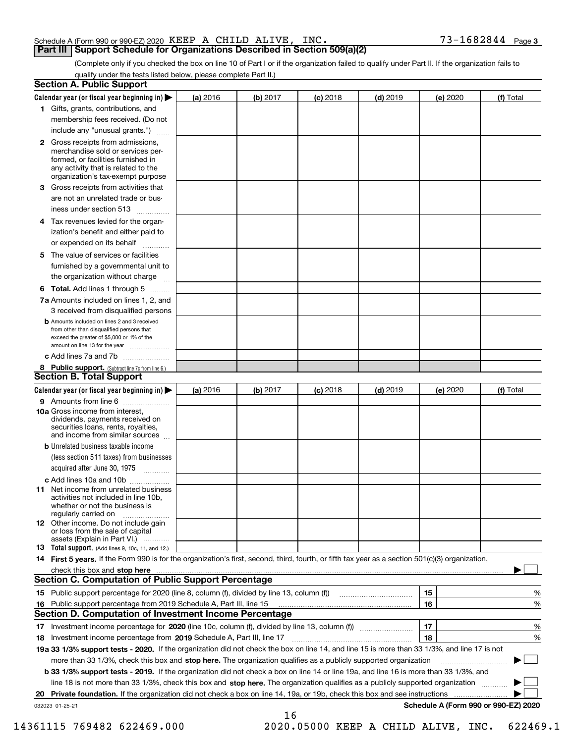Schedule A (Form 990 or 990-EZ) 2020 KEEP A CHILD ALIVE, INC. 73-1682844 Page 3

**Part III | Support Schedule for Organizations Described in Section 509(a)(2)**

(Complete only if you checked the box on line 10 of Part I or if the organization failed to qualify under Part II. If the organization fails to qualify under the tests listed below, please complete Part II.)

### Section A. Public Support

| Calendar year (or fiscal year beginning in) ▶ | (a) 2016 | (b) 2017 | (c) 2018 | (d) 2019 | (e) 2020 | (f) Total |
|---|---|---|---|---|---|---|
| **1** Gifts, grants, contributions, and membership fees received. (Do not include any "unusual grants.") | | | | | | |
| **2** Gross receipts from admissions, merchandise sold or services performed, or facilities furnished in any activity that is related to the organization's tax-exempt purpose | | | | | | |
| **3** Gross receipts from activities that are not an unrelated trade or business under section 513 | | | | | | |
| **4** Tax revenues levied for the organization's benefit and either paid to or expended on its behalf | | | | | | |
| **5** The value of services or facilities furnished by a governmental unit to the organization without charge | | | | | | |
| **6 Total.** Add lines 1 through 5 | | | | | | |
| **7a** Amounts included on lines 1, 2, and 3 received from disqualified persons | | | | | | |
| **b** Amounts included on lines 2 and 3 received from other than disqualified persons that exceed the greater of $5,000 or 1% of the amount on line 13 for the year | | | | | | |
| **c** Add lines 7a and 7b | | | | | | |
| **8 Public support.** (Subtract line 7c from line 6.) | | | | | | |

### Section B. Total Support

| Calendar year (or fiscal year beginning in) ▶ | (a) 2016 | (b) 2017 | (c) 2018 | (d) 2019 | (e) 2020 | (f) Total |
|---|---|---|---|---|---|---|
| **9** Amounts from line 6 | | | | | | |
| **10a** Gross income from interest, dividends, payments received on securities loans, rents, royalties, and income from similar sources | | | | | | |
| **b** Unrelated business taxable income (less section 511 taxes) from businesses acquired after June 30, 1975 | | | | | | |
| **c** Add lines 10a and 10b | | | | | | |
| **11** Net income from unrelated business activities not included in line 10b, whether or not the business is regularly carried on | | | | | | |
| **12** Other income. Do not include gain or loss from the sale of capital assets (Explain in Part VI.) | | | | | | |
| **13 Total support.** (Add lines 9, 10c, 11, and 12.) | | | | | | |

**14 First 5 years.** If the Form 990 is for the organization's first, second, third, fourth, or fifth tax year as a section 501(c)(3) organization, check this box and **stop here** ▶ ☐

### Section C. Computation of Public Support Percentage

| | | | |
|---|---|---|---|
| **15** | Public support percentage for 2020 (line 8, column (f), divided by line 13, column (f)) | 15 | % |
| **16** | Public support percentage from 2019 Schedule A, Part III, line 15 | 16 | % |

### Section D. Computation of Investment Income Percentage

| | | | |
|---|---|---|---|
| **17** | Investment income percentage for **2020** (line 10c, column (f), divided by line 13, column (f)) | 17 | % |
| **18** | Investment income percentage from **2019** Schedule A, Part III, line 17 | 18 | % |

**19a 33 1/3% support tests - 2020.** If the organization did not check the box on line 14, and line 15 is more than 33 1/3%, and line 17 is not more than 33 1/3%, check this box and **stop here.** The organization qualifies as a publicly supported organization ▶ ☐

**b 33 1/3% support tests - 2019.** If the organization did not check a box on line 14 or line 19a, and line 16 is more than 33 1/3%, and line 18 is not more than 33 1/3%, check this box and **stop here.** The organization qualifies as a publicly supported organization ▶ ☐

**20 Private foundation.** If the organization did not check a box on line 14, 19a, or 19b, check this box and see instructions ▶ ☐

032023 01-25-21 **Schedule A (Form 990 or 990-EZ) 2020**

14361115 769482 622469.000 2020.05000 KEEP A CHILD ALIVE, INC. 622469.1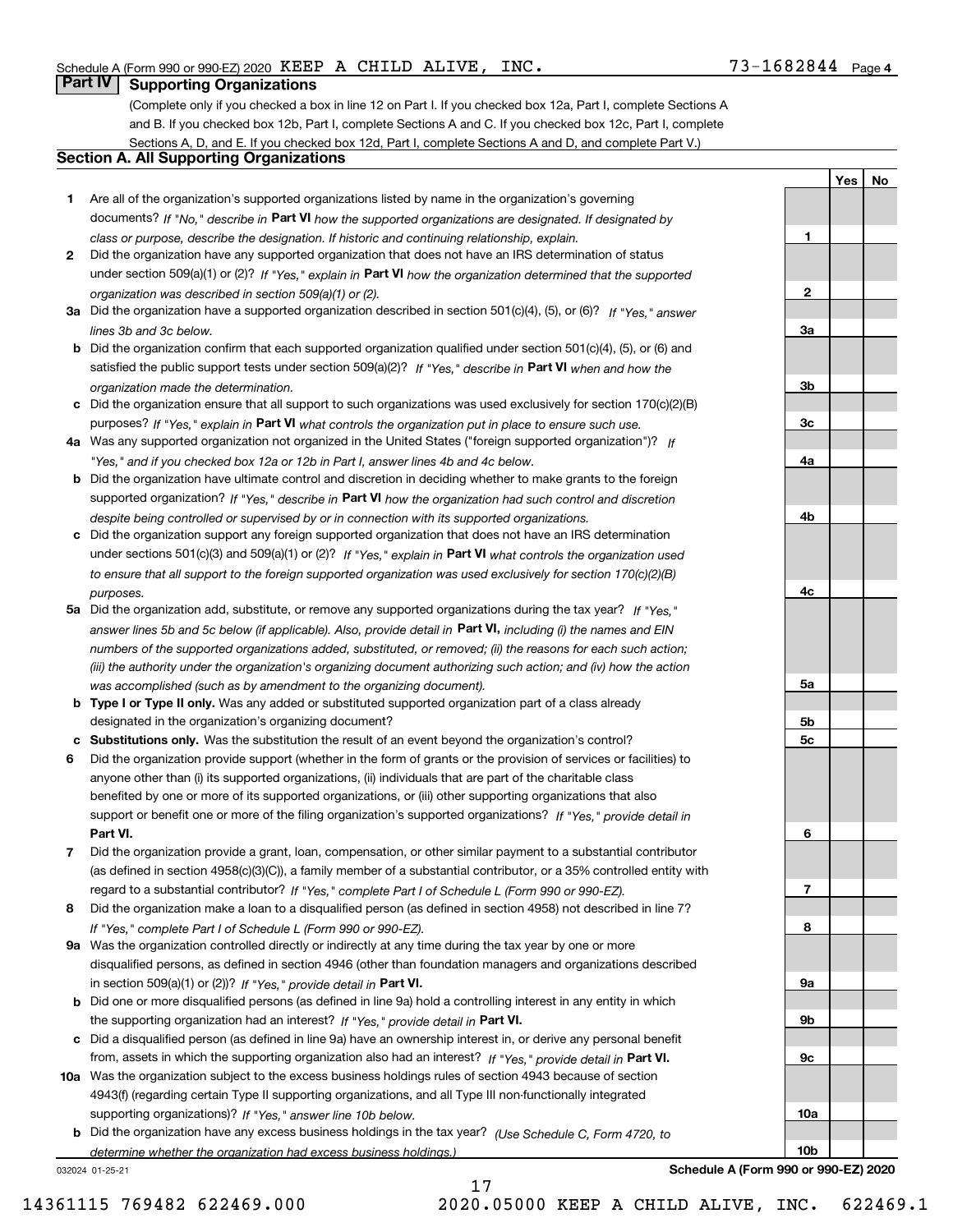Schedule A (Form 990 or 990-EZ) 2020 KEEP A CHILD ALIVE, INC. 73-1682844 Page 4

## Part IV Supporting Organizations

(Complete only if you checked a box in line 12 on Part I. If you checked box 12a, Part I, complete Sections A and B. If you checked box 12b, Part I, complete Sections A and C. If you checked box 12c, Part I, complete Sections A, D, and E. If you checked box 12d, Part I, complete Sections A and D, and complete Part V.)

### Section A. All Supporting Organizations

| | | | Yes | No |
|---|---|---|---|---|
| **1** | Are all of the organization's supported organizations listed by name in the organization's governing documents? *If "No," describe in* **Part VI** *how the supported organizations are designated. If designated by class or purpose, describe the designation. If historic and continuing relationship, explain.* | 1 | | |
| **2** | Did the organization have any supported organization that does not have an IRS determination of status under section 509(a)(1) or (2)? *If "Yes," explain in* **Part VI** *how the organization determined that the supported organization was described in section 509(a)(1) or (2).* | 2 | | |
| **3a** | Did the organization have a supported organization described in section 501(c)(4), (5), or (6)? *If "Yes," answer lines 3b and 3c below.* | 3a | | |
| **b** | Did the organization confirm that each supported organization qualified under section 501(c)(4), (5), or (6) and satisfied the public support tests under section 509(a)(2)? *If "Yes," describe in* **Part VI** *when and how the organization made the determination.* | 3b | | |
| **c** | Did the organization ensure that all support to such organizations was used exclusively for section 170(c)(2)(B) purposes? *If "Yes," explain in* **Part VI** *what controls the organization put in place to ensure such use.* | 3c | | |
| **4a** | Was any supported organization not organized in the United States ("foreign supported organization")? *If "Yes," and if you checked box 12a or 12b in Part I, answer lines 4b and 4c below.* | 4a | | |
| **b** | Did the organization have ultimate control and discretion in deciding whether to make grants to the foreign supported organization? *If "Yes," describe in* **Part VI** *how the organization had such control and discretion despite being controlled or supervised by or in connection with its supported organizations.* | 4b | | |
| **c** | Did the organization support any foreign supported organization that does not have an IRS determination under sections 501(c)(3) and 509(a)(1) or (2)? *If "Yes," explain in* **Part VI** *what controls the organization used to ensure that all support to the foreign supported organization was used exclusively for section 170(c)(2)(B) purposes.* | 4c | | |
| **5a** | Did the organization add, substitute, or remove any supported organizations during the tax year? *If "Yes," answer lines 5b and 5c below (if applicable). Also, provide detail in* **Part VI,** *including (i) the names and EIN numbers of the supported organizations added, substituted, or removed; (ii) the reasons for each such action; (iii) the authority under the organization's organizing document authorizing such action; and (iv) how the action was accomplished (such as by amendment to the organizing document).* | 5a | | |
| **b** | **Type I or Type II only.** Was any added or substituted supported organization part of a class already designated in the organization's organizing document? | 5b | | |
| **c** | **Substitutions only.** Was the substitution the result of an event beyond the organization's control? | 5c | | |
| **6** | Did the organization provide support (whether in the form of grants or the provision of services or facilities) to anyone other than (i) its supported organizations, (ii) individuals that are part of the charitable class benefited by one or more of its supported organizations, or (iii) other supporting organizations that also support or benefit one or more of the filing organization's supported organizations? *If "Yes," provide detail in* **Part VI.** | 6 | | |
| **7** | Did the organization provide a grant, loan, compensation, or other similar payment to a substantial contributor (as defined in section 4958(c)(3)(C)), a family member of a substantial contributor, or a 35% controlled entity with regard to a substantial contributor? *If "Yes," complete Part I of Schedule L (Form 990 or 990-EZ).* | 7 | | |
| **8** | Did the organization make a loan to a disqualified person (as defined in section 4958) not described in line 7? *If "Yes," complete Part I of Schedule L (Form 990 or 990-EZ).* | 8 | | |
| **9a** | Was the organization controlled directly or indirectly at any time during the tax year by one or more disqualified persons, as defined in section 4946 (other than foundation managers and organizations described in section 509(a)(1) or (2))? *If "Yes," provide detail in* **Part VI.** | 9a | | |
| **b** | Did one or more disqualified persons (as defined in line 9a) hold a controlling interest in any entity in which the supporting organization had an interest? *If "Yes," provide detail in* **Part VI.** | 9b | | |
| **c** | Did a disqualified person (as defined in line 9a) have an ownership interest in, or derive any personal benefit from, assets in which the supporting organization also had an interest? *If "Yes," provide detail in* **Part VI.** | 9c | | |
| **10a** | Was the organization subject to the excess business holdings rules of section 4943 because of section 4943(f) (regarding certain Type II supporting organizations, and all Type III non-functionally integrated supporting organizations)? *If "Yes," answer line 10b below.* | 10a | | |
| **b** | Did the organization have any excess business holdings in the tax year? *(Use Schedule C, Form 4720, to determine whether the organization had excess business holdings.)* | 10b | | |

032024 01-25-21 **Schedule A (Form 990 or 990-EZ) 2020**

14361115 769482 622469.000 2020.05000 KEEP A CHILD ALIVE, INC. 622469.1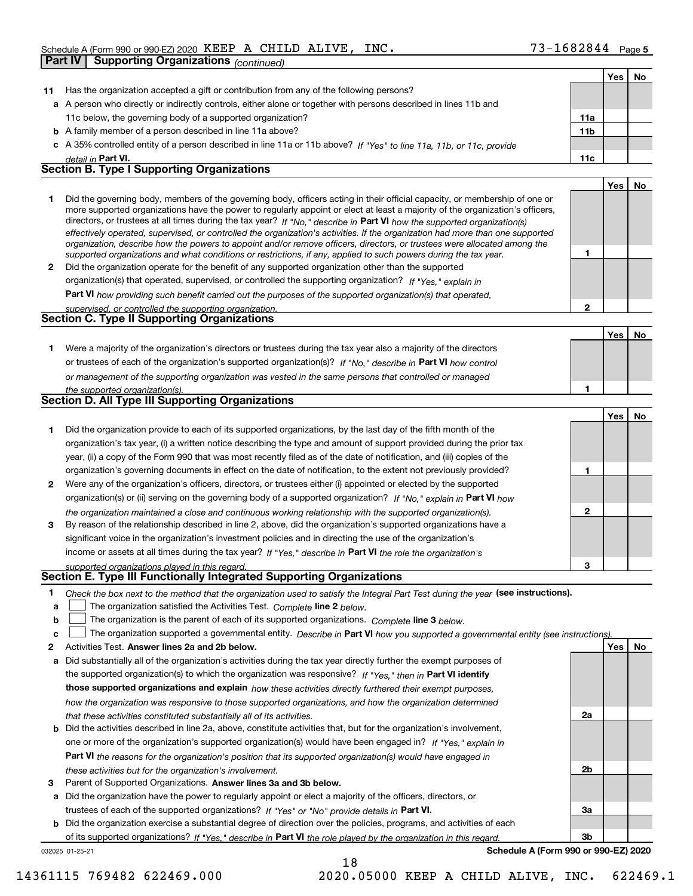Schedule A (Form 990 or 990-EZ) 2020 KEEP A CHILD ALIVE, INC. 73-1682844 Page 5

**Part IV | Supporting Organizations** *(continued)*

| | | | Yes | No |
|---|---|---|---|---|
| **11** | Has the organization accepted a gift or contribution from any of the following persons? | | | |
| **a** | A person who directly or indirectly controls, either alone or together with persons described in lines 11b and 11c below, the governing body of a supported organization? | **11a** | | |
| **b** | A family member of a person described in line 11a above? | **11b** | | |
| **c** | A 35% controlled entity of a person described in line 11a or 11b above? *If "Yes" to line 11a, 11b, or 11c, provide detail in* **Part VI.** | **11c** | | |

## Section B. Type I Supporting Organizations

| | | | Yes | No |
|---|---|---|---|---|
| **1** | Did the governing body, members of the governing body, officers acting in their official capacity, or membership of one or more supported organizations have the power to regularly appoint or elect at least a majority of the organization's officers, directors, or trustees at all times during the tax year? *If "No," describe in* **Part VI** *how the supported organization(s) effectively operated, supervised, or controlled the organization's activities. If the organization had more than one supported organization, describe how the powers to appoint and/or remove officers, directors, or trustees were allocated among the supported organizations and what conditions or restrictions, if any, applied to such powers during the tax year.* | **1** | | |
| **2** | Did the organization operate for the benefit of any supported organization other than the supported organization(s) that operated, supervised, or controlled the supporting organization? *If "Yes," explain in* **Part VI** *how providing such benefit carried out the purposes of the supported organization(s) that operated, supervised, or controlled the supporting organization.* | **2** | | |

## Section C. Type II Supporting Organizations

| | | | Yes | No |
|---|---|---|---|---|
| **1** | Were a majority of the organization's directors or trustees during the tax year also a majority of the directors or trustees of each of the organization's supported organization(s)? *If "No," describe in* **Part VI** *how control or management of the supporting organization was vested in the same persons that controlled or managed the supported organization(s).* | **1** | | |

## Section D. All Type III Supporting Organizations

| | | | Yes | No |
|---|---|---|---|---|
| **1** | Did the organization provide to each of its supported organizations, by the last day of the fifth month of the organization's tax year, (i) a written notice describing the type and amount of support provided during the prior tax year, (ii) a copy of the Form 990 that was most recently filed as of the date of notification, and (iii) copies of the organization's governing documents in effect on the date of notification, to the extent not previously provided? | **1** | | |
| **2** | Were any of the organization's officers, directors, or trustees either (i) appointed or elected by the supported organization(s) or (ii) serving on the governing body of a supported organization? *If "No," explain in* **Part VI** *how the organization maintained a close and continuous working relationship with the supported organization(s).* | **2** | | |
| **3** | By reason of the relationship described in line 2, above, did the organization's supported organizations have a significant voice in the organization's investment policies and in directing the use of the organization's income or assets at all times during the tax year? *If "Yes," describe in* **Part VI** *the role the organization's supported organizations played in this regard.* | **3** | | |

## Section E. Type III Functionally Integrated Supporting Organizations

**1** *Check the box next to the method that the organization used to satisfy the Integral Part Test during the year* **(see instructions).**

- **a** ☐ The organization satisfied the Activities Test. *Complete* **line 2** *below.*
- **b** ☐ The organization is the parent of each of its supported organizations. *Complete* **line 3** *below.*
- **c** ☐ The organization supported a governmental entity. *Describe in* **Part VI** *how you supported a governmental entity (see instructions).*

| | | | Yes | No |
|---|---|---|---|---|
| **2** | Activities Test. **Answer lines 2a and 2b below.** | | | |
| **a** | Did substantially all of the organization's activities during the tax year directly further the exempt purposes of the supported organization(s) to which the organization was responsive? *If "Yes," then in* **Part VI identify those supported organizations and explain** *how these activities directly furthered their exempt purposes, how the organization was responsive to those supported organizations, and how the organization determined that these activities constituted substantially all of its activities.* | **2a** | | |
| **b** | Did the activities described in line 2a, above, constitute activities that, but for the organization's involvement, one or more of the organization's supported organization(s) would have been engaged in? *If "Yes," explain in* **Part VI** *the reasons for the organization's position that its supported organization(s) would have engaged in these activities but for the organization's involvement.* | **2b** | | |
| **3** | Parent of Supported Organizations. **Answer lines 3a and 3b below.** | | | |
| **a** | Did the organization have the power to regularly appoint or elect a majority of the officers, directors, or trustees of each of the supported organizations? *If "Yes" or "No" provide details in* **Part VI.** | **3a** | | |
| **b** | Did the organization exercise a substantial degree of direction over the policies, programs, and activities of each of its supported organizations? *If "Yes," describe in* **Part VI** *the role played by the organization in this regard.* | **3b** | | |

032025 01-25-21 **Schedule A (Form 990 or 990-EZ) 2020**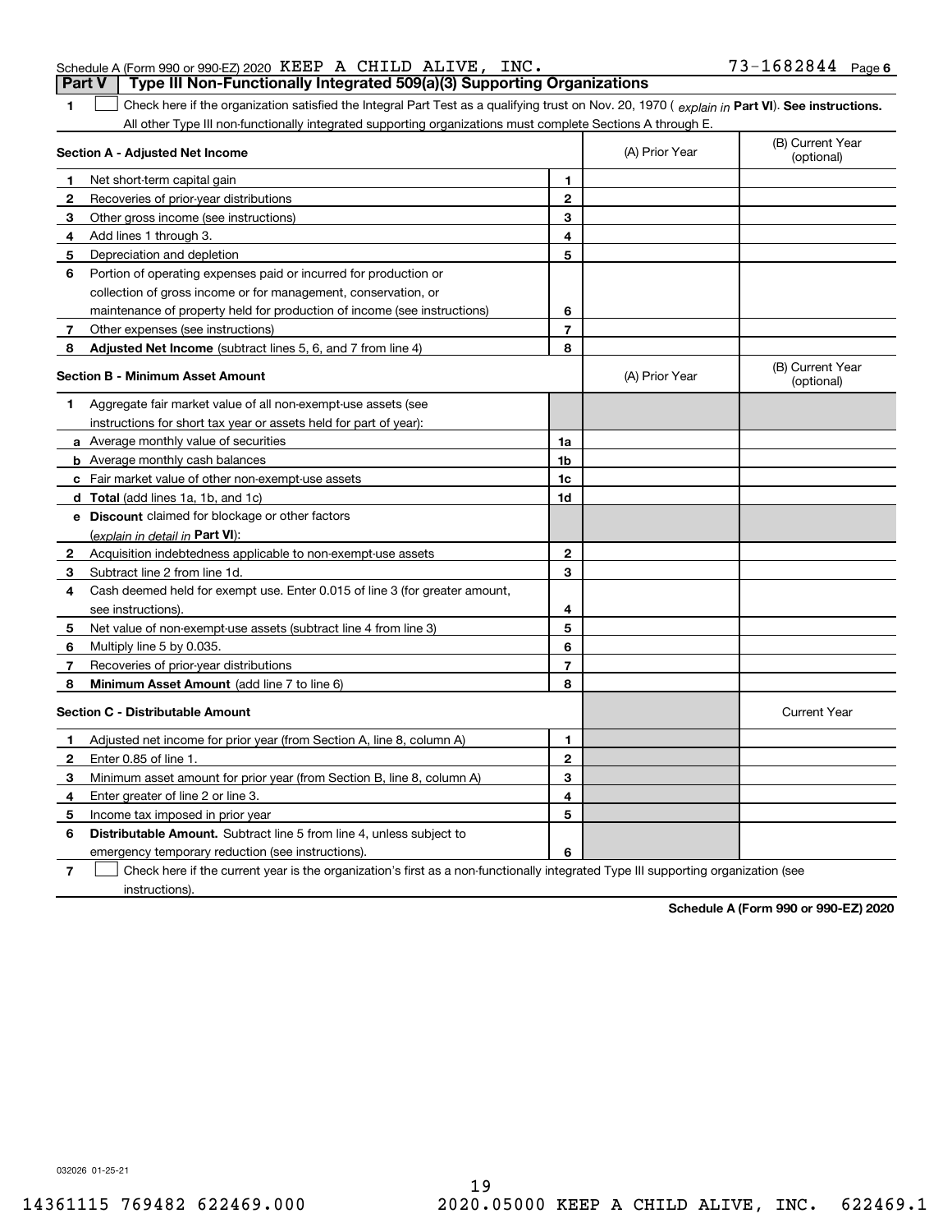Schedule A (Form 990 or 990-EZ) 2020 KEEP A CHILD ALIVE, INC. 73-1682844 Page 6

## Part V Type III Non-Functionally Integrated 509(a)(3) Supporting Organizations

**1** ☐ Check here if the organization satisfied the Integral Part Test as a qualifying trust on Nov. 20, 1970 ( *explain in* **Part VI**). **See instructions.** All other Type III non-functionally integrated supporting organizations must complete Sections A through E.

| **Section A - Adjusted Net Income** | | | (A) Prior Year | (B) Current Year (optional) |
|---|---|---|---|---|
| 1 | Net short-term capital gain | 1 | | |
| 2 | Recoveries of prior-year distributions | 2 | | |
| 3 | Other gross income (see instructions) | 3 | | |
| 4 | Add lines 1 through 3. | 4 | | |
| 5 | Depreciation and depletion | 5 | | |
| 6 | Portion of operating expenses paid or incurred for production or collection of gross income or for management, conservation, or maintenance of property held for production of income (see instructions) | 6 | | |
| 7 | Other expenses (see instructions) | 7 | | |
| 8 | **Adjusted Net Income** (subtract lines 5, 6, and 7 from line 4) | 8 | | |

| **Section B - Minimum Asset Amount** | | | (A) Prior Year | (B) Current Year (optional) |
|---|---|---|---|---|
| 1 | Aggregate fair market value of all non-exempt-use assets (see instructions for short tax year or assets held for part of year): | | | |
| a | Average monthly value of securities | 1a | | |
| b | Average monthly cash balances | 1b | | |
| c | Fair market value of other non-exempt-use assets | 1c | | |
| d | **Total** (add lines 1a, 1b, and 1c) | 1d | | |
| e | **Discount** claimed for blockage or other factors (*explain in detail in* **Part VI**): | | | |
| 2 | Acquisition indebtedness applicable to non-exempt-use assets | 2 | | |
| 3 | Subtract line 2 from line 1d. | 3 | | |
| 4 | Cash deemed held for exempt use. Enter 0.015 of line 3 (for greater amount, see instructions). | 4 | | |
| 5 | Net value of non-exempt-use assets (subtract line 4 from line 3) | 5 | | |
| 6 | Multiply line 5 by 0.035. | 6 | | |
| 7 | Recoveries of prior-year distributions | 7 | | |
| 8 | **Minimum Asset Amount** (add line 7 to line 6) | 8 | | |

| **Section C - Distributable Amount** | | | | Current Year |
|---|---|---|---|---|
| 1 | Adjusted net income for prior year (from Section A, line 8, column A) | 1 | | |
| 2 | Enter 0.85 of line 1. | 2 | | |
| 3 | Minimum asset amount for prior year (from Section B, line 8, column A) | 3 | | |
| 4 | Enter greater of line 2 or line 3. | 4 | | |
| 5 | Income tax imposed in prior year | 5 | | |
| 6 | **Distributable Amount.** Subtract line 5 from line 4, unless subject to emergency temporary reduction (see instructions). | 6 | | |

**7** ☐ Check here if the current year is the organization's first as a non-functionally integrated Type III supporting organization (see instructions).

**Schedule A (Form 990 or 990-EZ) 2020**

032026 01-25-21

14361115 769482 622469.000 2020.05000 KEEP A CHILD ALIVE, INC. 622469.1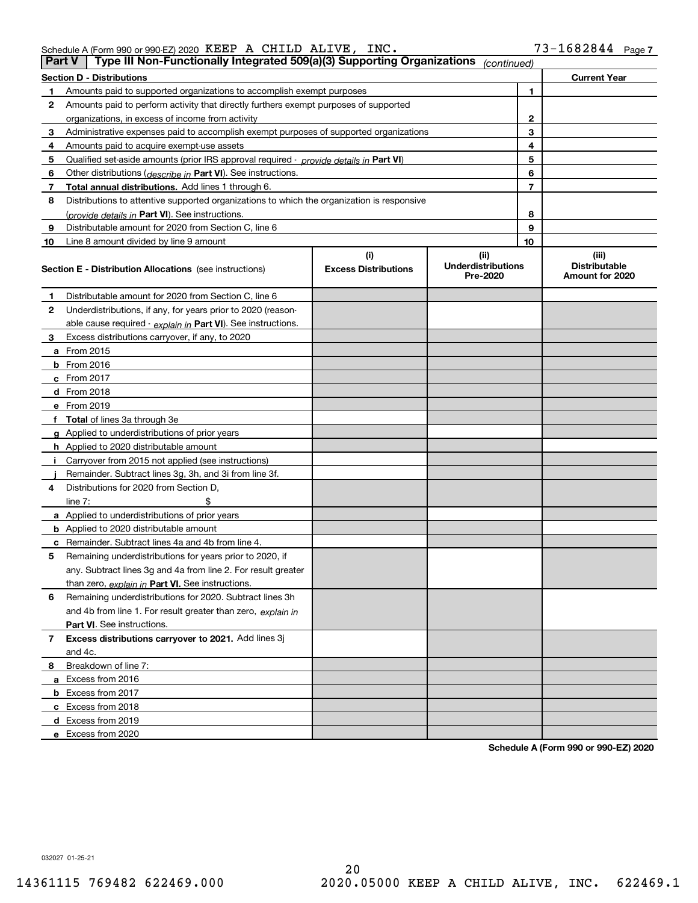Schedule A (Form 990 or 990-EZ) 2020 KEEP A CHILD ALIVE, INC. 73-1682844 Page 7

## Part V Type III Non-Functionally Integrated 509(a)(3) Supporting Organizations *(continued)*

| Section D - Distributions | | | Current Year |
|---|---|---|---|
| 1 | Amounts paid to supported organizations to accomplish exempt purposes | 1 | |
| 2 | Amounts paid to perform activity that directly furthers exempt purposes of supported organizations, in excess of income from activity | 2 | |
| 3 | Administrative expenses paid to accomplish exempt purposes of supported organizations | 3 | |
| 4 | Amounts paid to acquire exempt-use assets | 4 | |
| 5 | Qualified set-aside amounts (prior IRS approval required - *provide details in* **Part VI**) | 5 | |
| 6 | Other distributions (*describe in* **Part VI**). See instructions. | 6 | |
| 7 | **Total annual distributions.** Add lines 1 through 6. | 7 | |
| 8 | Distributions to attentive supported organizations to which the organization is responsive (*provide details in* **Part VI**). See instructions. | 8 | |
| 9 | Distributable amount for 2020 from Section C, line 6 | 9 | |
| 10 | Line 8 amount divided by line 9 amount | 10 | |

| **Section E - Distribution Allocations** (see instructions) | (i) Excess Distributions | (ii) Underdistributions Pre-2020 | (iii) Distributable Amount for 2020 |
|---|---|---|---|
| **1** Distributable amount for 2020 from Section C, line 6 | | | |
| **2** Underdistributions, if any, for years prior to 2020 (reasonable cause required - *explain in* **Part VI**). See instructions. | | | |
| **3** Excess distributions carryover, if any, to 2020 | | | |
| **a** From 2015 | | | |
| **b** From 2016 | | | |
| **c** From 2017 | | | |
| **d** From 2018 | | | |
| **e** From 2019 | | | |
| **f** **Total** of lines 3a through 3e | | | |
| **g** Applied to underdistributions of prior years | | | |
| **h** Applied to 2020 distributable amount | | | |
| **i** Carryover from 2015 not applied (see instructions) | | | |
| **j** Remainder. Subtract lines 3g, 3h, and 3i from line 3f. | | | |
| **4** Distributions for 2020 from Section D, line 7: $ | | | |
| **a** Applied to underdistributions of prior years | | | |
| **b** Applied to 2020 distributable amount | | | |
| **c** Remainder. Subtract lines 4a and 4b from line 4. | | | |
| **5** Remaining underdistributions for years prior to 2020, if any. Subtract lines 3g and 4a from line 2. For result greater than zero, *explain in* **Part VI.** See instructions. | | | |
| **6** Remaining underdistributions for 2020. Subtract lines 3h and 4b from line 1. For result greater than zero, *explain in* **Part VI**. See instructions. | | | |
| **7** **Excess distributions carryover to 2021.** Add lines 3j and 4c. | | | |
| **8** Breakdown of line 7: | | | |
| **a** Excess from 2016 | | | |
| **b** Excess from 2017 | | | |
| **c** Excess from 2018 | | | |
| **d** Excess from 2019 | | | |
| **e** Excess from 2020 | | | |

**Schedule A (Form 990 or 990-EZ) 2020**

032027 01-25-21

14361115 769482 622469.000 2020.05000 KEEP A CHILD ALIVE, INC. 622469.1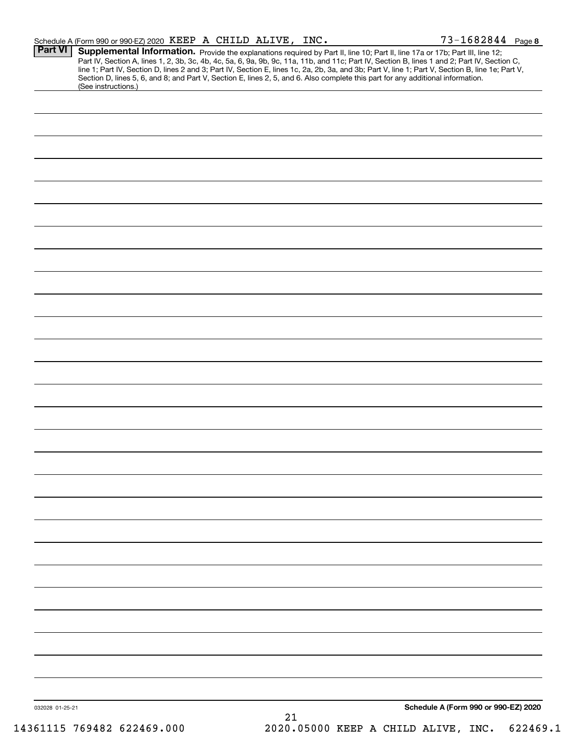Schedule A (Form 990 or 990-EZ) 2020 KEEP A CHILD ALIVE, INC. 73-1682844 Page 8

**Part VI** **Supplemental Information.** Provide the explanations required by Part II, line 10; Part II, line 17a or 17b; Part III, line 12; Part IV, Section A, lines 1, 2, 3b, 3c, 4b, 4c, 5a, 6, 9a, 9b, 9c, 11a, 11b, and 11c; Part IV, Section B, lines 1 and 2; Part IV, Section C, line 1; Part IV, Section D, lines 2 and 3; Part IV, Section E, lines 1c, 2a, 2b, 3a, and 3b; Part V, line 1; Part V, Section B, line 1e; Part V, Section D, lines 5, 6, and 8; and Part V, Section E, lines 2, 5, and 6. Also complete this part for any additional information. (See instructions.)

032028 01-25-21

**Schedule A (Form 990 or 990-EZ) 2020**

14361115 769482 622469.000 2020.05000 KEEP A CHILD ALIVE, INC. 622469.1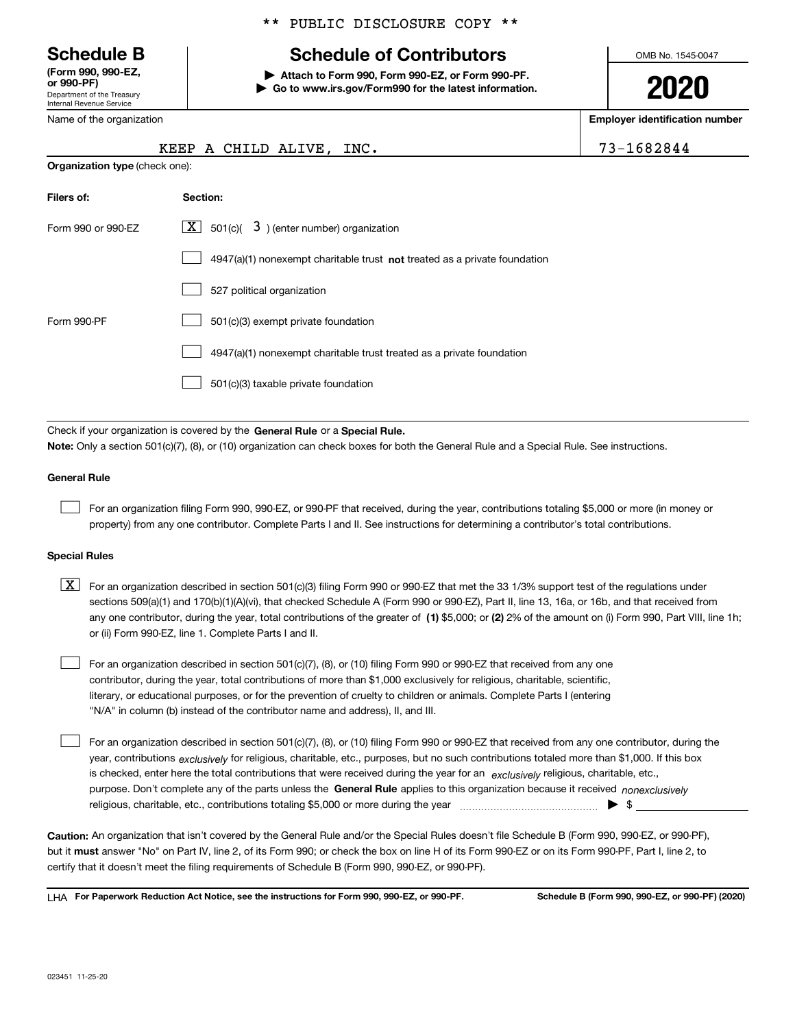** PUBLIC DISCLOSURE COPY **

# Schedule B

**(Form 990, 990-EZ, or 990-PF)**
Department of the Treasury
Internal Revenue Service

## Schedule of Contributors

**▶ Attach to Form 990, Form 990-EZ, or Form 990-PF.**
**▶ Go to www.irs.gov/Form990 for the latest information.**

OMB No. 1545-0047

**2020**

| Name of the organization | Employer identification number |
|---|---|
| KEEP A CHILD ALIVE, INC. | 73-1682844 |

**Organization type** (check one):

| Filers of: | Section: |
|---|---|
| Form 990 or 990-EZ | [X] 501(c)( 3 ) (enter number) organization |
| | [ ] 4947(a)(1) nonexempt charitable trust **not** treated as a private foundation |
| | [ ] 527 political organization |
| Form 990-PF | [ ] 501(c)(3) exempt private foundation |
| | [ ] 4947(a)(1) nonexempt charitable trust treated as a private foundation |
| | [ ] 501(c)(3) taxable private foundation |

Check if your organization is covered by the **General Rule** or a **Special Rule.**

**Note:** Only a section 501(c)(7), (8), or (10) organization can check boxes for both the General Rule and a Special Rule. See instructions.

**General Rule**

[ ] For an organization filing Form 990, 990-EZ, or 990-PF that received, during the year, contributions totaling $5,000 or more (in money or property) from any one contributor. Complete Parts I and II. See instructions for determining a contributor's total contributions.

**Special Rules**

[X] For an organization described in section 501(c)(3) filing Form 990 or 990-EZ that met the 33 1/3% support test of the regulations under sections 509(a)(1) and 170(b)(1)(A)(vi), that checked Schedule A (Form 990 or 990-EZ), Part II, line 13, 16a, or 16b, and that received from any one contributor, during the year, total contributions of the greater of **(1)** $5,000; or **(2)** 2% of the amount on (i) Form 990, Part VIII, line 1h; or (ii) Form 990-EZ, line 1. Complete Parts I and II.

[ ] For an organization described in section 501(c)(7), (8), or (10) filing Form 990 or 990-EZ that received from any one contributor, during the year, total contributions of more than $1,000 exclusively for religious, charitable, scientific, literary, or educational purposes, or for the prevention of cruelty to children or animals. Complete Parts I (entering "N/A" in column (b) instead of the contributor name and address), II, and III.

[ ] For an organization described in section 501(c)(7), (8), or (10) filing Form 990 or 990-EZ that received from any one contributor, during the year, contributions *exclusively* for religious, charitable, etc., purposes, but no such contributions totaled more than $1,000. If this box is checked, enter here the total contributions that were received during the year for an *exclusively* religious, charitable, etc., purpose. Don't complete any of the parts unless the **General Rule** applies to this organization because it received *nonexclusively* religious, charitable, etc., contributions totaling $5,000 or more during the year ▶ $

**Caution:** An organization that isn't covered by the General Rule and/or the Special Rules doesn't file Schedule B (Form 990, 990-EZ, or 990-PF), but it **must** answer "No" on Part IV, line 2, of its Form 990; or check the box on line H of its Form 990-EZ or on its Form 990-PF, Part I, line 2, to certify that it doesn't meet the filing requirements of Schedule B (Form 990, 990-EZ, or 990-PF).

LHA **For Paperwork Reduction Act Notice, see the instructions for Form 990, 990-EZ, or 990-PF.** **Schedule B (Form 990, 990-EZ, or 990-PF) (2020)**

023451 11-25-20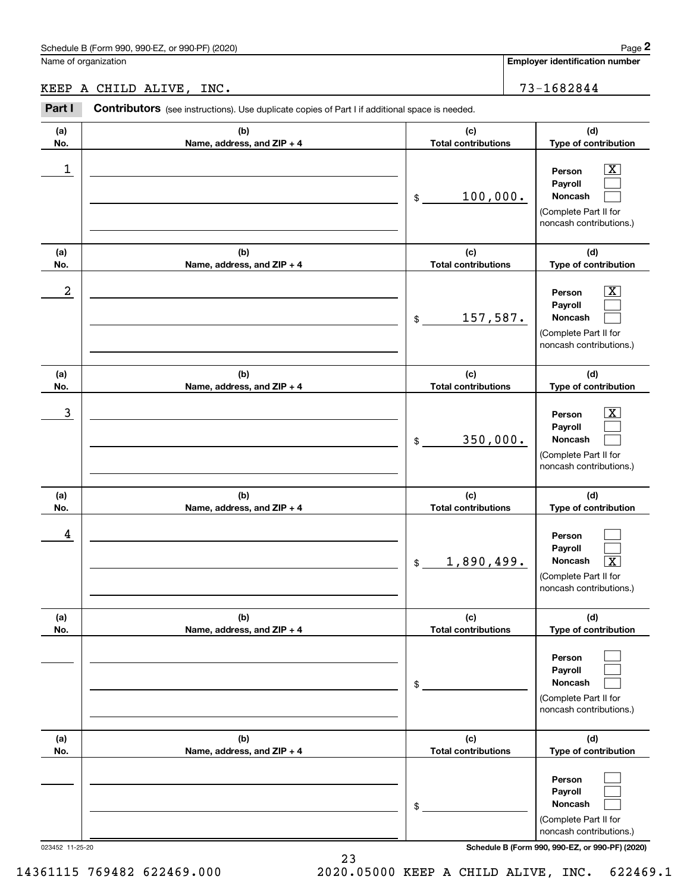Schedule B (Form 990, 990-EZ, or 990-PF) (2020)

| Name of organization | Employer identification number |
|---|---|
| KEEP A CHILD ALIVE, INC. | 73-1682844 |

**Part I** **Contributors** (see instructions). Use duplicate copies of Part I if additional space is needed.

| (a) No. | (b) Name, address, and ZIP + 4 | (c) Total contributions | (d) Type of contribution |
|---|---|---|---|
| 1 | | $ 100,000. | Person [X] Payroll [ ] Noncash [ ] (Complete Part II for noncash contributions.) |
| 2 | | $ 157,587. | Person [X] Payroll [ ] Noncash [ ] (Complete Part II for noncash contributions.) |
| 3 | | $ 350,000. | Person [X] Payroll [ ] Noncash [ ] (Complete Part II for noncash contributions.) |
| 4 | | $ 1,890,499. | Person [ ] Payroll [ ] Noncash [X] (Complete Part II for noncash contributions.) |
| | | $ | Person [ ] Payroll [ ] Noncash [ ] (Complete Part II for noncash contributions.) |
| | | $ | Person [ ] Payroll [ ] Noncash [ ] (Complete Part II for noncash contributions.) |

023452 11-25-20 Schedule B (Form 990, 990-EZ, or 990-PF) (2020)

14361115 769482 622469.000 2020.05000 KEEP A CHILD ALIVE, INC. 622469.1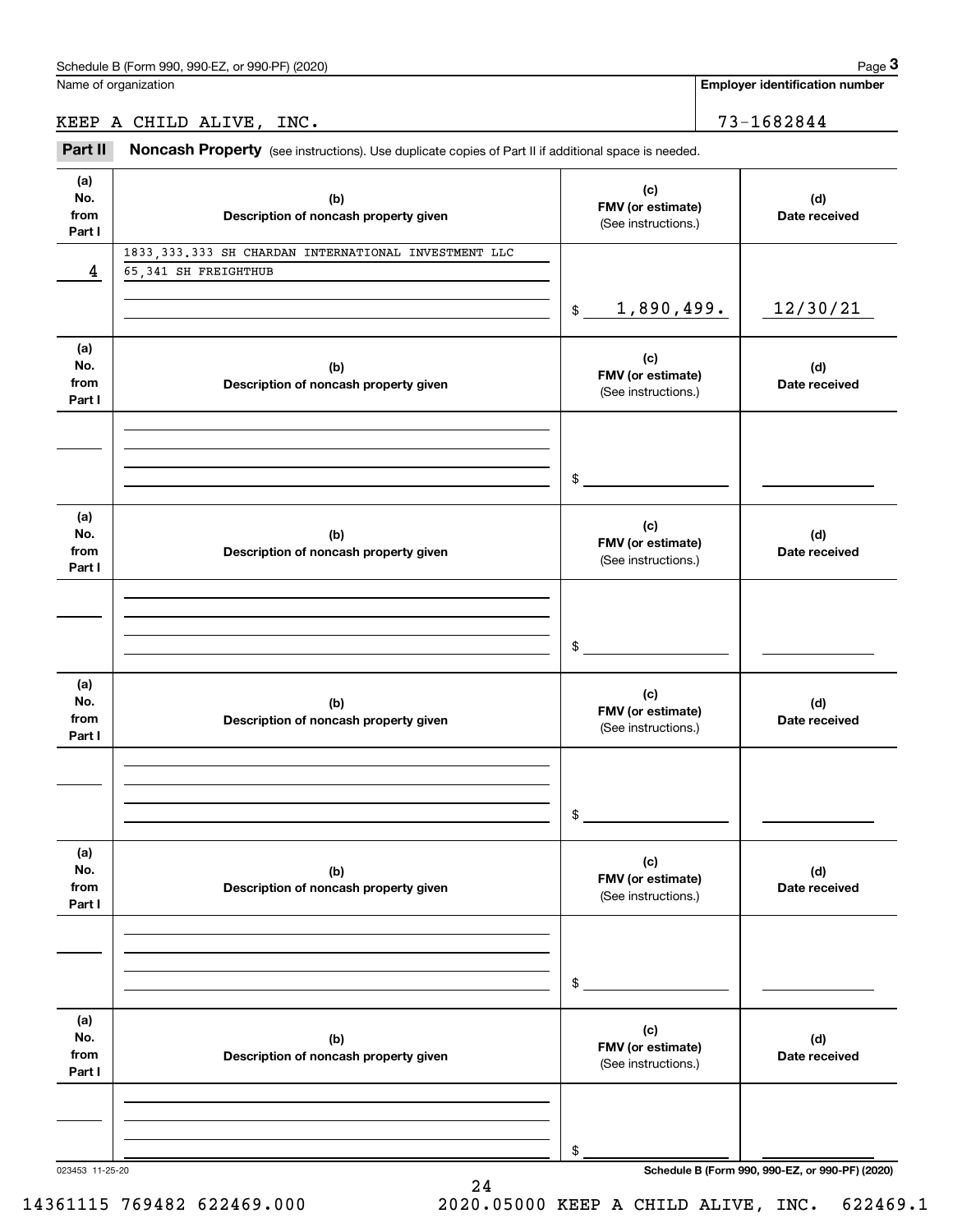Name of organization

KEEP A CHILD ALIVE, INC.

**Employer identification number**

73-1682844

**Part II** **Noncash Property** (see instructions). Use duplicate copies of Part II if additional space is needed.

| (a) No. from Part I | (b) Description of noncash property given | (c) FMV (or estimate) (See instructions.) | (d) Date received |
|---|---|---|---|
| 4 | 1833,333.333 SH CHARDAN INTERNATIONAL INVESTMENT LLC<br>65,341 SH FREIGHTHUB | $ 1,890,499. | 12/30/21 |

| (a) No. from Part I | (b) Description of noncash property given | (c) FMV (or estimate) (See instructions.) | (d) Date received |
|---|---|---|---|
| | | $ | |

| (a) No. from Part I | (b) Description of noncash property given | (c) FMV (or estimate) (See instructions.) | (d) Date received |
|---|---|---|---|
| | | $ | |

| (a) No. from Part I | (b) Description of noncash property given | (c) FMV (or estimate) (See instructions.) | (d) Date received |
|---|---|---|---|
| | | $ | |

| (a) No. from Part I | (b) Description of noncash property given | (c) FMV (or estimate) (See instructions.) | (d) Date received |
|---|---|---|---|
| | | $ | |

| (a) No. from Part I | (b) Description of noncash property given | (c) FMV (or estimate) (See instructions.) | (d) Date received |
|---|---|---|---|
| | | $ | |

023453 11-25-20

**Schedule B (Form 990, 990-EZ, or 990-PF) (2020)**

14361115 769482 622469.000 2020.05000 KEEP A CHILD ALIVE, INC. 622469.1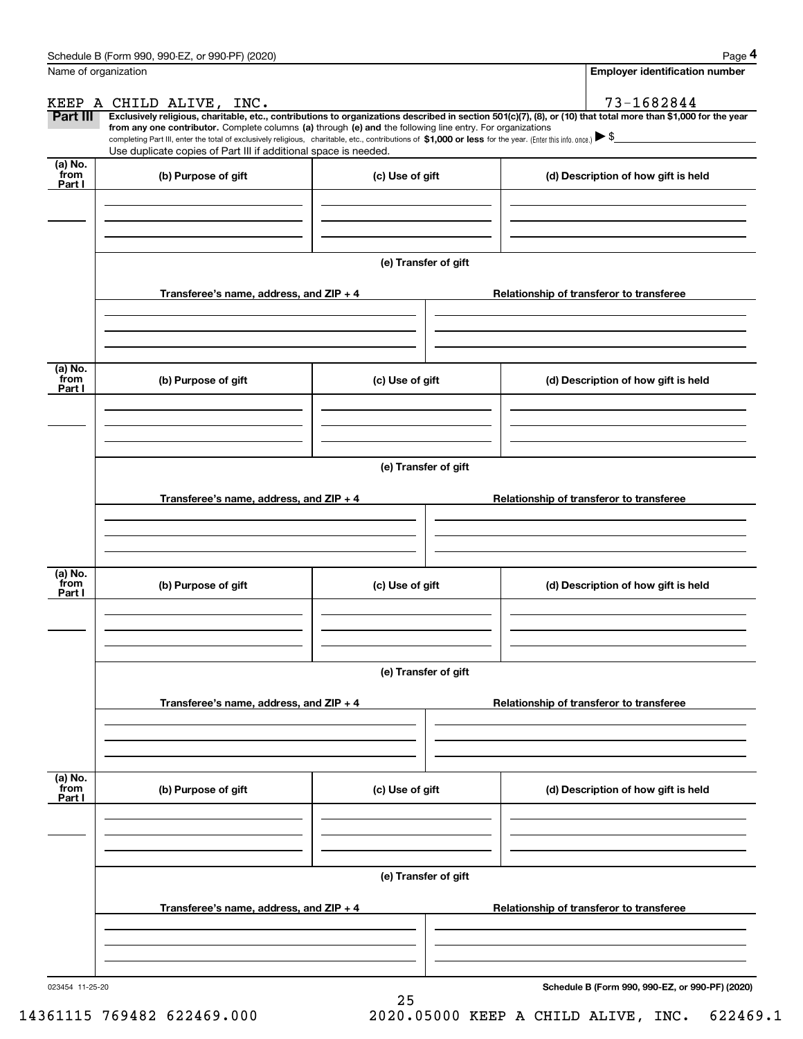Name of organization

KEEP A CHILD ALIVE, INC.

**Employer identification number**

73-1682844

**Part III** **Exclusively religious, charitable, etc., contributions to organizations described in section 501(c)(7), (8), or (10) that total more than $1,000 for the year from any one contributor.** Complete columns **(a)** through **(e) and** the following line entry. For organizations completing Part III, enter the total of exclusively religious, charitable, etc., contributions of **$1,000 or less** for the year. (Enter this info. once.) ▶ $

Use duplicate copies of Part III if additional space is needed.

| (a) No. from Part I | (b) Purpose of gift | (c) Use of gift | (d) Description of how gift is held |
|---|---|---|---|
| | | | |

(e) Transfer of gift

| Transferee's name, address, and ZIP + 4 | Relationship of transferor to transferee |
|---|---|
| | |

| (a) No. from Part I | (b) Purpose of gift | (c) Use of gift | (d) Description of how gift is held |
|---|---|---|---|
| | | | |

(e) Transfer of gift

| Transferee's name, address, and ZIP + 4 | Relationship of transferor to transferee |
|---|---|
| | |

| (a) No. from Part I | (b) Purpose of gift | (c) Use of gift | (d) Description of how gift is held |
|---|---|---|---|
| | | | |

(e) Transfer of gift

| Transferee's name, address, and ZIP + 4 | Relationship of transferor to transferee |
|---|---|
| | |

| (a) No. from Part I | (b) Purpose of gift | (c) Use of gift | (d) Description of how gift is held |
|---|---|---|---|
| | | | |

(e) Transfer of gift

| Transferee's name, address, and ZIP + 4 | Relationship of transferor to transferee |
|---|---|
| | |

023454 11-25-20

14361115 769482 622469.000 2020.05000 KEEP A CHILD ALIVE, INC. 622469.1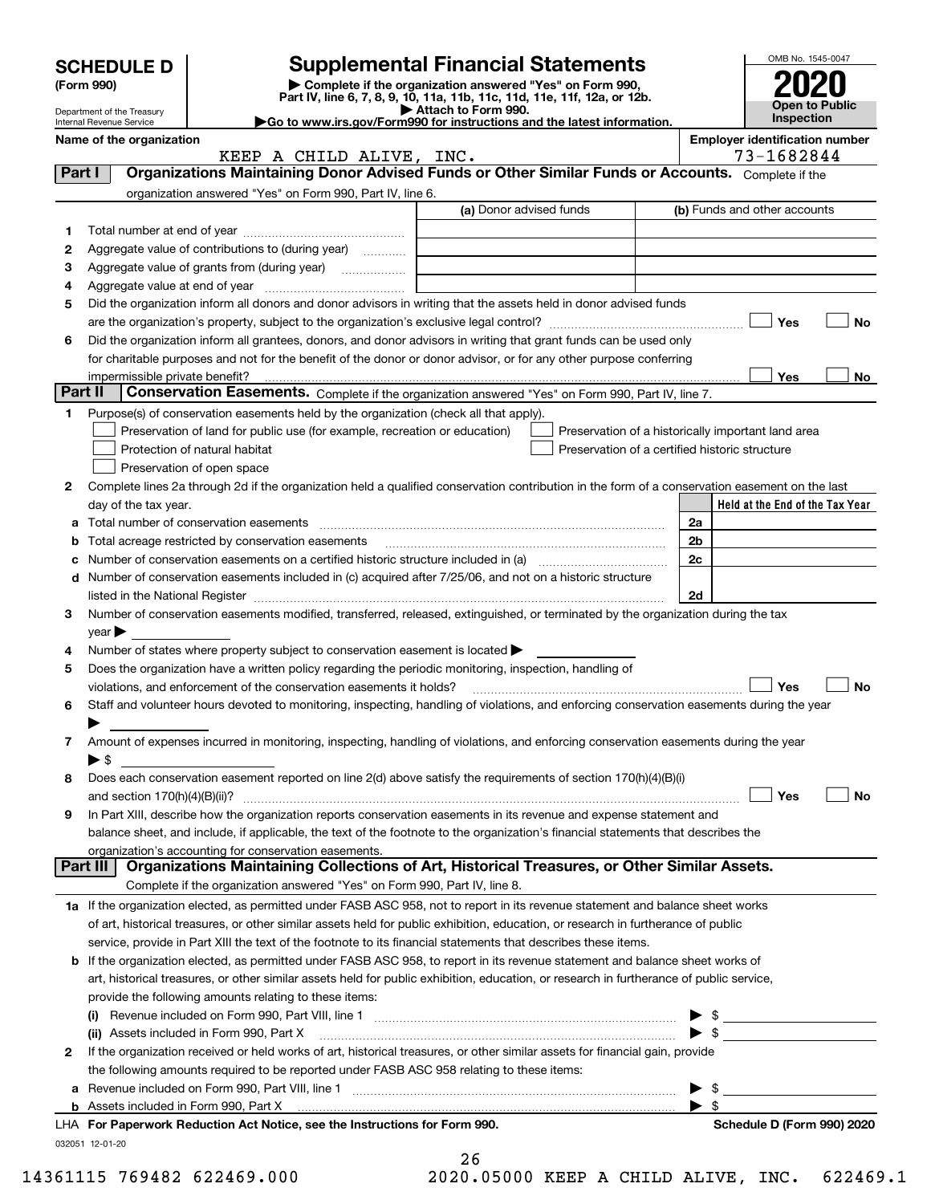# SCHEDULE D (Form 990)

Department of the Treasury
Internal Revenue Service

## Supplemental Financial Statements

▶ Complete if the organization answered "Yes" on Form 990, Part IV, line 6, 7, 8, 9, 10, 11a, 11b, 11c, 11d, 11e, 11f, 12a, or 12b.
▶ Attach to Form 990.
▶Go to www.irs.gov/Form990 for instructions and the latest information.

OMB No. 1545-0047
**2020**
**Open to Public Inspection**

**Name of the organization:** KEEP A CHILD ALIVE, INC.
**Employer identification number:** 73-1682844

### Part I — Organizations Maintaining Donor Advised Funds or Other Similar Funds or Accounts.
Complete if the organization answered "Yes" on Form 990, Part IV, line 6.

| | | (a) Donor advised funds | (b) Funds and other accounts |
|---|---|---|---|
| 1 | Total number at end of year | | |
| 2 | Aggregate value of contributions to (during year) | | |
| 3 | Aggregate value of grants from (during year) | | |
| 4 | Aggregate value at end of year | | |

5 Did the organization inform all donors and donor advisors in writing that the assets held in donor advised funds are the organization's property, subject to the organization's exclusive legal control? ☐ Yes ☐ No

6 Did the organization inform all grantees, donors, and donor advisors in writing that grant funds can be used only for charitable purposes and not for the benefit of the donor or donor advisor, or for any other purpose conferring impermissible private benefit? ☐ Yes ☐ No

### Part II — Conservation Easements.
Complete if the organization answered "Yes" on Form 990, Part IV, line 7.

1 Purpose(s) of conservation easements held by the organization (check all that apply).
- ☐ Preservation of land for public use (for example, recreation or education)
- ☐ Protection of natural habitat
- ☐ Preservation of open space
- ☐ Preservation of a historically important land area
- ☐ Preservation of a certified historic structure

2 Complete lines 2a through 2d if the organization held a qualified conservation contribution in the form of a conservation easement on the last day of the tax year.

| | | | Held at the End of the Tax Year |
|---|---|---|---|
| a | Total number of conservation easements | 2a | |
| b | Total acreage restricted by conservation easements | 2b | |
| c | Number of conservation easements on a certified historic structure included in (a) | 2c | |
| d | Number of conservation easements included in (c) acquired after 7/25/06, and not on a historic structure listed in the National Register | 2d | |

3 Number of conservation easements modified, transferred, released, extinguished, or terminated by the organization during the tax year ▶

4 Number of states where property subject to conservation easement is located ▶

5 Does the organization have a written policy regarding the periodic monitoring, inspection, handling of violations, and enforcement of the conservation easements it holds? ☐ Yes ☐ No

6 Staff and volunteer hours devoted to monitoring, inspecting, handling of violations, and enforcing conservation easements during the year ▶

7 Amount of expenses incurred in monitoring, inspecting, handling of violations, and enforcing conservation easements during the year ▶ $

8 Does each conservation easement reported on line 2(d) above satisfy the requirements of section 170(h)(4)(B)(i) and section 170(h)(4)(B)(ii)? ☐ Yes ☐ No

9 In Part XIII, describe how the organization reports conservation easements in its revenue and expense statement and balance sheet, and include, if applicable, the text of the footnote to the organization's financial statements that describes the organization's accounting for conservation easements.

### Part III — Organizations Maintaining Collections of Art, Historical Treasures, or Other Similar Assets.
Complete if the organization answered "Yes" on Form 990, Part IV, line 8.

1a If the organization elected, as permitted under FASB ASC 958, not to report in its revenue statement and balance sheet works of art, historical treasures, or other similar assets held for public exhibition, education, or research in furtherance of public service, provide in Part XIII the text of the footnote to its financial statements that describes these items.

b If the organization elected, as permitted under FASB ASC 958, to report in its revenue statement and balance sheet works of art, historical treasures, or other similar assets held for public exhibition, education, or research in furtherance of public service, provide the following amounts relating to these items:

(i) Revenue included on Form 990, Part VIII, line 1 ▶ $

(ii) Assets included in Form 990, Part X ▶ $

2 If the organization received or held works of art, historical treasures, or other similar assets for financial gain, provide the following amounts required to be reported under FASB ASC 958 relating to these items:

a Revenue included on Form 990, Part VIII, line 1 ▶ $

b Assets included in Form 990, Part X ▶ $

LHA **For Paperwork Reduction Act Notice, see the Instructions for Form 990.** **Schedule D (Form 990) 2020**

032051 12-01-20

14361115 769482 622469.000 2020.05000 KEEP A CHILD ALIVE, INC. 622469.1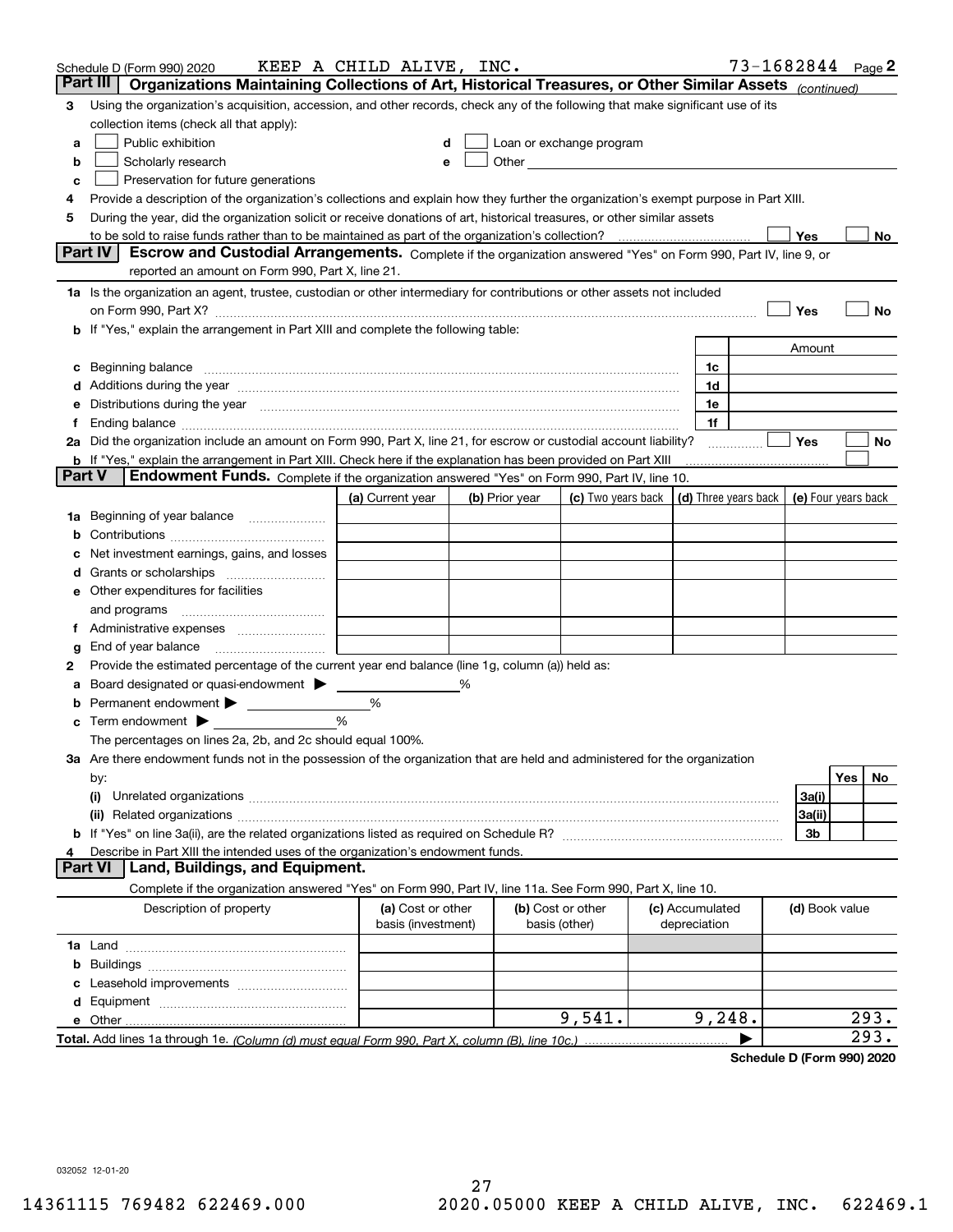Schedule D (Form 990) 2020 KEEP A CHILD ALIVE, INC. 73-1682844 Page 2

## Part III Organizations Maintaining Collections of Art, Historical Treasures, or Other Similar Assets *(continued)*

**3** Using the organization's acquisition, accession, and other records, check any of the following that make significant use of its collection items (check all that apply):

- **a** ☐ Public exhibition
- **b** ☐ Scholarly research
- **c** ☐ Preservation for future generations
- **d** ☐ Loan or exchange program
- **e** ☐ Other

**4** Provide a description of the organization's collections and explain how they further the organization's exempt purpose in Part XIII.

**5** During the year, did the organization solicit or receive donations of art, historical treasures, or other similar assets to be sold to raise funds rather than to be maintained as part of the organization's collection? ☐ Yes ☐ No

## Part IV Escrow and Custodial Arrangements.

Complete if the organization answered "Yes" on Form 990, Part IV, line 9, or reported an amount on Form 990, Part X, line 21.

**1a** Is the organization an agent, trustee, custodian or other intermediary for contributions or other assets not included on Form 990, Part X? ☐ Yes ☐ No

**b** If "Yes," explain the arrangement in Part XIII and complete the following table:

| | | Amount |
|---|---|---|
| **c** Beginning balance | 1c | |
| **d** Additions during the year | 1d | |
| **e** Distributions during the year | 1e | |
| **f** Ending balance | 1f | |

**2a** Did the organization include an amount on Form 990, Part X, line 21, for escrow or custodial account liability? ☐ Yes ☐ No

**b** If "Yes," explain the arrangement in Part XIII. Check here if the explanation has been provided on Part XIII ☐

## Part V Endowment Funds.

Complete if the organization answered "Yes" on Form 990, Part IV, line 10.

| | (a) Current year | (b) Prior year | (c) Two years back | (d) Three years back | (e) Four years back |
|---|---|---|---|---|---|
| **1a** Beginning of year balance | | | | | |
| **b** Contributions | | | | | |
| **c** Net investment earnings, gains, and losses | | | | | |
| **d** Grants or scholarships | | | | | |
| **e** Other expenditures for facilities and programs | | | | | |
| **f** Administrative expenses | | | | | |
| **g** End of year balance | | | | | |

**2** Provide the estimated percentage of the current year end balance (line 1g, column (a)) held as:

- **a** Board designated or quasi-endowment ▶ ______ %
- **b** Permanent endowment ▶ ______ %
- **c** Term endowment ▶ ______ %

The percentages on lines 2a, 2b, and 2c should equal 100%.

**3a** Are there endowment funds not in the possession of the organization that are held and administered for the organization by:

| | | Yes | No |
|---|---|---|---|
| **(i)** Unrelated organizations | 3a(i) | | |
| **(ii)** Related organizations | 3a(ii) | | |
| **b** If "Yes" on line 3a(ii), are the related organizations listed as required on Schedule R? | 3b | | |

**4** Describe in Part XIII the intended uses of the organization's endowment funds.

## Part VI Land, Buildings, and Equipment.

Complete if the organization answered "Yes" on Form 990, Part IV, line 11a. See Form 990, Part X, line 10.

| Description of property | (a) Cost or other basis (investment) | (b) Cost or other basis (other) | (c) Accumulated depreciation | (d) Book value |
|---|---|---|---|---|
| **1a** Land | | | | |
| **b** Buildings | | | | |
| **c** Leasehold improvements | | | | |
| **d** Equipment | | | | |
| **e** Other | | 9,541. | 9,248. | 293. |
| **Total.** Add lines 1a through 1e. *(Column (d) must equal Form 990, Part X, column (B), line 10c.)* | | | ▶ | 293. |

**Schedule D (Form 990) 2020**

032052 12-01-20

14361115 769482 622469.000 2020.05000 KEEP A CHILD ALIVE, INC. 622469.1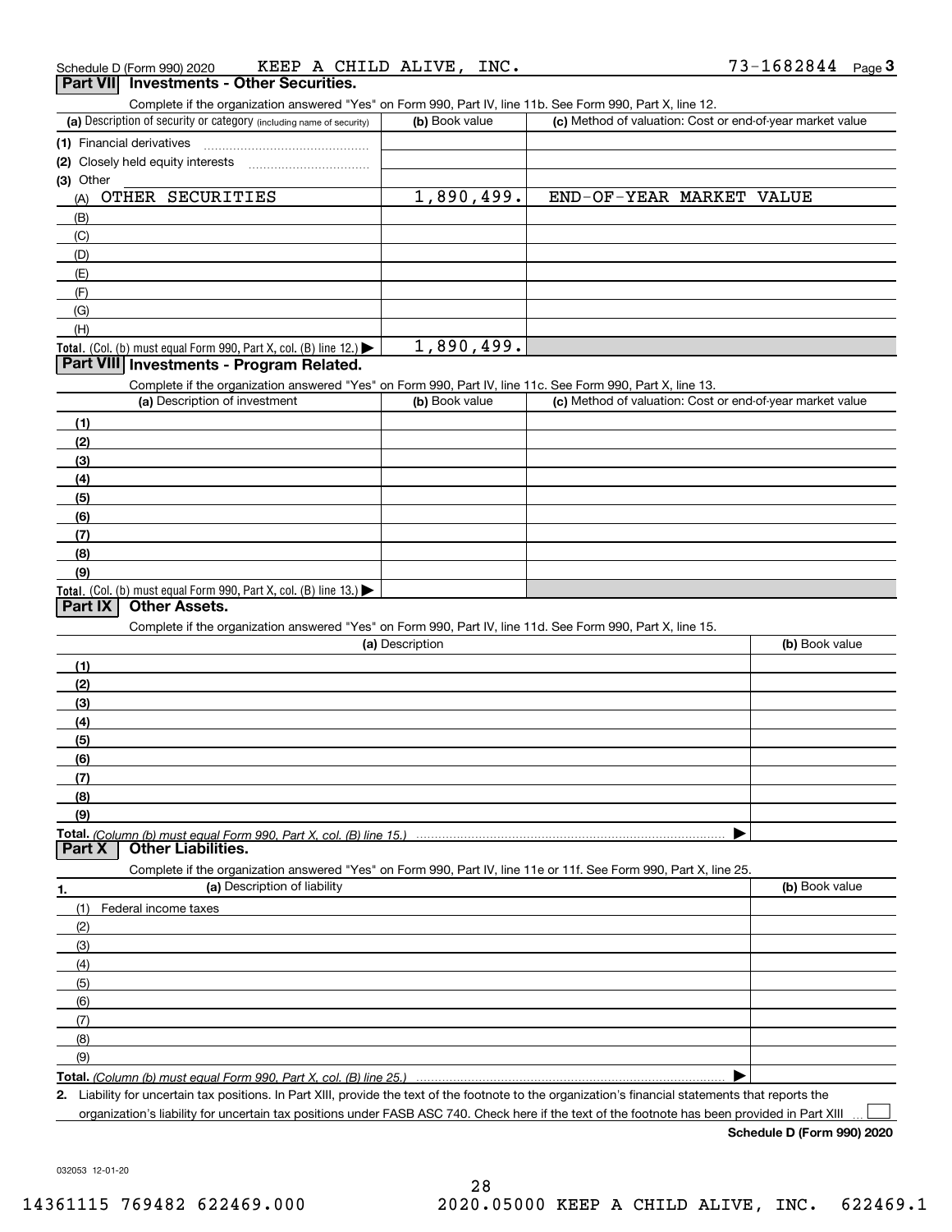Schedule D (Form 990) 2020 KEEP A CHILD ALIVE, INC. 73-1682844

## Part VII Investments - Other Securities.

Complete if the organization answered "Yes" on Form 990, Part IV, line 11b. See Form 990, Part X, line 12.

| (a) Description of security or category (including name of security) | (b) Book value | (c) Method of valuation: Cost or end-of-year market value |
|---|---|---|
| (1) Financial derivatives | | |
| (2) Closely held equity interests | | |
| (3) Other | | |
| (A) OTHER SECURITIES | 1,890,499. | END-OF-YEAR MARKET VALUE |
| (B) | | |
| (C) | | |
| (D) | | |
| (E) | | |
| (F) | | |
| (G) | | |
| (H) | | |
| **Total.** (Col. (b) must equal Form 990, Part X, col. (B) line 12.) | 1,890,499. | |

## Part VIII Investments - Program Related.

Complete if the organization answered "Yes" on Form 990, Part IV, line 11c. See Form 990, Part X, line 13.

| (a) Description of investment | (b) Book value | (c) Method of valuation: Cost or end-of-year market value |
|---|---|---|
| (1) | | |
| (2) | | |
| (3) | | |
| (4) | | |
| (5) | | |
| (6) | | |
| (7) | | |
| (8) | | |
| (9) | | |
| **Total.** (Col. (b) must equal Form 990, Part X, col. (B) line 13.) | | |

## Part IX Other Assets.

Complete if the organization answered "Yes" on Form 990, Part IV, line 11d. See Form 990, Part X, line 15.

| (a) Description | (b) Book value |
|---|---|
| (1) | |
| (2) | |
| (3) | |
| (4) | |
| (5) | |
| (6) | |
| (7) | |
| (8) | |
| (9) | |
| **Total.** *(Column (b) must equal Form 990, Part X, col. (B) line 15.)* | |

## Part X Other Liabilities.

Complete if the organization answered "Yes" on Form 990, Part IV, line 11e or 11f. See Form 990, Part X, line 25.

| 1. (a) Description of liability | (b) Book value |
|---|---|
| (1) Federal income taxes | |
| (2) | |
| (3) | |
| (4) | |
| (5) | |
| (6) | |
| (7) | |
| (8) | |
| (9) | |
| **Total.** *(Column (b) must equal Form 990, Part X, col. (B) line 25.)* | |

2. Liability for uncertain tax positions. In Part XIII, provide the text of the footnote to the organization's financial statements that reports the organization's liability for uncertain tax positions under FASB ASC 740. Check here if the text of the footnote has been provided in Part XIII ☐

**Schedule D (Form 990) 2020**

032053 12-01-20

14361115 769482 622469.000 2020.05000 KEEP A CHILD ALIVE, INC. 622469.1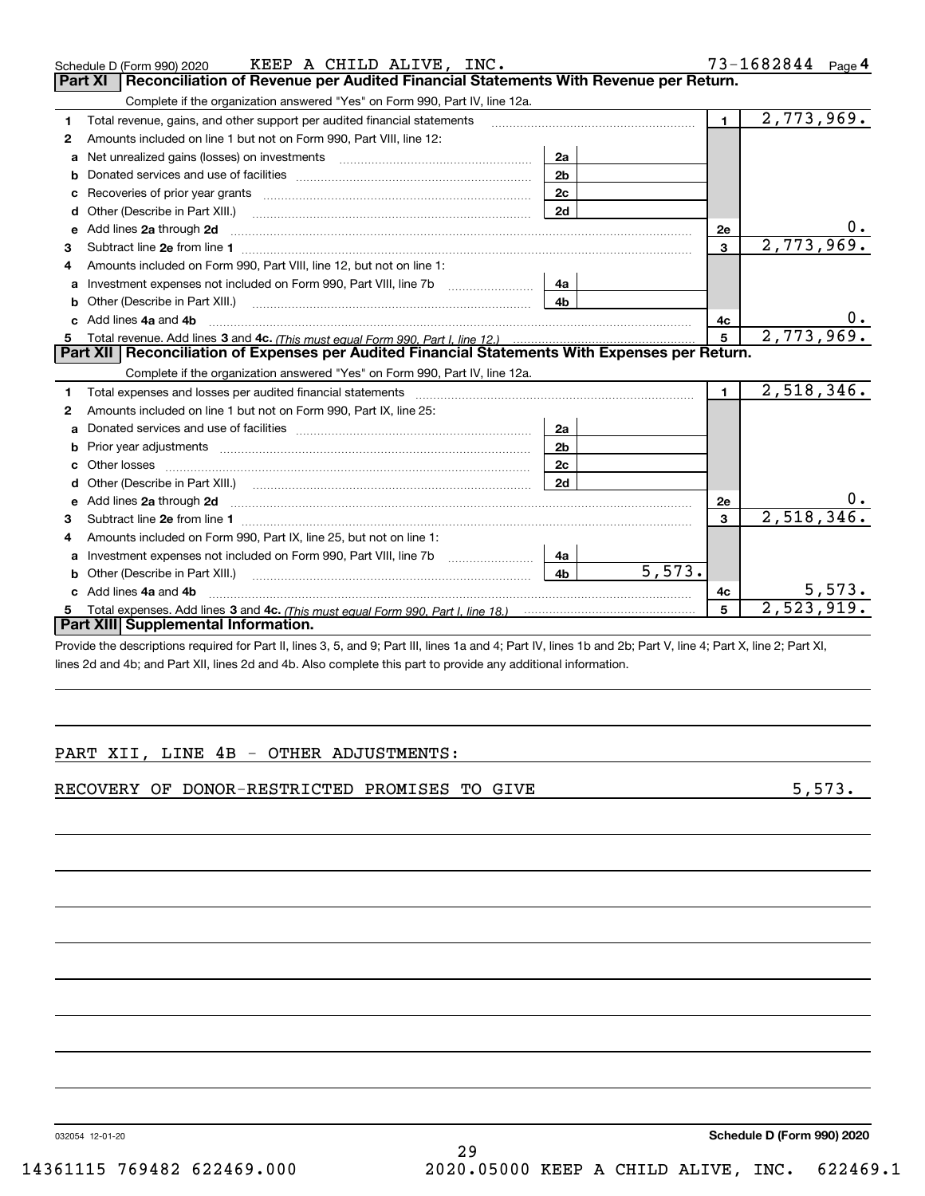Schedule D (Form 990) 2020 KEEP A CHILD ALIVE, INC. 73-1682844 Page 4

## Part XI Reconciliation of Revenue per Audited Financial Statements With Revenue per Return.

Complete if the organization answered "Yes" on Form 990, Part IV, line 12a.

| | | | | | |
|---|---|---|---|---|---|
| 1 | Total revenue, gains, and other support per audited financial statements | | | 1 | 2,773,969. |
| 2 | Amounts included on line 1 but not on Form 990, Part VIII, line 12: | | | | |
| a | Net unrealized gains (losses) on investments | 2a | | | |
| b | Donated services and use of facilities | 2b | | | |
| c | Recoveries of prior year grants | 2c | | | |
| d | Other (Describe in Part XIII.) | 2d | | | |
| e | Add lines 2a through 2d | | | 2e | 0. |
| 3 | Subtract line 2e from line 1 | | | 3 | 2,773,969. |
| 4 | Amounts included on Form 990, Part VIII, line 12, but not on line 1: | | | | |
| a | Investment expenses not included on Form 990, Part VIII, line 7b | 4a | | | |
| b | Other (Describe in Part XIII.) | 4b | | | |
| c | Add lines 4a and 4b | | | 4c | 0. |
| 5 | Total revenue. Add lines 3 and 4c. *(This must equal Form 990, Part I, line 12.)* | | | 5 | 2,773,969. |

## Part XII Reconciliation of Expenses per Audited Financial Statements With Expenses per Return.

Complete if the organization answered "Yes" on Form 990, Part IV, line 12a.

| | | | | | |
|---|---|---|---|---|---|
| 1 | Total expenses and losses per audited financial statements | | | 1 | 2,518,346. |
| 2 | Amounts included on line 1 but not on Form 990, Part IX, line 25: | | | | |
| a | Donated services and use of facilities | 2a | | | |
| b | Prior year adjustments | 2b | | | |
| c | Other losses | 2c | | | |
| d | Other (Describe in Part XIII.) | 2d | | | |
| e | Add lines 2a through 2d | | | 2e | 0. |
| 3 | Subtract line 2e from line 1 | | | 3 | 2,518,346. |
| 4 | Amounts included on Form 990, Part IX, line 25, but not on line 1: | | | | |
| a | Investment expenses not included on Form 990, Part VIII, line 7b | 4a | | | |
| b | Other (Describe in Part XIII.) | 4b | 5,573. | | |
| c | Add lines 4a and 4b | | | 4c | 5,573. |
| 5 | Total expenses. Add lines 3 and 4c. *(This must equal Form 990, Part I, line 18.)* | | | 5 | 2,523,919. |

## Part XIII Supplemental Information.

Provide the descriptions required for Part II, lines 3, 5, and 9; Part III, lines 1a and 4; Part IV, lines 1b and 2b; Part V, line 4; Part X, line 2; Part XI, lines 2d and 4b; and Part XII, lines 2d and 4b. Also complete this part to provide any additional information.

PART XII, LINE 4B - OTHER ADJUSTMENTS:

RECOVERY OF DONOR-RESTRICTED PROMISES TO GIVE 5,573.

032054 12-01-20 Schedule D (Form 990) 2020

14361115 769482 622469.000 2020.05000 KEEP A CHILD ALIVE, INC. 622469.1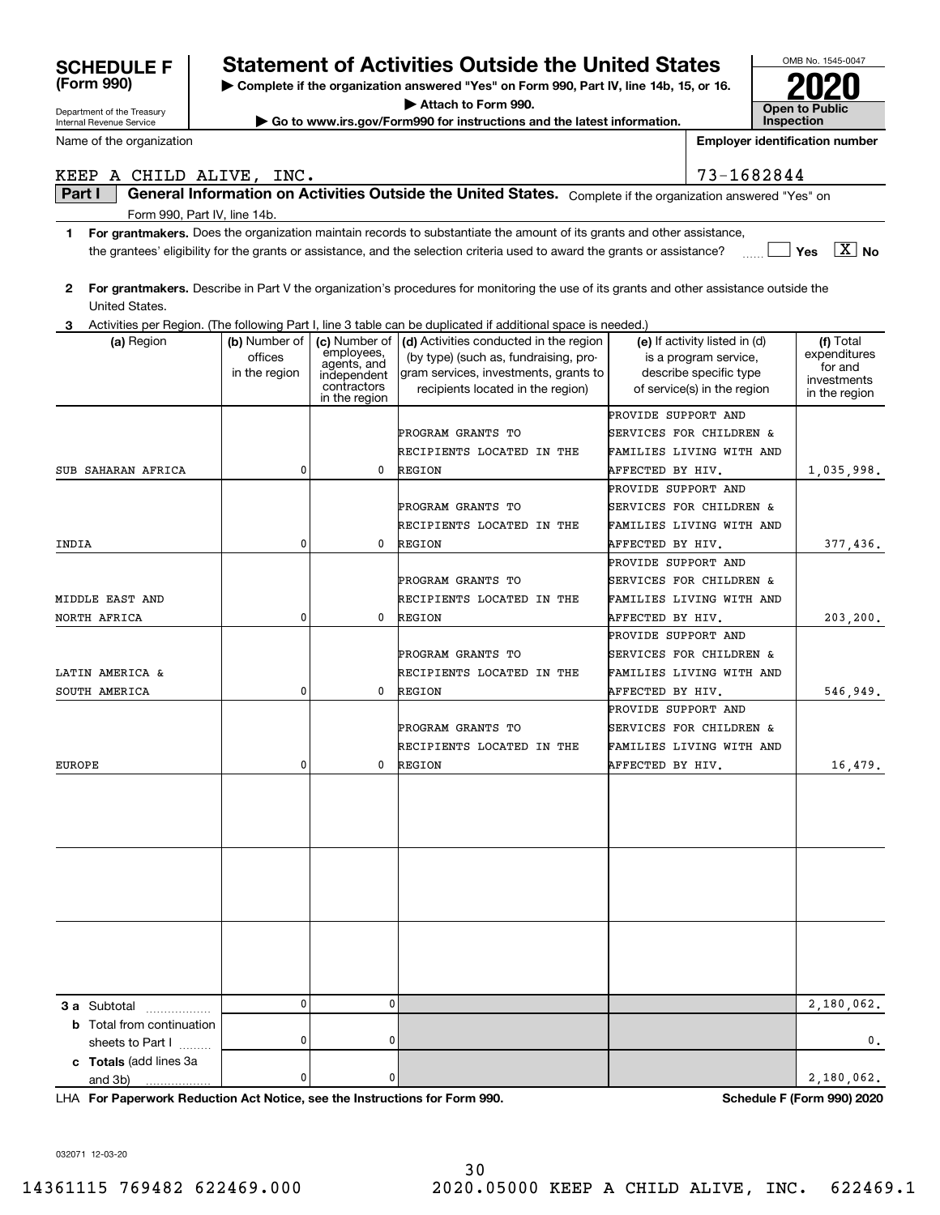# SCHEDULE F (Form 990)

Department of the Treasury
Internal Revenue Service

## Statement of Activities Outside the United States

▶ Complete if the organization answered "Yes" on Form 990, Part IV, line 14b, 15, or 16.
▶ Attach to Form 990.
▶ Go to www.irs.gov/Form990 for instructions and the latest information.

OMB No. 1545-0047

**2020**

**Open to Public Inspection**

Name of the organization: KEEP A CHILD ALIVE, INC.

Employer identification number: 73-1682844

**Part I** **General Information on Activities Outside the United States.** Complete if the organization answered "Yes" on Form 990, Part IV, line 14b.

1 **For grantmakers.** Does the organization maintain records to substantiate the amount of its grants and other assistance, the grantees' eligibility for the grants or assistance, and the selection criteria used to award the grants or assistance? Yes [ ] No [X]

2 **For grantmakers.** Describe in Part V the organization's procedures for monitoring the use of its grants and other assistance outside the United States.

3 Activities per Region. (The following Part I, line 3 table can be duplicated if additional space is needed.)

| (a) Region | (b) Number of offices in the region | (c) Number of employees, agents, and independent contractors in the region | (d) Activities conducted in the region (by type) (such as, fundraising, program services, investments, grants to recipients located in the region) | (e) If activity listed in (d) is a program service, describe specific type of service(s) in the region | (f) Total expenditures for and investments in the region |
|---|---|---|---|---|---|
| SUB SAHARAN AFRICA | 0 | 0 | PROGRAM GRANTS TO RECIPIENTS LOCATED IN THE REGION | PROVIDE SUPPORT AND SERVICES FOR CHILDREN & FAMILIES LIVING WITH AND AFFECTED BY HIV. | 1,035,998. |
| INDIA | 0 | 0 | PROGRAM GRANTS TO RECIPIENTS LOCATED IN THE REGION | PROVIDE SUPPORT AND SERVICES FOR CHILDREN & FAMILIES LIVING WITH AND AFFECTED BY HIV. | 377,436. |
| MIDDLE EAST AND NORTH AFRICA | 0 | 0 | PROGRAM GRANTS TO RECIPIENTS LOCATED IN THE REGION | PROVIDE SUPPORT AND SERVICES FOR CHILDREN & FAMILIES LIVING WITH AND AFFECTED BY HIV. | 203,200. |
| LATIN AMERICA & SOUTH AMERICA | 0 | 0 | PROGRAM GRANTS TO RECIPIENTS LOCATED IN THE REGION | PROVIDE SUPPORT AND SERVICES FOR CHILDREN & FAMILIES LIVING WITH AND AFFECTED BY HIV. | 546,949. |
| EUROPE | 0 | 0 | PROGRAM GRANTS TO RECIPIENTS LOCATED IN THE REGION | PROVIDE SUPPORT AND SERVICES FOR CHILDREN & FAMILIES LIVING WITH AND AFFECTED BY HIV. | 16,479. |
| | | | | | |
| | | | | | |
| | | | | | |
| **3 a** Subtotal | 0 | 0 | | | 2,180,062. |
| **b** Total from continuation sheets to Part I | 0 | 0 | | | 0. |
| **c Totals** (add lines 3a and 3b) | 0 | 0 | | | 2,180,062. |

LHA **For Paperwork Reduction Act Notice, see the Instructions for Form 990.** **Schedule F (Form 990) 2020**

032071 12-03-20

14361115 769482 622469.000 2020.05000 KEEP A CHILD ALIVE, INC. 622469.1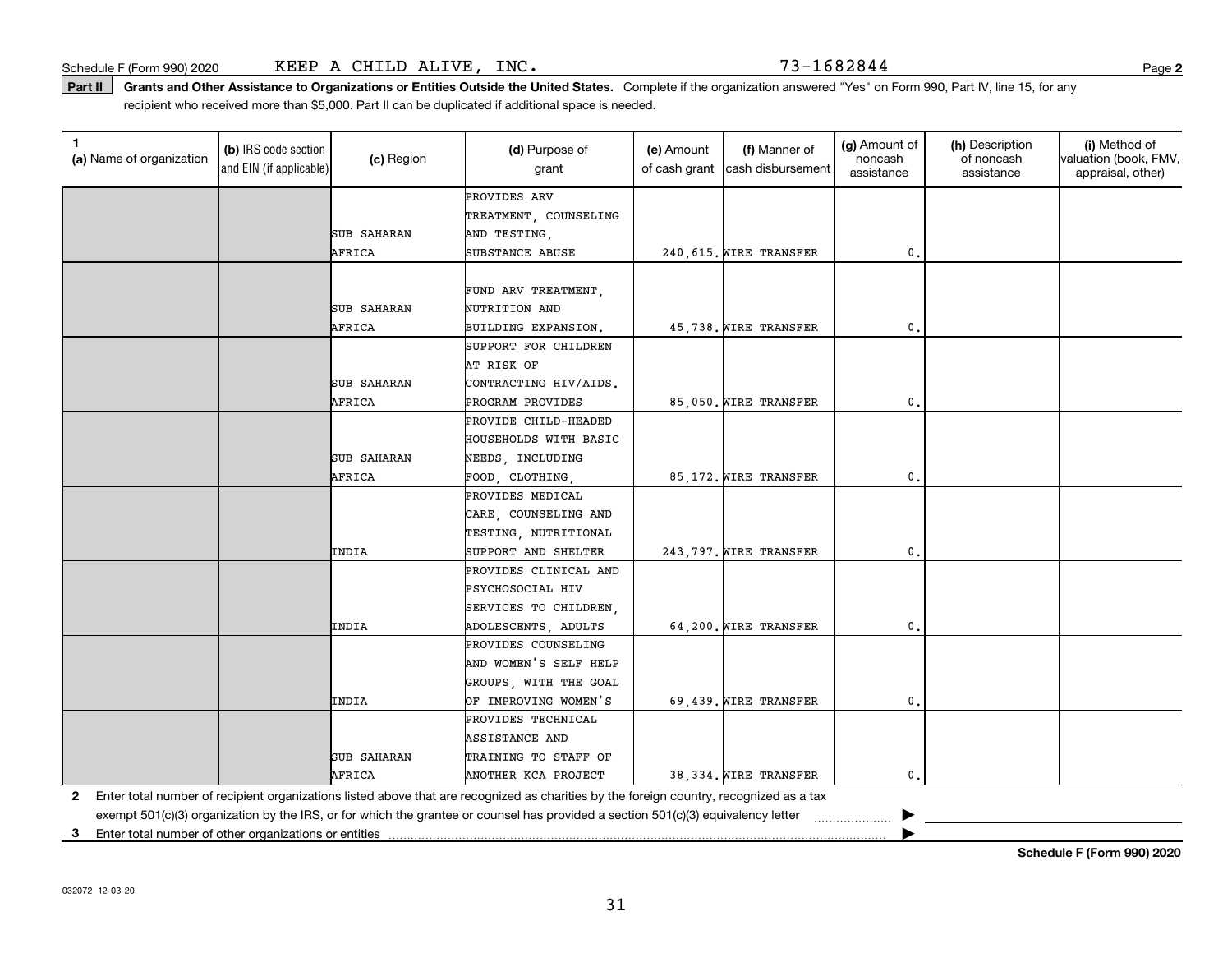Schedule F (Form 990) 2020 KEEP A CHILD ALIVE, INC. 73-1682844

**Part II** **Grants and Other Assistance to Organizations or Entities Outside the United States.** Complete if the organization answered "Yes" on Form 990, Part IV, line 15, for any recipient who received more than $5,000. Part II can be duplicated if additional space is needed.

| 1 (a) Name of organization | (b) IRS code section and EIN (if applicable) | (c) Region | (d) Purpose of grant | (e) Amount of cash grant | (f) Manner of cash disbursement | (g) Amount of noncash assistance | (h) Description of noncash assistance | (i) Method of valuation (book, FMV, appraisal, other) |
|---|---|---|---|---|---|---|---|---|
| | | SUB SAHARAN AFRICA | PROVIDES ARV TREATMENT, COUNSELING AND TESTING, SUBSTANCE ABUSE | 240,615. | WIRE TRANSFER | 0. | | |
| | | SUB SAHARAN AFRICA | FUND ARV TREATMENT, NUTRITION AND BUILDING EXPANSION. | 45,738. | WIRE TRANSFER | 0. | | |
| | | SUB SAHARAN AFRICA | SUPPORT FOR CHILDREN AT RISK OF CONTRACTING HIV/AIDS. PROGRAM PROVIDES | 85,050. | WIRE TRANSFER | 0. | | |
| | | SUB SAHARAN AFRICA | PROVIDE CHILD-HEADED HOUSEHOLDS WITH BASIC NEEDS, INCLUDING FOOD, CLOTHING, | 85,172. | WIRE TRANSFER | 0. | | |
| | | INDIA | PROVIDES MEDICAL CARE, COUNSELING AND TESTING, NUTRITIONAL SUPPORT AND SHELTER | 243,797. | WIRE TRANSFER | 0. | | |
| | | INDIA | PROVIDES CLINICAL AND PSYCHOSOCIAL HIV SERVICES TO CHILDREN, ADOLESCENTS, ADULTS | 64,200. | WIRE TRANSFER | 0. | | |
| | | INDIA | PROVIDES COUNSELING AND WOMEN'S SELF HELP GROUPS, WITH THE GOAL OF IMPROVING WOMEN'S | 69,439. | WIRE TRANSFER | 0. | | |
| | | SUB SAHARAN AFRICA | PROVIDES TECHNICAL ASSISTANCE AND TRAINING TO STAFF OF ANOTHER KCA PROJECT | 38,334. | WIRE TRANSFER | 0. | | |

**2** Enter total number of recipient organizations listed above that are recognized as charities by the foreign country, recognized as a tax exempt 501(c)(3) organization by the IRS, or for which the grantee or counsel has provided a section 501(c)(3) equivalency letter ▶

**3** Enter total number of other organizations or entities ▶

**Schedule F (Form 990) 2020**

032072 12-03-20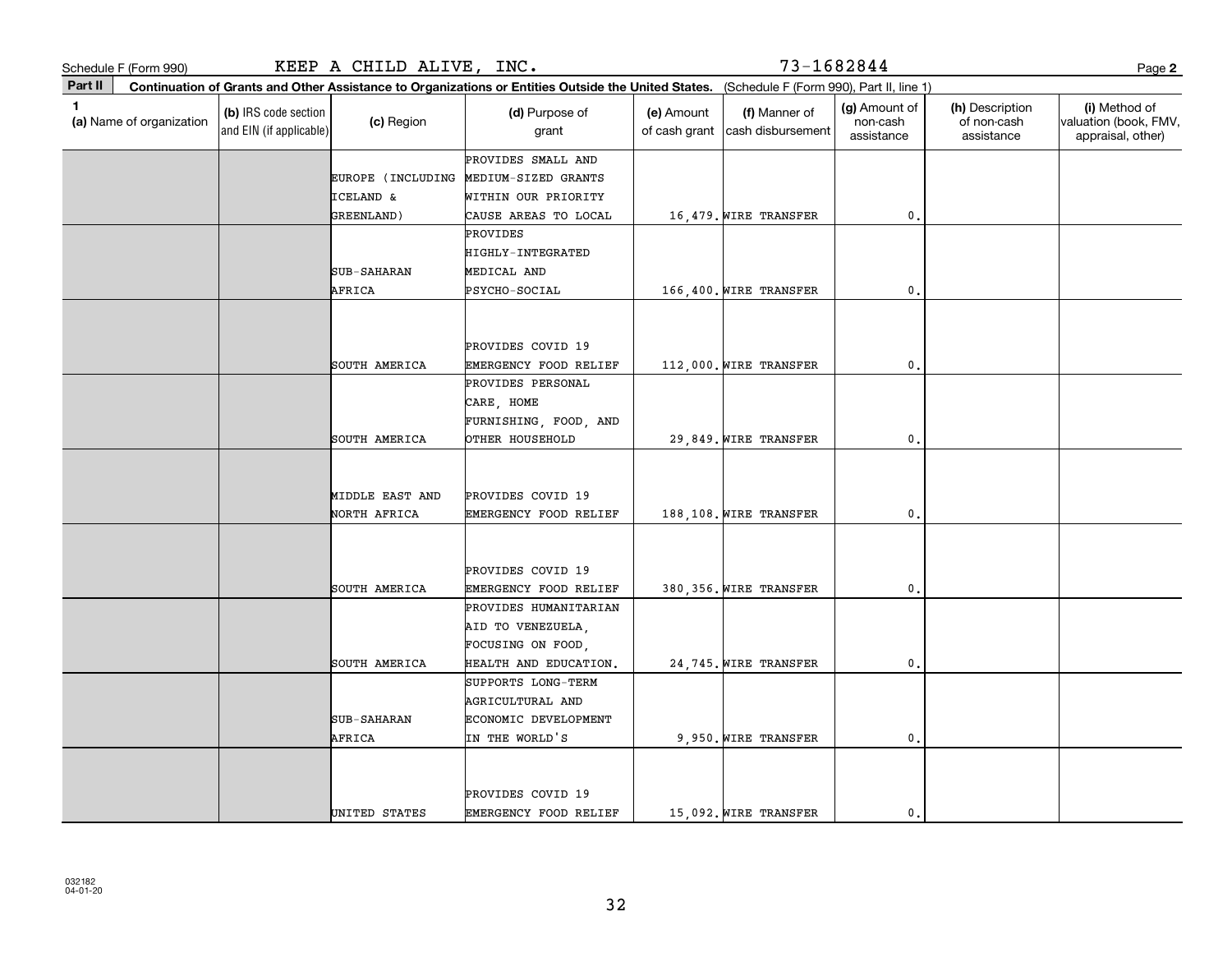Schedule F (Form 990) KEEP A CHILD ALIVE, INC. 73-1682844 Page **2**

**Part II** **Continuation of Grants and Other Assistance to Organizations or Entities Outside the United States.** (Schedule F (Form 990), Part II, line 1)

| 1 (a) Name of organization | (b) IRS code section and EIN (if applicable) | (c) Region | (d) Purpose of grant | (e) Amount of cash grant | (f) Manner of cash disbursement | (g) Amount of non-cash assistance | (h) Description of non-cash assistance | (i) Method of valuation (book, FMV, appraisal, other) |
|---|---|---|---|---|---|---|---|---|
| | | EUROPE (INCLUDING ICELAND & GREENLAND) | PROVIDES SMALL AND MEDIUM-SIZED GRANTS WITHIN OUR PRIORITY CAUSE AREAS TO LOCAL | 16,479. | WIRE TRANSFER | 0. | | |
| | | SUB-SAHARAN AFRICA | PROVIDES HIGHLY-INTEGRATED MEDICAL AND PSYCHO-SOCIAL | 166,400. | WIRE TRANSFER | 0. | | |
| | | SOUTH AMERICA | PROVIDES COVID 19 EMERGENCY FOOD RELIEF | 112,000. | WIRE TRANSFER | 0. | | |
| | | SOUTH AMERICA | PROVIDES PERSONAL CARE, HOME FURNISHING, FOOD, AND OTHER HOUSEHOLD | 29,849. | WIRE TRANSFER | 0. | | |
| | | MIDDLE EAST AND NORTH AFRICA | PROVIDES COVID 19 EMERGENCY FOOD RELIEF | 188,108. | WIRE TRANSFER | 0. | | |
| | | SOUTH AMERICA | PROVIDES COVID 19 EMERGENCY FOOD RELIEF | 380,356. | WIRE TRANSFER | 0. | | |
| | | SOUTH AMERICA | PROVIDES HUMANITARIAN AID TO VENEZUELA, FOCUSING ON FOOD, HEALTH AND EDUCATION. | 24,745. | WIRE TRANSFER | 0. | | |
| | | SUB-SAHARAN AFRICA | SUPPORTS LONG-TERM AGRICULTURAL AND ECONOMIC DEVELOPMENT IN THE WORLD'S | 9,950. | WIRE TRANSFER | 0. | | |
| | | UNITED STATES | PROVIDES COVID 19 EMERGENCY FOOD RELIEF | 15,092. | WIRE TRANSFER | 0. | | |

032182
04-01-20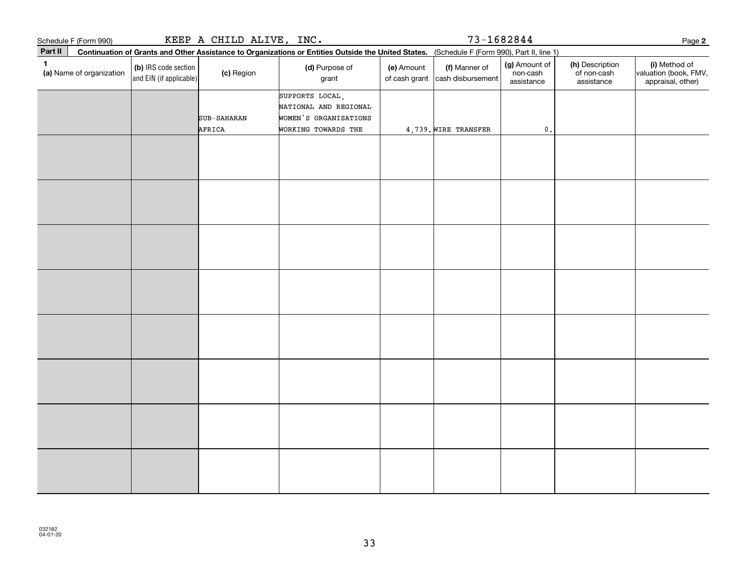Schedule F (Form 990) KEEP A CHILD ALIVE, INC. 73-1682844

**Part II** **Continuation of Grants and Other Assistance to Organizations or Entities Outside the United States.** (Schedule F (Form 990), Part II, line 1)

| 1 (a) Name of organization | (b) IRS code section and EIN (if applicable) | (c) Region | (d) Purpose of grant | (e) Amount of cash grant | (f) Manner of cash disbursement | (g) Amount of non-cash assistance | (h) Description of non-cash assistance | (i) Method of valuation (book, FMV, appraisal, other) |
|---|---|---|---|---|---|---|---|---|
| | | SUB-SAHARAN AFRICA | SUPPORTS LOCAL, NATIONAL AND REGIONAL WOMEN'S ORGANISATIONS WORKING TOWARDS THE | 4,739. | WIRE TRANSFER | 0. | | |
| | | | | | | | | |
| | | | | | | | | |
| | | | | | | | | |
| | | | | | | | | |
| | | | | | | | | |
| | | | | | | | | |
| | | | | | | | | |
| | | | | | | | | |

032182 04-01-20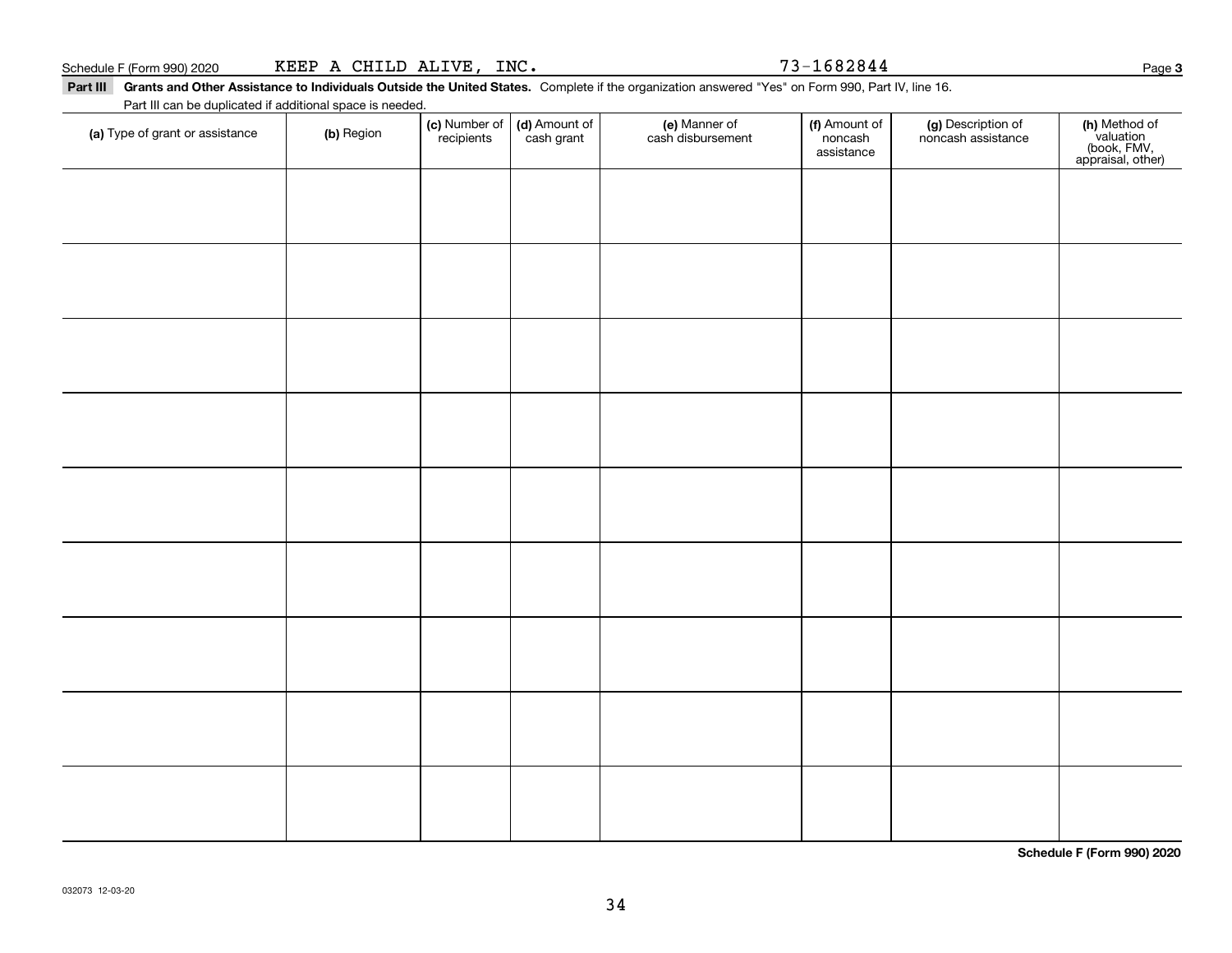Schedule F (Form 990) 2020 KEEP A CHILD ALIVE, INC. 73-1682844

**Part III Grants and Other Assistance to Individuals Outside the United States.** Complete if the organization answered "Yes" on Form 990, Part IV, line 16.

Part III can be duplicated if additional space is needed.

| (a) Type of grant or assistance | (b) Region | (c) Number of recipients | (d) Amount of cash grant | (e) Manner of cash disbursement | (f) Amount of noncash assistance | (g) Description of noncash assistance | (h) Method of valuation (book, FMV, appraisal, other) |
|---|---|---|---|---|---|---|---|
| | | | | | | | |
| | | | | | | | |
| | | | | | | | |
| | | | | | | | |
| | | | | | | | |
| | | | | | | | |
| | | | | | | | |
| | | | | | | | |
| | | | | | | | |

**Schedule F (Form 990) 2020**

032073 12-03-20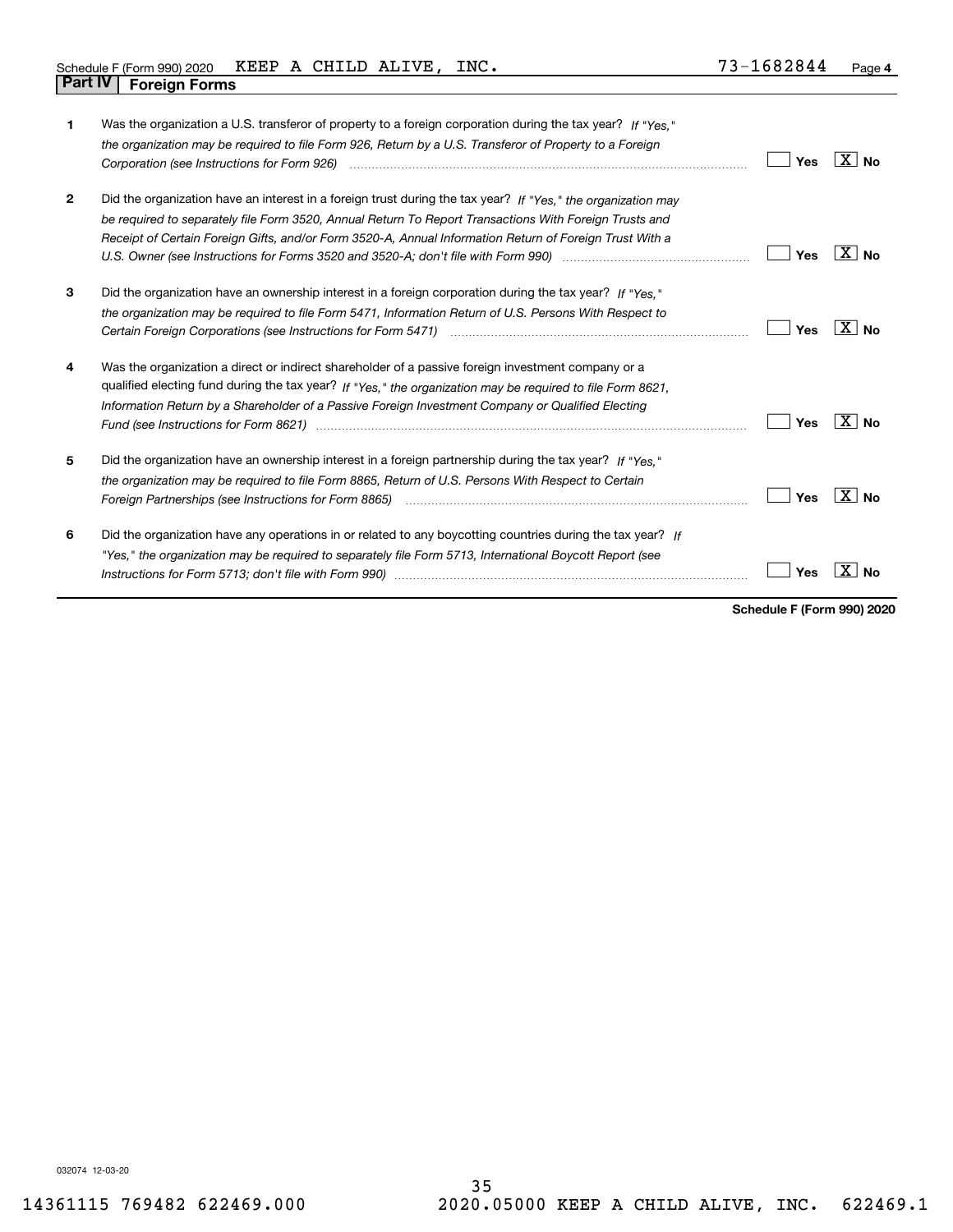Schedule F (Form 990) 2020 KEEP A CHILD ALIVE, INC. 73-1682844 Page **4**

## Part IV Foreign Forms

| | | Yes | No |
|---|---|---|---|
| **1** | Was the organization a U.S. transferor of property to a foreign corporation during the tax year? *If "Yes," the organization may be required to file Form 926, Return by a U.S. Transferor of Property to a Foreign Corporation (see Instructions for Form 926)* | | X |
| **2** | Did the organization have an interest in a foreign trust during the tax year? *If "Yes," the organization may be required to separately file Form 3520, Annual Return To Report Transactions With Foreign Trusts and Receipt of Certain Foreign Gifts, and/or Form 3520-A, Annual Information Return of Foreign Trust With a U.S. Owner (see Instructions for Forms 3520 and 3520-A; don't file with Form 990)* | | X |
| **3** | Did the organization have an ownership interest in a foreign corporation during the tax year? *If "Yes," the organization may be required to file Form 5471, Information Return of U.S. Persons With Respect to Certain Foreign Corporations (see Instructions for Form 5471)* | | X |
| **4** | Was the organization a direct or indirect shareholder of a passive foreign investment company or a qualified electing fund during the tax year? *If "Yes," the organization may be required to file Form 8621, Information Return by a Shareholder of a Passive Foreign Investment Company or Qualified Electing Fund (see Instructions for Form 8621)* | | X |
| **5** | Did the organization have an ownership interest in a foreign partnership during the tax year? *If "Yes," the organization may be required to file Form 8865, Return of U.S. Persons With Respect to Certain Foreign Partnerships (see Instructions for Form 8865)* | | X |
| **6** | Did the organization have any operations in or related to any boycotting countries during the tax year? *If "Yes," the organization may be required to separately file Form 5713, International Boycott Report (see Instructions for Form 5713; don't file with Form 990)* | | X |

**Schedule F (Form 990) 2020**

032074 12-03-20

14361115 769482 622469.000 2020.05000 KEEP A CHILD ALIVE, INC. 622469.1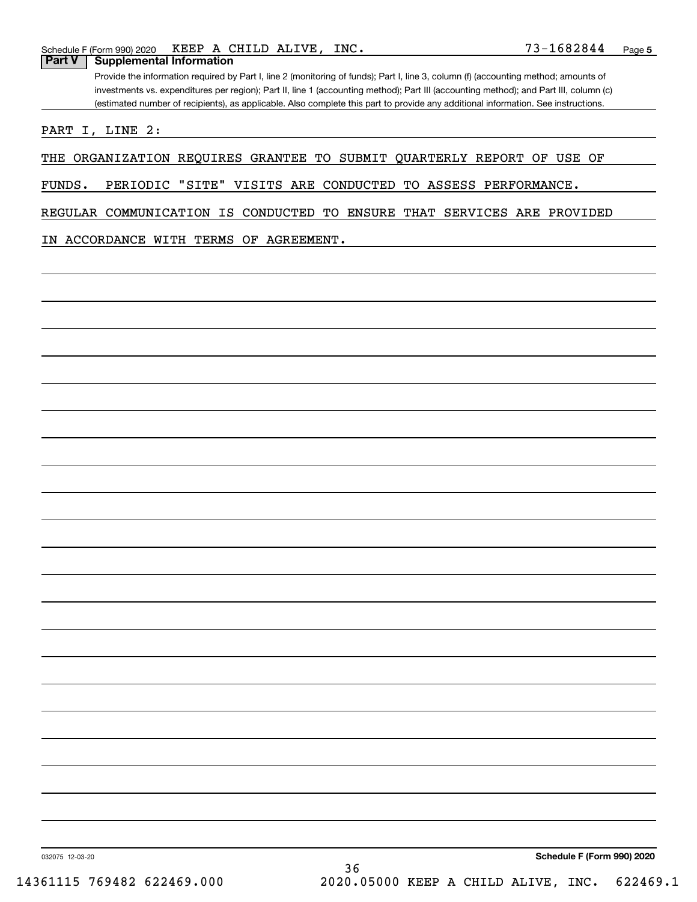Schedule F (Form 990) 2020 KEEP A CHILD ALIVE, INC. 73-1682844

## Part V Supplemental Information

Provide the information required by Part I, line 2 (monitoring of funds); Part I, line 3, column (f) (accounting method; amounts of investments vs. expenditures per region); Part II, line 1 (accounting method); Part III (accounting method); and Part III, column (c) (estimated number of recipients), as applicable. Also complete this part to provide any additional information. See instructions.

PART I, LINE 2:

THE ORGANIZATION REQUIRES GRANTEE TO SUBMIT QUARTERLY REPORT OF USE OF FUNDS. PERIODIC "SITE" VISITS ARE CONDUCTED TO ASSESS PERFORMANCE. REGULAR COMMUNICATION IS CONDUCTED TO ENSURE THAT SERVICES ARE PROVIDED IN ACCORDANCE WITH TERMS OF AGREEMENT.

032075 12-03-20

**Schedule F (Form 990) 2020**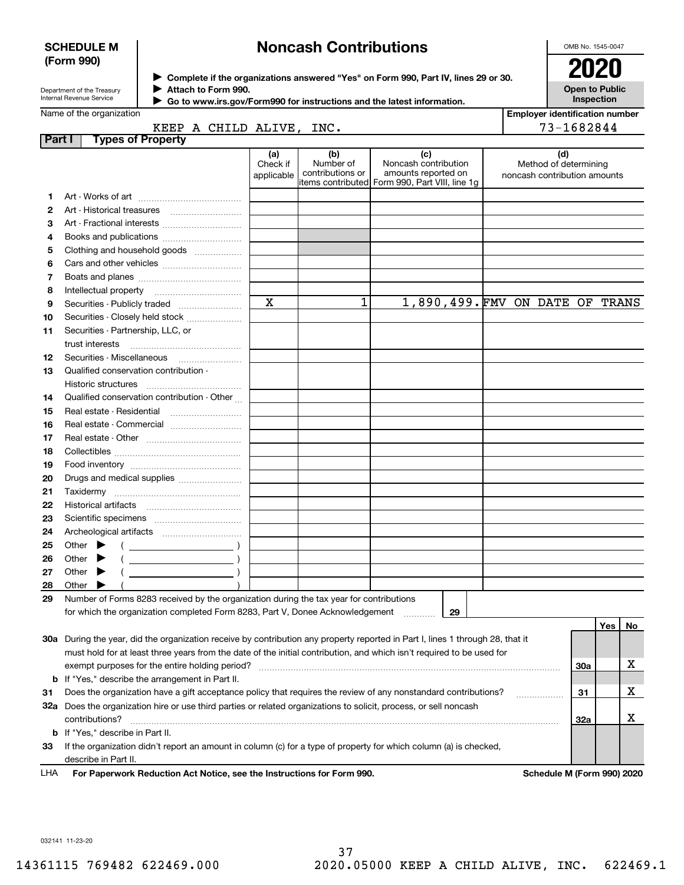**SCHEDULE M (Form 990)**

Department of the Treasury
Internal Revenue Service

# Noncash Contributions

▶ Complete if the organizations answered "Yes" on Form 990, Part IV, lines 29 or 30.
▶ Attach to Form 990.
▶ Go to www.irs.gov/Form990 for instructions and the latest information.

OMB No. 1545-0047

**2020**

**Open to Public Inspection**

Name of the organization: KEEP A CHILD ALIVE, INC.

Employer identification number: 73-1682844

## Part I Types of Property

| | | (a) Check if applicable | (b) Number of contributions or items contributed | (c) Noncash contribution amounts reported on Form 990, Part VIII, line 1g | (d) Method of determining noncash contribution amounts |
|---|---|---|---|---|---|
| 1 | Art - Works of art | | | | |
| 2 | Art - Historical treasures | | | | |
| 3 | Art - Fractional interests | | | | |
| 4 | Books and publications | | | | |
| 5 | Clothing and household goods | | | | |
| 6 | Cars and other vehicles | | | | |
| 7 | Boats and planes | | | | |
| 8 | Intellectual property | | | | |
| 9 | Securities - Publicly traded | X | 1 | 1,890,499. | FMV ON DATE OF TRANS |
| 10 | Securities - Closely held stock | | | | |
| 11 | Securities - Partnership, LLC, or trust interests | | | | |
| 12 | Securities - Miscellaneous | | | | |
| 13 | Qualified conservation contribution - Historic structures | | | | |
| 14 | Qualified conservation contribution - Other | | | | |
| 15 | Real estate - Residential | | | | |
| 16 | Real estate - Commercial | | | | |
| 17 | Real estate - Other | | | | |
| 18 | Collectibles | | | | |
| 19 | Food inventory | | | | |
| 20 | Drugs and medical supplies | | | | |
| 21 | Taxidermy | | | | |
| 22 | Historical artifacts | | | | |
| 23 | Scientific specimens | | | | |
| 24 | Archeological artifacts | | | | |
| 25 | Other ▶ ( ) | | | | |
| 26 | Other ▶ ( ) | | | | |
| 27 | Other ▶ ( ) | | | | |
| 28 | Other ▶ ( ) | | | | |

**29** Number of Forms 8283 received by the organization during the tax year for contributions for which the organization completed Form 8283, Part V, Donee Acknowledgement ..... **29**

| | | | Yes | No |
|---|---|---|---|---|
| **30a** | During the year, did the organization receive by contribution any property reported in Part I, lines 1 through 28, that it must hold for at least three years from the date of the initial contribution, and which isn't required to be used for exempt purposes for the entire holding period? | 30a | | X |
| **b** | If "Yes," describe the arrangement in Part II. | | | |
| **31** | Does the organization have a gift acceptance policy that requires the review of any nonstandard contributions? | 31 | | X |
| **32a** | Does the organization hire or use third parties or related organizations to solicit, process, or sell noncash contributions? | 32a | | X |
| **b** | If "Yes," describe in Part II. | | | |
| **33** | If the organization didn't report an amount in column (c) for a type of property for which column (a) is checked, describe in Part II. | | | |

LHA **For Paperwork Reduction Act Notice, see the Instructions for Form 990.** **Schedule M (Form 990) 2020**

032141 11-23-20

14361115 769482 622469.000 2020.05000 KEEP A CHILD ALIVE, INC. 622469.1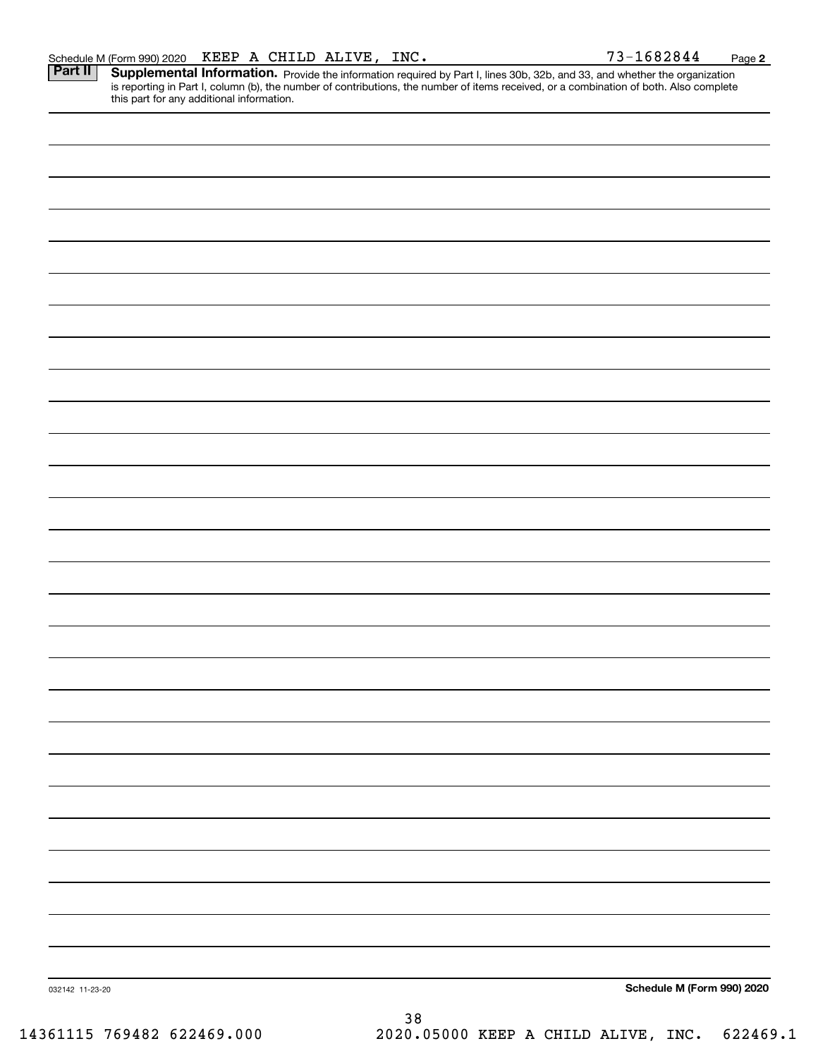Schedule M (Form 990) 2020 KEEP A CHILD ALIVE, INC. 73-1682844 Page 2

**Part II** **Supplemental Information.** Provide the information required by Part I, lines 30b, 32b, and 33, and whether the organization is reporting in Part I, column (b), the number of contributions, the number of items received, or a combination of both. Also complete this part for any additional information.

032142 11-23-20

**Schedule M (Form 990) 2020**

14361115 769482 622469.000 2020.05000 KEEP A CHILD ALIVE, INC. 622469.1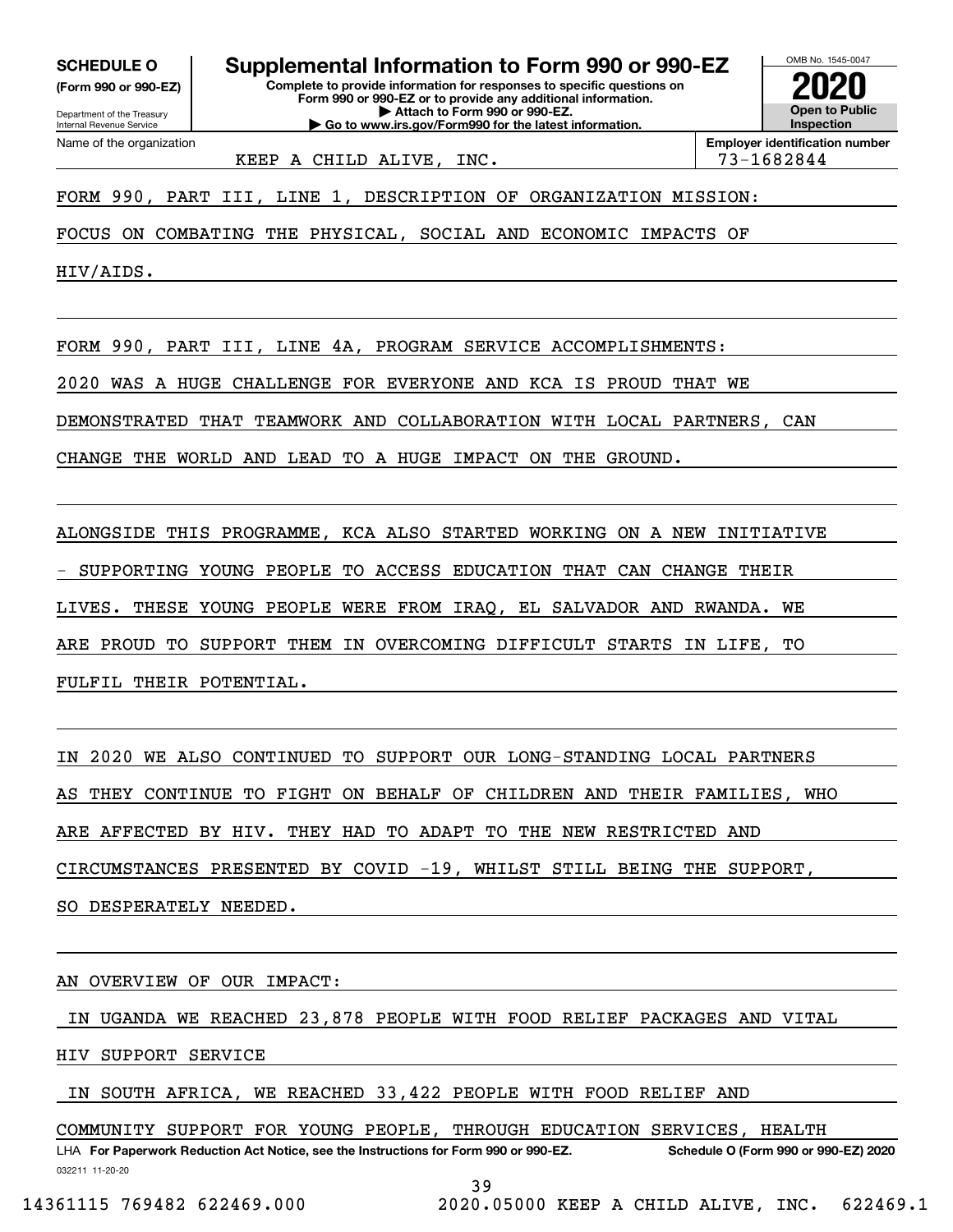**SCHEDULE O**
**(Form 990 or 990-EZ)**

Department of the Treasury
Internal Revenue Service

# Supplemental Information to Form 990 or 990-EZ

**Complete to provide information for responses to specific questions on Form 990 or 990-EZ or to provide any additional information.**
**▶ Attach to Form 990 or 990-EZ.**
**▶ Go to www.irs.gov/Form990 for the latest information.**

OMB No. 1545-0047
**2020**
**Open to Public Inspection**

| Name of the organization | Employer identification number |
|---|---|
| KEEP A CHILD ALIVE, INC. | 73-1682844 |

FORM 990, PART III, LINE 1, DESCRIPTION OF ORGANIZATION MISSION:

FOCUS ON COMBATING THE PHYSICAL, SOCIAL AND ECONOMIC IMPACTS OF HIV/AIDS.

FORM 990, PART III, LINE 4A, PROGRAM SERVICE ACCOMPLISHMENTS:

2020 WAS A HUGE CHALLENGE FOR EVERYONE AND KCA IS PROUD THAT WE DEMONSTRATED THAT TEAMWORK AND COLLABORATION WITH LOCAL PARTNERS, CAN CHANGE THE WORLD AND LEAD TO A HUGE IMPACT ON THE GROUND.

ALONGSIDE THIS PROGRAMME, KCA ALSO STARTED WORKING ON A NEW INITIATIVE - SUPPORTING YOUNG PEOPLE TO ACCESS EDUCATION THAT CAN CHANGE THEIR LIVES. THESE YOUNG PEOPLE WERE FROM IRAQ, EL SALVADOR AND RWANDA. WE ARE PROUD TO SUPPORT THEM IN OVERCOMING DIFFICULT STARTS IN LIFE, TO FULFIL THEIR POTENTIAL.

IN 2020 WE ALSO CONTINUED TO SUPPORT OUR LONG-STANDING LOCAL PARTNERS AS THEY CONTINUE TO FIGHT ON BEHALF OF CHILDREN AND THEIR FAMILIES, WHO ARE AFFECTED BY HIV. THEY HAD TO ADAPT TO THE NEW RESTRICTED AND CIRCUMSTANCES PRESENTED BY COVID -19, WHILST STILL BEING THE SUPPORT, SO DESPERATELY NEEDED.

AN OVERVIEW OF OUR IMPACT:

IN UGANDA WE REACHED 23,878 PEOPLE WITH FOOD RELIEF PACKAGES AND VITAL HIV SUPPORT SERVICE

IN SOUTH AFRICA, WE REACHED 33,422 PEOPLE WITH FOOD RELIEF AND COMMUNITY SUPPORT FOR YOUNG PEOPLE, THROUGH EDUCATION SERVICES, HEALTH

LHA **For Paperwork Reduction Act Notice, see the Instructions for Form 990 or 990-EZ.** **Schedule O (Form 990 or 990-EZ) 2020**
032211 11-20-20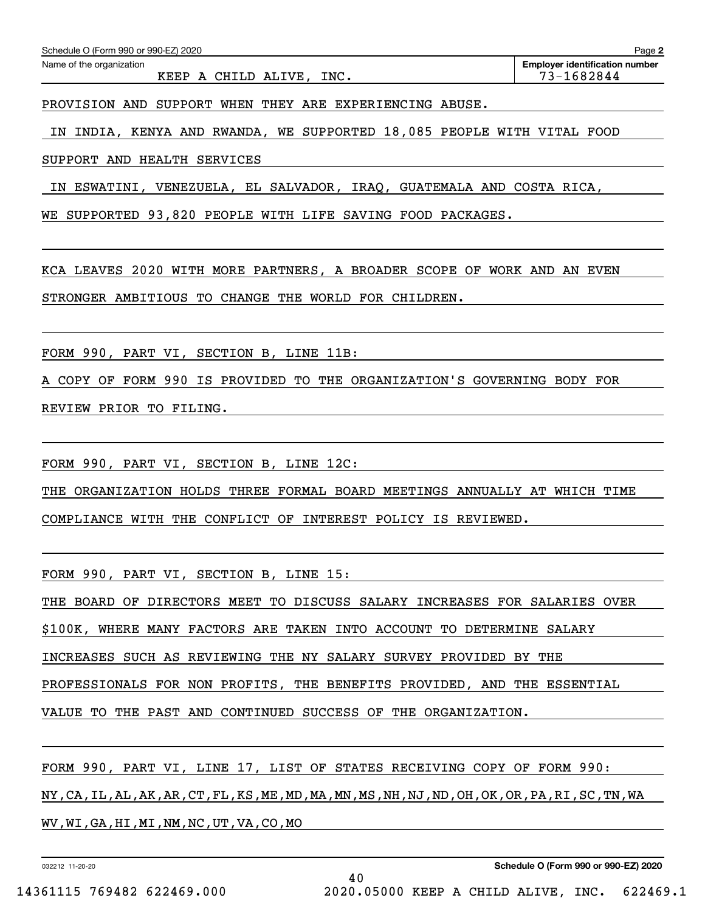Schedule O (Form 990 or 990-EZ) 2020 Page **2**

Name of the organization: KEEP A CHILD ALIVE, INC.

**Employer identification number**: 73-1682844

PROVISION AND SUPPORT WHEN THEY ARE EXPERIENCING ABUSE.

IN INDIA, KENYA AND RWANDA, WE SUPPORTED 18,085 PEOPLE WITH VITAL FOOD SUPPORT AND HEALTH SERVICES

IN ESWATINI, VENEZUELA, EL SALVADOR, IRAQ, GUATEMALA AND COSTA RICA, WE SUPPORTED 93,820 PEOPLE WITH LIFE SAVING FOOD PACKAGES.

KCA LEAVES 2020 WITH MORE PARTNERS, A BROADER SCOPE OF WORK AND AN EVEN STRONGER AMBITIOUS TO CHANGE THE WORLD FOR CHILDREN.

FORM 990, PART VI, SECTION B, LINE 11B:

A COPY OF FORM 990 IS PROVIDED TO THE ORGANIZATION'S GOVERNING BODY FOR REVIEW PRIOR TO FILING.

FORM 990, PART VI, SECTION B, LINE 12C:

THE ORGANIZATION HOLDS THREE FORMAL BOARD MEETINGS ANNUALLY AT WHICH TIME COMPLIANCE WITH THE CONFLICT OF INTEREST POLICY IS REVIEWED.

FORM 990, PART VI, SECTION B, LINE 15:

THE BOARD OF DIRECTORS MEET TO DISCUSS SALARY INCREASES FOR SALARIES OVER $100K, WHERE MANY FACTORS ARE TAKEN INTO ACCOUNT TO DETERMINE SALARY INCREASES SUCH AS REVIEWING THE NY SALARY SURVEY PROVIDED BY THE PROFESSIONALS FOR NON PROFITS, THE BENEFITS PROVIDED, AND THE ESSENTIAL VALUE TO THE PAST AND CONTINUED SUCCESS OF THE ORGANIZATION.

FORM 990, PART VI, LINE 17, LIST OF STATES RECEIVING COPY OF FORM 990:

NY,CA,IL,AL,AK,AR,CT,FL,KS,ME,MD,MA,MN,MS,NH,NJ,ND,OH,OK,OR,PA,RI,SC,TN,WA WV,WI,GA,HI,MI,NM,NC,UT,VA,CO,MO

032212 11-20-20 **Schedule O (Form 990 or 990-EZ) 2020**

14361115 769482 622469.000 2020.05000 KEEP A CHILD ALIVE, INC. 622469.1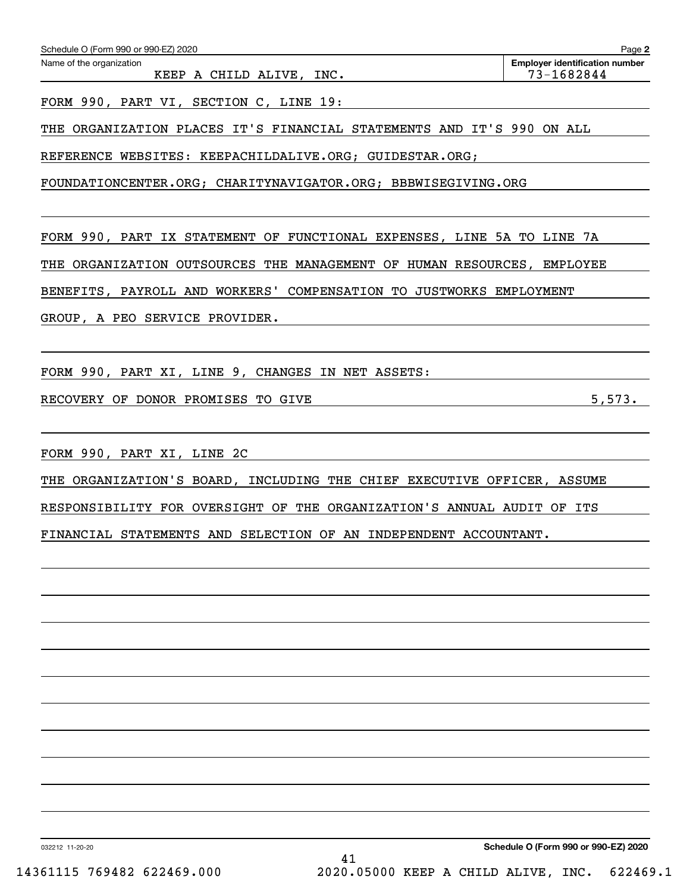Schedule O (Form 990 or 990-EZ) 2020

Name of the organization: KEEP A CHILD ALIVE, INC.

Employer identification number: 73-1682844

FORM 990, PART VI, SECTION C, LINE 19:

THE ORGANIZATION PLACES IT'S FINANCIAL STATEMENTS AND IT'S 990 ON ALL REFERENCE WEBSITES: KEEPACHILDALIVE.ORG; GUIDESTAR.ORG; FOUNDATIONCENTER.ORG; CHARITYNAVIGATOR.ORG; BBBWISEGIVING.ORG

FORM 990, PART IX STATEMENT OF FUNCTIONAL EXPENSES, LINE 5A TO LINE 7A

THE ORGANIZATION OUTSOURCES THE MANAGEMENT OF HUMAN RESOURCES, EMPLOYEE BENEFITS, PAYROLL AND WORKERS' COMPENSATION TO JUSTWORKS EMPLOYMENT GROUP, A PEO SERVICE PROVIDER.

FORM 990, PART XI, LINE 9, CHANGES IN NET ASSETS:

RECOVERY OF DONOR PROMISES TO GIVE 5,573.

FORM 990, PART XI, LINE 2C

THE ORGANIZATION'S BOARD, INCLUDING THE CHIEF EXECUTIVE OFFICER, ASSUME RESPONSIBILITY FOR OVERSIGHT OF THE ORGANIZATION'S ANNUAL AUDIT OF ITS FINANCIAL STATEMENTS AND SELECTION OF AN INDEPENDENT ACCOUNTANT.

032212 11-20-20

Schedule O (Form 990 or 990-EZ) 2020